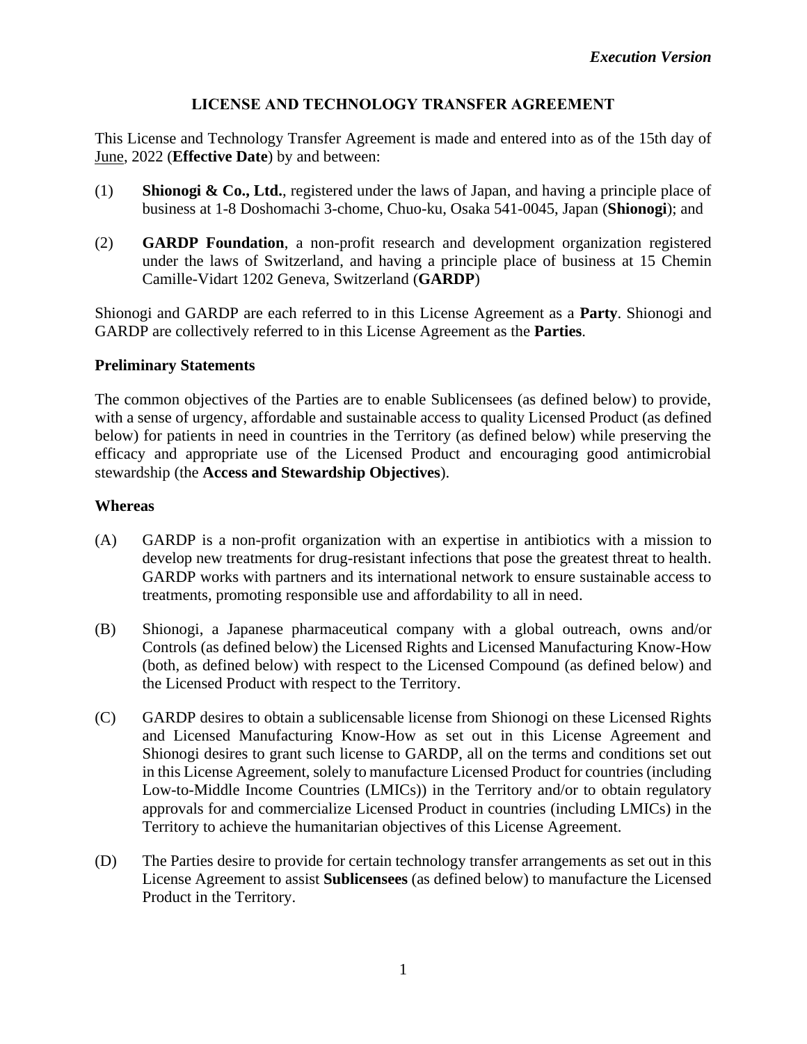*Execution Version*

# LICENSE AND TECHNOLOGY TRANSFER AGREEMENT

This License and Technology Transfer Agreement is made and entered into as of the 15th day of June, 2022 (**Effective Date**) by and between:

(1) **Shionogi & Co., Ltd.**, registered under the laws of Japan, and having a principle place of business at 1-8 Doshomachi 3-chome, Chuo-ku, Osaka 541-0045, Japan (**Shionogi**); and

(2) **GARDP Foundation**, a non-profit research and development organization registered under the laws of Switzerland, and having a principle place of business at 15 Chemin Camille-Vidart 1202 Geneva, Switzerland (**GARDP**)

Shionogi and GARDP are each referred to in this License Agreement as a **Party**. Shionogi and GARDP are collectively referred to in this License Agreement as the **Parties**.

**Preliminary Statements**

The common objectives of the Parties are to enable Sublicensees (as defined below) to provide, with a sense of urgency, affordable and sustainable access to quality Licensed Product (as defined below) for patients in need in countries in the Territory (as defined below) while preserving the efficacy and appropriate use of the Licensed Product and encouraging good antimicrobial stewardship (the **Access and Stewardship Objectives**).

**Whereas**

(A) GARDP is a non-profit organization with an expertise in antibiotics with a mission to develop new treatments for drug-resistant infections that pose the greatest threat to health. GARDP works with partners and its international network to ensure sustainable access to treatments, promoting responsible use and affordability to all in need.

(B) Shionogi, a Japanese pharmaceutical company with a global outreach, owns and/or Controls (as defined below) the Licensed Rights and Licensed Manufacturing Know-How (both, as defined below) with respect to the Licensed Compound (as defined below) and the Licensed Product with respect to the Territory.

(C) GARDP desires to obtain a sublicensable license from Shionogi on these Licensed Rights and Licensed Manufacturing Know-How as set out in this License Agreement and Shionogi desires to grant such license to GARDP, all on the terms and conditions set out in this License Agreement, solely to manufacture Licensed Product for countries (including Low-to-Middle Income Countries (LMICs)) in the Territory and/or to obtain regulatory approvals for and commercialize Licensed Product in countries (including LMICs) in the Territory to achieve the humanitarian objectives of this License Agreement.

(D) The Parties desire to provide for certain technology transfer arrangements as set out in this License Agreement to assist **Sublicensees** (as defined below) to manufacture the Licensed Product in the Territory.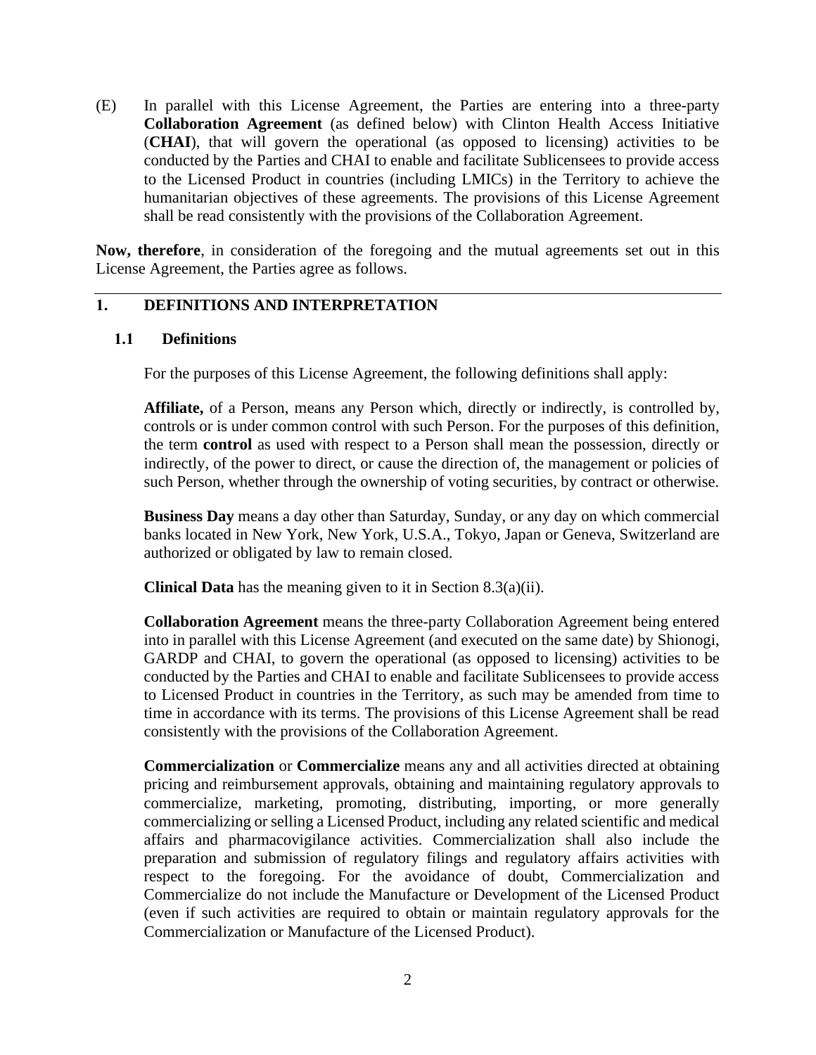(E) In parallel with this License Agreement, the Parties are entering into a three-party **Collaboration Agreement** (as defined below) with Clinton Health Access Initiative (**CHAI**), that will govern the operational (as opposed to licensing) activities to be conducted by the Parties and CHAI to enable and facilitate Sublicensees to provide access to the Licensed Product in countries (including LMICs) in the Territory to achieve the humanitarian objectives of these agreements. The provisions of this License Agreement shall be read consistently with the provisions of the Collaboration Agreement.

**Now, therefore**, in consideration of the foregoing and the mutual agreements set out in this License Agreement, the Parties agree as follows.

---

## 1. DEFINITIONS AND INTERPRETATION

### 1.1 Definitions

For the purposes of this License Agreement, the following definitions shall apply:

**Affiliate,** of a Person, means any Person which, directly or indirectly, is controlled by, controls or is under common control with such Person. For the purposes of this definition, the term **control** as used with respect to a Person shall mean the possession, directly or indirectly, of the power to direct, or cause the direction of, the management or policies of such Person, whether through the ownership of voting securities, by contract or otherwise.

**Business Day** means a day other than Saturday, Sunday, or any day on which commercial banks located in New York, New York, U.S.A., Tokyo, Japan or Geneva, Switzerland are authorized or obligated by law to remain closed.

**Clinical Data** has the meaning given to it in Section 8.3(a)(ii).

**Collaboration Agreement** means the three-party Collaboration Agreement being entered into in parallel with this License Agreement (and executed on the same date) by Shionogi, GARDP and CHAI, to govern the operational (as opposed to licensing) activities to be conducted by the Parties and CHAI to enable and facilitate Sublicensees to provide access to Licensed Product in countries in the Territory, as such may be amended from time to time in accordance with its terms. The provisions of this License Agreement shall be read consistently with the provisions of the Collaboration Agreement.

**Commercialization** or **Commercialize** means any and all activities directed at obtaining pricing and reimbursement approvals, obtaining and maintaining regulatory approvals to commercialize, marketing, promoting, distributing, importing, or more generally commercializing or selling a Licensed Product, including any related scientific and medical affairs and pharmacovigilance activities. Commercialization shall also include the preparation and submission of regulatory filings and regulatory affairs activities with respect to the foregoing. For the avoidance of doubt, Commercialization and Commercialize do not include the Manufacture or Development of the Licensed Product (even if such activities are required to obtain or maintain regulatory approvals for the Commercialization or Manufacture of the Licensed Product).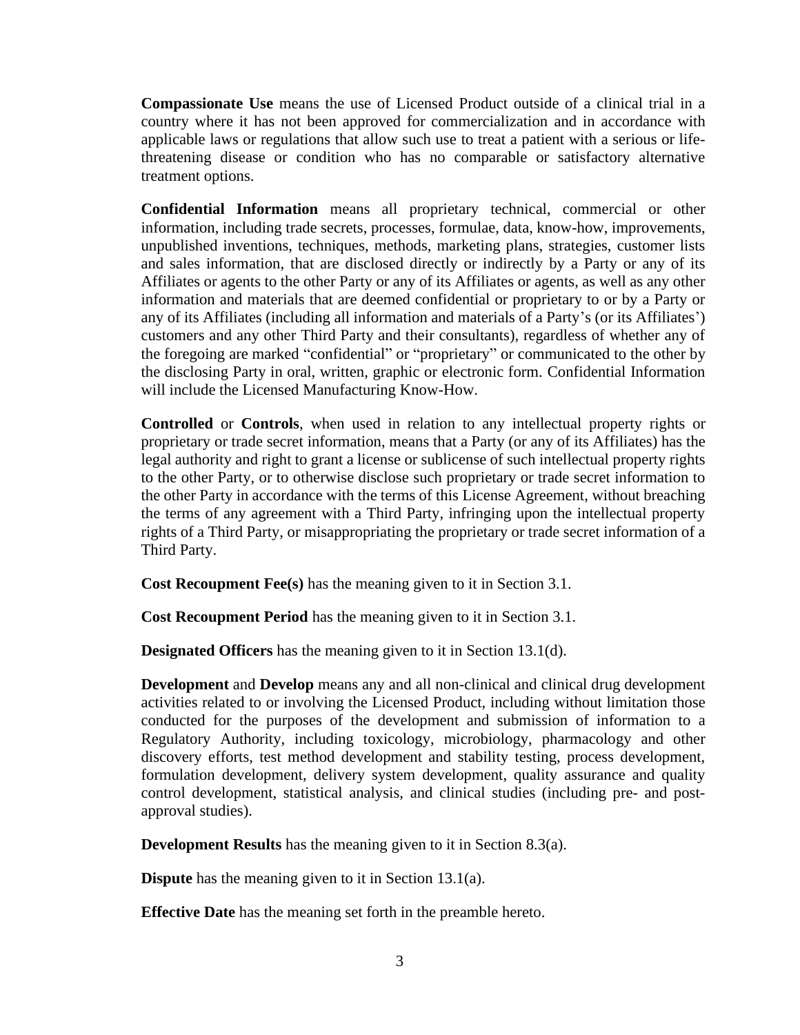**Compassionate Use** means the use of Licensed Product outside of a clinical trial in a country where it has not been approved for commercialization and in accordance with applicable laws or regulations that allow such use to treat a patient with a serious or life-threatening disease or condition who has no comparable or satisfactory alternative treatment options.

**Confidential Information** means all proprietary technical, commercial or other information, including trade secrets, processes, formulae, data, know-how, improvements, unpublished inventions, techniques, methods, marketing plans, strategies, customer lists and sales information, that are disclosed directly or indirectly by a Party or any of its Affiliates or agents to the other Party or any of its Affiliates or agents, as well as any other information and materials that are deemed confidential or proprietary to or by a Party or any of its Affiliates (including all information and materials of a Party's (or its Affiliates') customers and any other Third Party and their consultants), regardless of whether any of the foregoing are marked "confidential" or "proprietary" or communicated to the other by the disclosing Party in oral, written, graphic or electronic form. Confidential Information will include the Licensed Manufacturing Know-How.

**Controlled** or **Controls**, when used in relation to any intellectual property rights or proprietary or trade secret information, means that a Party (or any of its Affiliates) has the legal authority and right to grant a license or sublicense of such intellectual property rights to the other Party, or to otherwise disclose such proprietary or trade secret information to the other Party in accordance with the terms of this License Agreement, without breaching the terms of any agreement with a Third Party, infringing upon the intellectual property rights of a Third Party, or misappropriating the proprietary or trade secret information of a Third Party.

**Cost Recoupment Fee(s)** has the meaning given to it in Section 3.1.

**Cost Recoupment Period** has the meaning given to it in Section 3.1.

**Designated Officers** has the meaning given to it in Section 13.1(d).

**Development** and **Develop** means any and all non-clinical and clinical drug development activities related to or involving the Licensed Product, including without limitation those conducted for the purposes of the development and submission of information to a Regulatory Authority, including toxicology, microbiology, pharmacology and other discovery efforts, test method development and stability testing, process development, formulation development, delivery system development, quality assurance and quality control development, statistical analysis, and clinical studies (including pre- and post-approval studies).

**Development Results** has the meaning given to it in Section 8.3(a).

**Dispute** has the meaning given to it in Section 13.1(a).

**Effective Date** has the meaning set forth in the preamble hereto.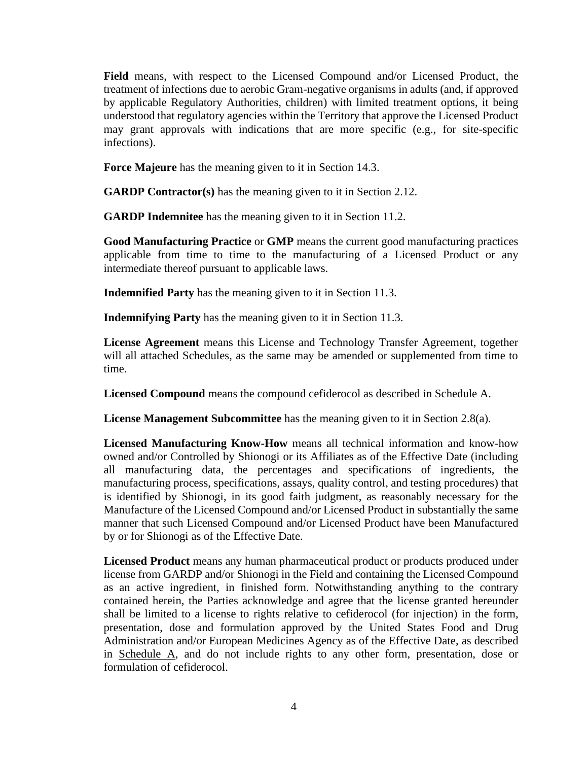**Field** means, with respect to the Licensed Compound and/or Licensed Product, the treatment of infections due to aerobic Gram-negative organisms in adults (and, if approved by applicable Regulatory Authorities, children) with limited treatment options, it being understood that regulatory agencies within the Territory that approve the Licensed Product may grant approvals with indications that are more specific (e.g., for site-specific infections).

**Force Majeure** has the meaning given to it in Section 14.3.

**GARDP Contractor(s)** has the meaning given to it in Section 2.12.

**GARDP Indemnitee** has the meaning given to it in Section 11.2.

**Good Manufacturing Practice** or **GMP** means the current good manufacturing practices applicable from time to time to the manufacturing of a Licensed Product or any intermediate thereof pursuant to applicable laws.

**Indemnified Party** has the meaning given to it in Section 11.3.

**Indemnifying Party** has the meaning given to it in Section 11.3.

**License Agreement** means this License and Technology Transfer Agreement, together will all attached Schedules, as the same may be amended or supplemented from time to time.

**Licensed Compound** means the compound cefiderocol as described in Schedule A.

**License Management Subcommittee** has the meaning given to it in Section 2.8(a).

**Licensed Manufacturing Know-How** means all technical information and know-how owned and/or Controlled by Shionogi or its Affiliates as of the Effective Date (including all manufacturing data, the percentages and specifications of ingredients, the manufacturing process, specifications, assays, quality control, and testing procedures) that is identified by Shionogi, in its good faith judgment, as reasonably necessary for the Manufacture of the Licensed Compound and/or Licensed Product in substantially the same manner that such Licensed Compound and/or Licensed Product have been Manufactured by or for Shionogi as of the Effective Date.

**Licensed Product** means any human pharmaceutical product or products produced under license from GARDP and/or Shionogi in the Field and containing the Licensed Compound as an active ingredient, in finished form. Notwithstanding anything to the contrary contained herein, the Parties acknowledge and agree that the license granted hereunder shall be limited to a license to rights relative to cefiderocol (for injection) in the form, presentation, dose and formulation approved by the United States Food and Drug Administration and/or European Medicines Agency as of the Effective Date, as described in Schedule A, and do not include rights to any other form, presentation, dose or formulation of cefiderocol.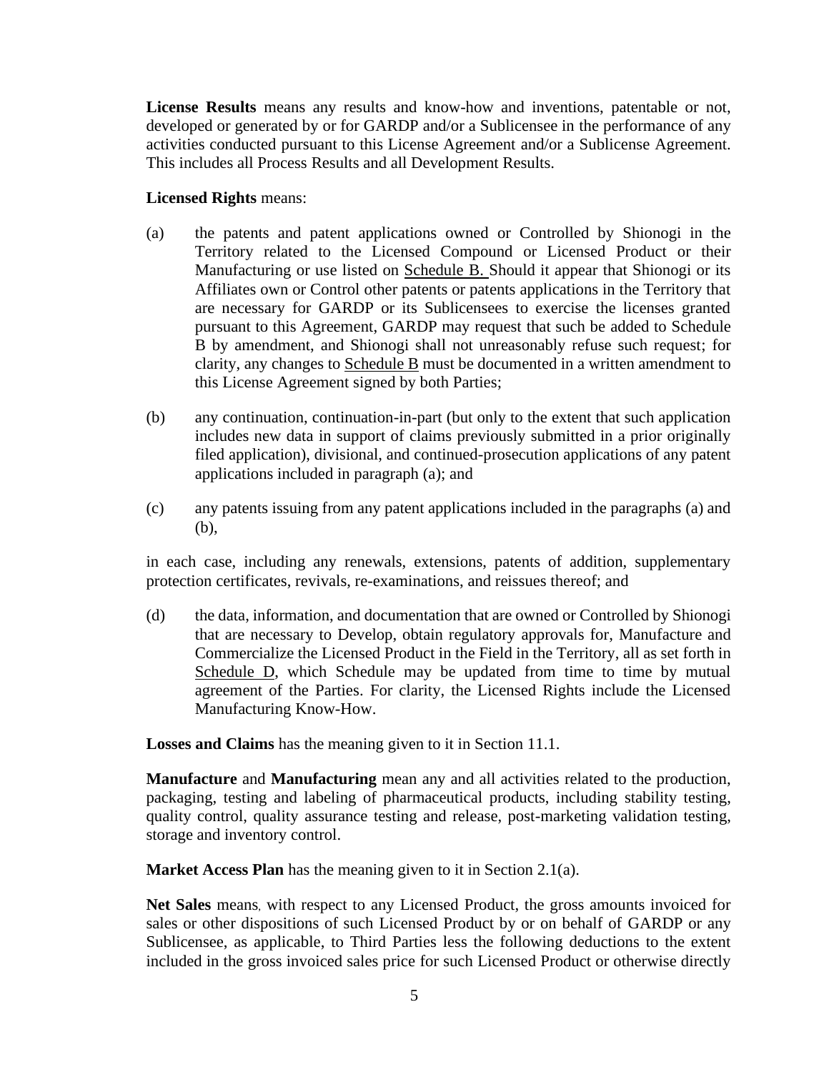**License Results** means any results and know-how and inventions, patentable or not, developed or generated by or for GARDP and/or a Sublicensee in the performance of any activities conducted pursuant to this License Agreement and/or a Sublicense Agreement. This includes all Process Results and all Development Results.

**Licensed Rights** means:

(a) the patents and patent applications owned or Controlled by Shionogi in the Territory related to the Licensed Compound or Licensed Product or their Manufacturing or use listed on Schedule B. Should it appear that Shionogi or its Affiliates own or Control other patents or patents applications in the Territory that are necessary for GARDP or its Sublicensees to exercise the licenses granted pursuant to this Agreement, GARDP may request that such be added to Schedule B by amendment, and Shionogi shall not unreasonably refuse such request; for clarity, any changes to Schedule B must be documented in a written amendment to this License Agreement signed by both Parties;

(b) any continuation, continuation-in-part (but only to the extent that such application includes new data in support of claims previously submitted in a prior originally filed application), divisional, and continued-prosecution applications of any patent applications included in paragraph (a); and

(c) any patents issuing from any patent applications included in the paragraphs (a) and (b),

in each case, including any renewals, extensions, patents of addition, supplementary protection certificates, revivals, re-examinations, and reissues thereof; and

(d) the data, information, and documentation that are owned or Controlled by Shionogi that are necessary to Develop, obtain regulatory approvals for, Manufacture and Commercialize the Licensed Product in the Field in the Territory, all as set forth in Schedule D, which Schedule may be updated from time to time by mutual agreement of the Parties. For clarity, the Licensed Rights include the Licensed Manufacturing Know-How.

**Losses and Claims** has the meaning given to it in Section 11.1.

**Manufacture** and **Manufacturing** mean any and all activities related to the production, packaging, testing and labeling of pharmaceutical products, including stability testing, quality control, quality assurance testing and release, post-marketing validation testing, storage and inventory control.

**Market Access Plan** has the meaning given to it in Section 2.1(a).

**Net Sales** means, with respect to any Licensed Product, the gross amounts invoiced for sales or other dispositions of such Licensed Product by or on behalf of GARDP or any Sublicensee, as applicable, to Third Parties less the following deductions to the extent included in the gross invoiced sales price for such Licensed Product or otherwise directly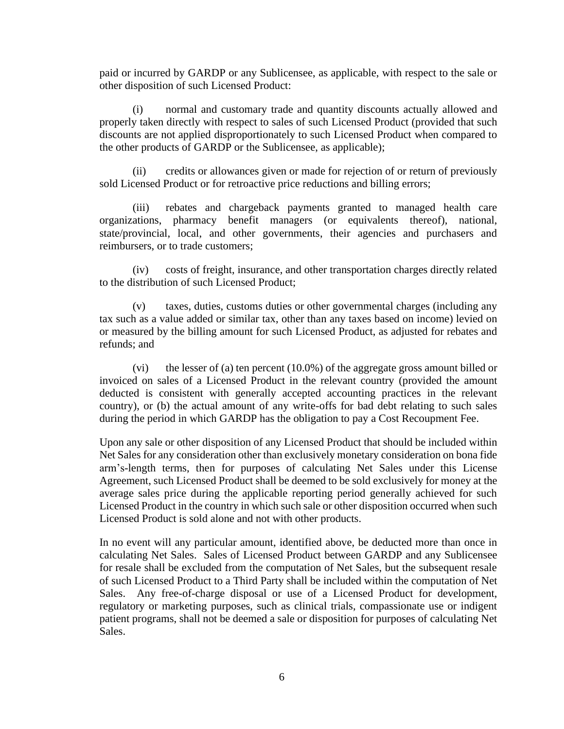paid or incurred by GARDP or any Sublicensee, as applicable, with respect to the sale or other disposition of such Licensed Product:

(i) normal and customary trade and quantity discounts actually allowed and properly taken directly with respect to sales of such Licensed Product (provided that such discounts are not applied disproportionately to such Licensed Product when compared to the other products of GARDP or the Sublicensee, as applicable);

(ii) credits or allowances given or made for rejection of or return of previously sold Licensed Product or for retroactive price reductions and billing errors;

(iii) rebates and chargeback payments granted to managed health care organizations, pharmacy benefit managers (or equivalents thereof), national, state/provincial, local, and other governments, their agencies and purchasers and reimbursers, or to trade customers;

(iv) costs of freight, insurance, and other transportation charges directly related to the distribution of such Licensed Product;

(v) taxes, duties, customs duties or other governmental charges (including any tax such as a value added or similar tax, other than any taxes based on income) levied on or measured by the billing amount for such Licensed Product, as adjusted for rebates and refunds; and

(vi) the lesser of (a) ten percent (10.0%) of the aggregate gross amount billed or invoiced on sales of a Licensed Product in the relevant country (provided the amount deducted is consistent with generally accepted accounting practices in the relevant country), or (b) the actual amount of any write-offs for bad debt relating to such sales during the period in which GARDP has the obligation to pay a Cost Recoupment Fee.

Upon any sale or other disposition of any Licensed Product that should be included within Net Sales for any consideration other than exclusively monetary consideration on bona fide arm's-length terms, then for purposes of calculating Net Sales under this License Agreement, such Licensed Product shall be deemed to be sold exclusively for money at the average sales price during the applicable reporting period generally achieved for such Licensed Product in the country in which such sale or other disposition occurred when such Licensed Product is sold alone and not with other products.

In no event will any particular amount, identified above, be deducted more than once in calculating Net Sales. Sales of Licensed Product between GARDP and any Sublicensee for resale shall be excluded from the computation of Net Sales, but the subsequent resale of such Licensed Product to a Third Party shall be included within the computation of Net Sales. Any free-of-charge disposal or use of a Licensed Product for development, regulatory or marketing purposes, such as clinical trials, compassionate use or indigent patient programs, shall not be deemed a sale or disposition for purposes of calculating Net Sales.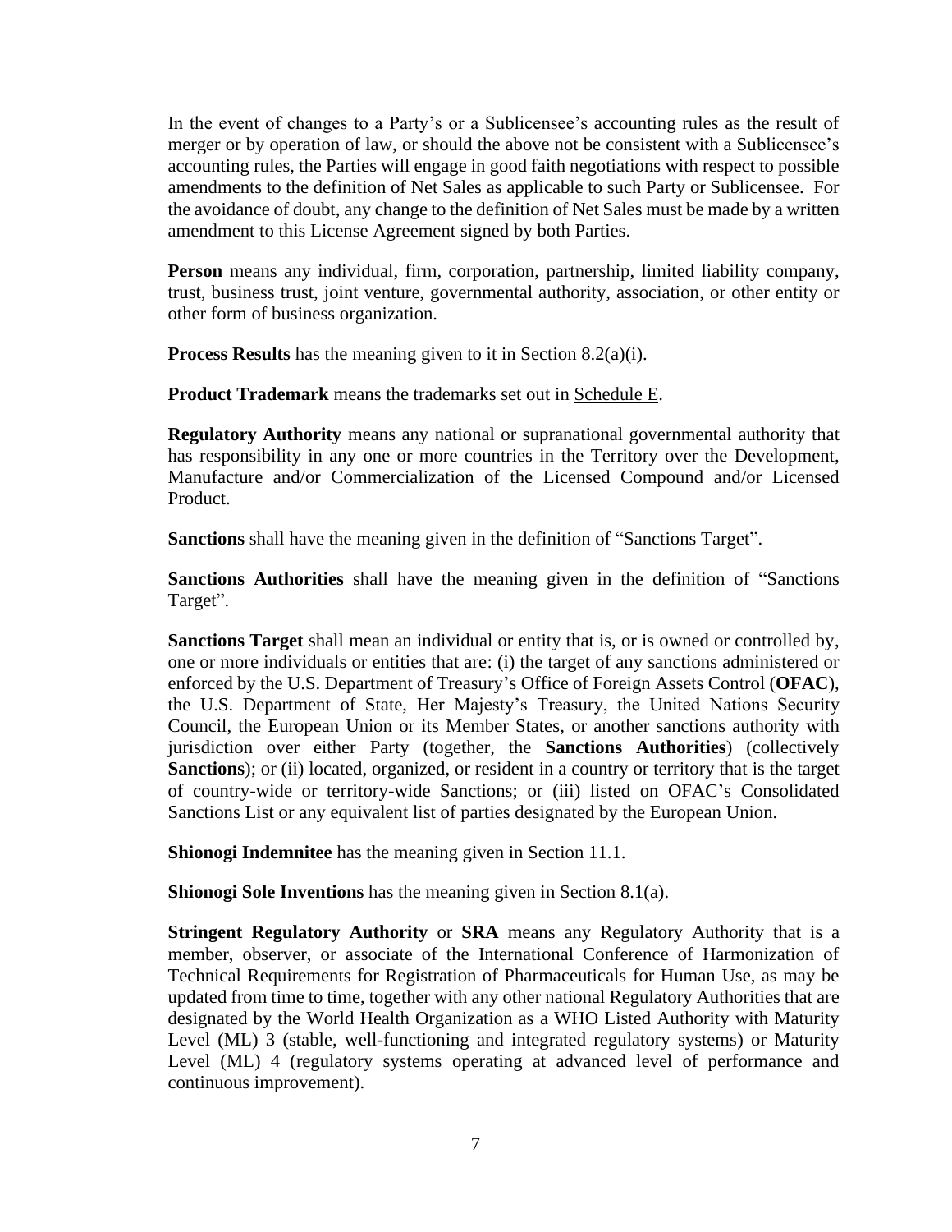In the event of changes to a Party's or a Sublicensee's accounting rules as the result of merger or by operation of law, or should the above not be consistent with a Sublicensee's accounting rules, the Parties will engage in good faith negotiations with respect to possible amendments to the definition of Net Sales as applicable to such Party or Sublicensee. For the avoidance of doubt, any change to the definition of Net Sales must be made by a written amendment to this License Agreement signed by both Parties.

**Person** means any individual, firm, corporation, partnership, limited liability company, trust, business trust, joint venture, governmental authority, association, or other entity or other form of business organization.

**Process Results** has the meaning given to it in Section 8.2(a)(i).

**Product Trademark** means the trademarks set out in Schedule E.

**Regulatory Authority** means any national or supranational governmental authority that has responsibility in any one or more countries in the Territory over the Development, Manufacture and/or Commercialization of the Licensed Compound and/or Licensed Product.

**Sanctions** shall have the meaning given in the definition of "Sanctions Target".

**Sanctions Authorities** shall have the meaning given in the definition of "Sanctions Target".

**Sanctions Target** shall mean an individual or entity that is, or is owned or controlled by, one or more individuals or entities that are: (i) the target of any sanctions administered or enforced by the U.S. Department of Treasury's Office of Foreign Assets Control (**OFAC**), the U.S. Department of State, Her Majesty's Treasury, the United Nations Security Council, the European Union or its Member States, or another sanctions authority with jurisdiction over either Party (together, the **Sanctions Authorities**) (collectively **Sanctions**); or (ii) located, organized, or resident in a country or territory that is the target of country-wide or territory-wide Sanctions; or (iii) listed on OFAC's Consolidated Sanctions List or any equivalent list of parties designated by the European Union.

**Shionogi Indemnitee** has the meaning given in Section 11.1.

**Shionogi Sole Inventions** has the meaning given in Section 8.1(a).

**Stringent Regulatory Authority** or **SRA** means any Regulatory Authority that is a member, observer, or associate of the International Conference of Harmonization of Technical Requirements for Registration of Pharmaceuticals for Human Use, as may be updated from time to time, together with any other national Regulatory Authorities that are designated by the World Health Organization as a WHO Listed Authority with Maturity Level (ML) 3 (stable, well-functioning and integrated regulatory systems) or Maturity Level (ML) 4 (regulatory systems operating at advanced level of performance and continuous improvement).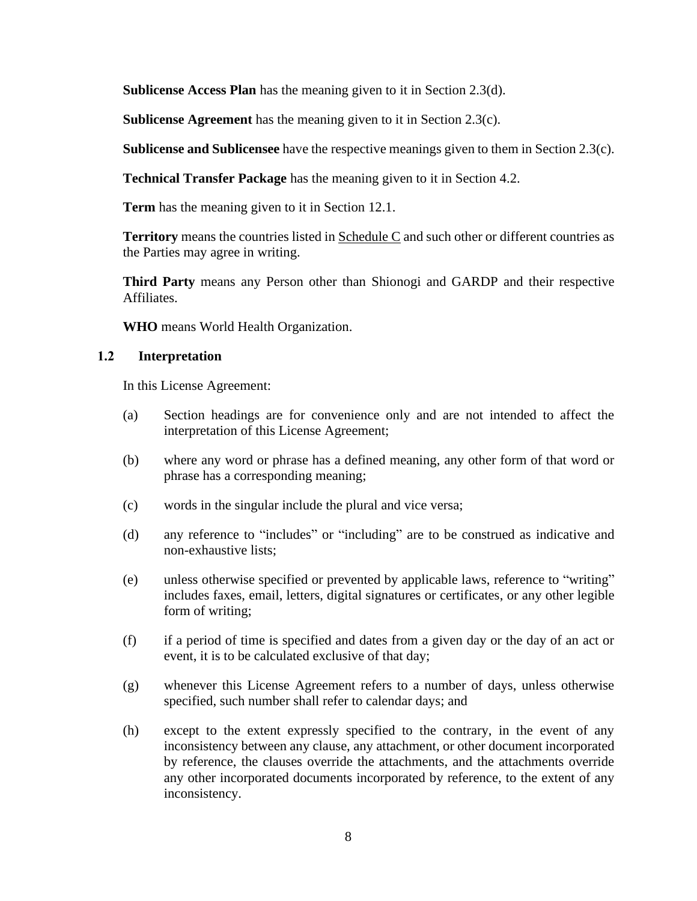**Sublicense Access Plan** has the meaning given to it in Section 2.3(d).

**Sublicense Agreement** has the meaning given to it in Section 2.3(c).

**Sublicense and Sublicensee** have the respective meanings given to them in Section 2.3(c).

**Technical Transfer Package** has the meaning given to it in Section 4.2.

**Term** has the meaning given to it in Section 12.1.

**Territory** means the countries listed in Schedule C and such other or different countries as the Parties may agree in writing.

**Third Party** means any Person other than Shionogi and GARDP and their respective Affiliates.

**WHO** means World Health Organization.

### 1.2 Interpretation

In this License Agreement:

(a) Section headings are for convenience only and are not intended to affect the interpretation of this License Agreement;

(b) where any word or phrase has a defined meaning, any other form of that word or phrase has a corresponding meaning;

(c) words in the singular include the plural and vice versa;

(d) any reference to "includes" or "including" are to be construed as indicative and non-exhaustive lists;

(e) unless otherwise specified or prevented by applicable laws, reference to "writing" includes faxes, email, letters, digital signatures or certificates, or any other legible form of writing;

(f) if a period of time is specified and dates from a given day or the day of an act or event, it is to be calculated exclusive of that day;

(g) whenever this License Agreement refers to a number of days, unless otherwise specified, such number shall refer to calendar days; and

(h) except to the extent expressly specified to the contrary, in the event of any inconsistency between any clause, any attachment, or other document incorporated by reference, the clauses override the attachments, and the attachments override any other incorporated documents incorporated by reference, to the extent of any inconsistency.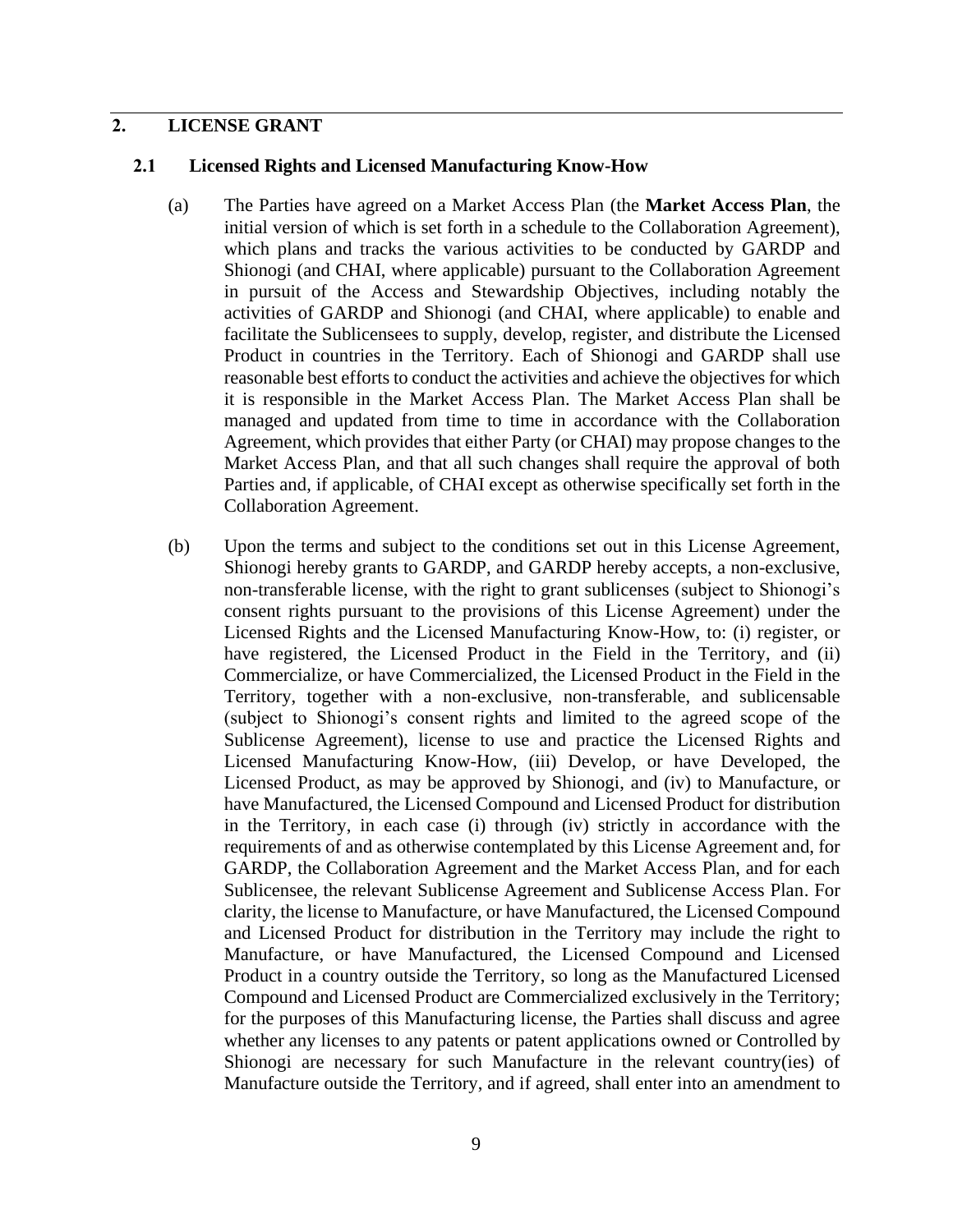## 2. LICENSE GRANT

### 2.1 Licensed Rights and Licensed Manufacturing Know-How

(a) The Parties have agreed on a Market Access Plan (the **Market Access Plan**, the initial version of which is set forth in a schedule to the Collaboration Agreement), which plans and tracks the various activities to be conducted by GARDP and Shionogi (and CHAI, where applicable) pursuant to the Collaboration Agreement in pursuit of the Access and Stewardship Objectives, including notably the activities of GARDP and Shionogi (and CHAI, where applicable) to enable and facilitate the Sublicensees to supply, develop, register, and distribute the Licensed Product in countries in the Territory. Each of Shionogi and GARDP shall use reasonable best efforts to conduct the activities and achieve the objectives for which it is responsible in the Market Access Plan. The Market Access Plan shall be managed and updated from time to time in accordance with the Collaboration Agreement, which provides that either Party (or CHAI) may propose changes to the Market Access Plan, and that all such changes shall require the approval of both Parties and, if applicable, of CHAI except as otherwise specifically set forth in the Collaboration Agreement.

(b) Upon the terms and subject to the conditions set out in this License Agreement, Shionogi hereby grants to GARDP, and GARDP hereby accepts, a non-exclusive, non-transferable license, with the right to grant sublicenses (subject to Shionogi's consent rights pursuant to the provisions of this License Agreement) under the Licensed Rights and the Licensed Manufacturing Know-How, to: (i) register, or have registered, the Licensed Product in the Field in the Territory, and (ii) Commercialize, or have Commercialized, the Licensed Product in the Field in the Territory, together with a non-exclusive, non-transferable, and sublicensable (subject to Shionogi's consent rights and limited to the agreed scope of the Sublicense Agreement), license to use and practice the Licensed Rights and Licensed Manufacturing Know-How, (iii) Develop, or have Developed, the Licensed Product, as may be approved by Shionogi, and (iv) to Manufacture, or have Manufactured, the Licensed Compound and Licensed Product for distribution in the Territory, in each case (i) through (iv) strictly in accordance with the requirements of and as otherwise contemplated by this License Agreement and, for GARDP, the Collaboration Agreement and the Market Access Plan, and for each Sublicensee, the relevant Sublicense Agreement and Sublicense Access Plan. For clarity, the license to Manufacture, or have Manufactured, the Licensed Compound and Licensed Product for distribution in the Territory may include the right to Manufacture, or have Manufactured, the Licensed Compound and Licensed Product in a country outside the Territory, so long as the Manufactured Licensed Compound and Licensed Product are Commercialized exclusively in the Territory; for the purposes of this Manufacturing license, the Parties shall discuss and agree whether any licenses to any patents or patent applications owned or Controlled by Shionogi are necessary for such Manufacture in the relevant country(ies) of Manufacture outside the Territory, and if agreed, shall enter into an amendment to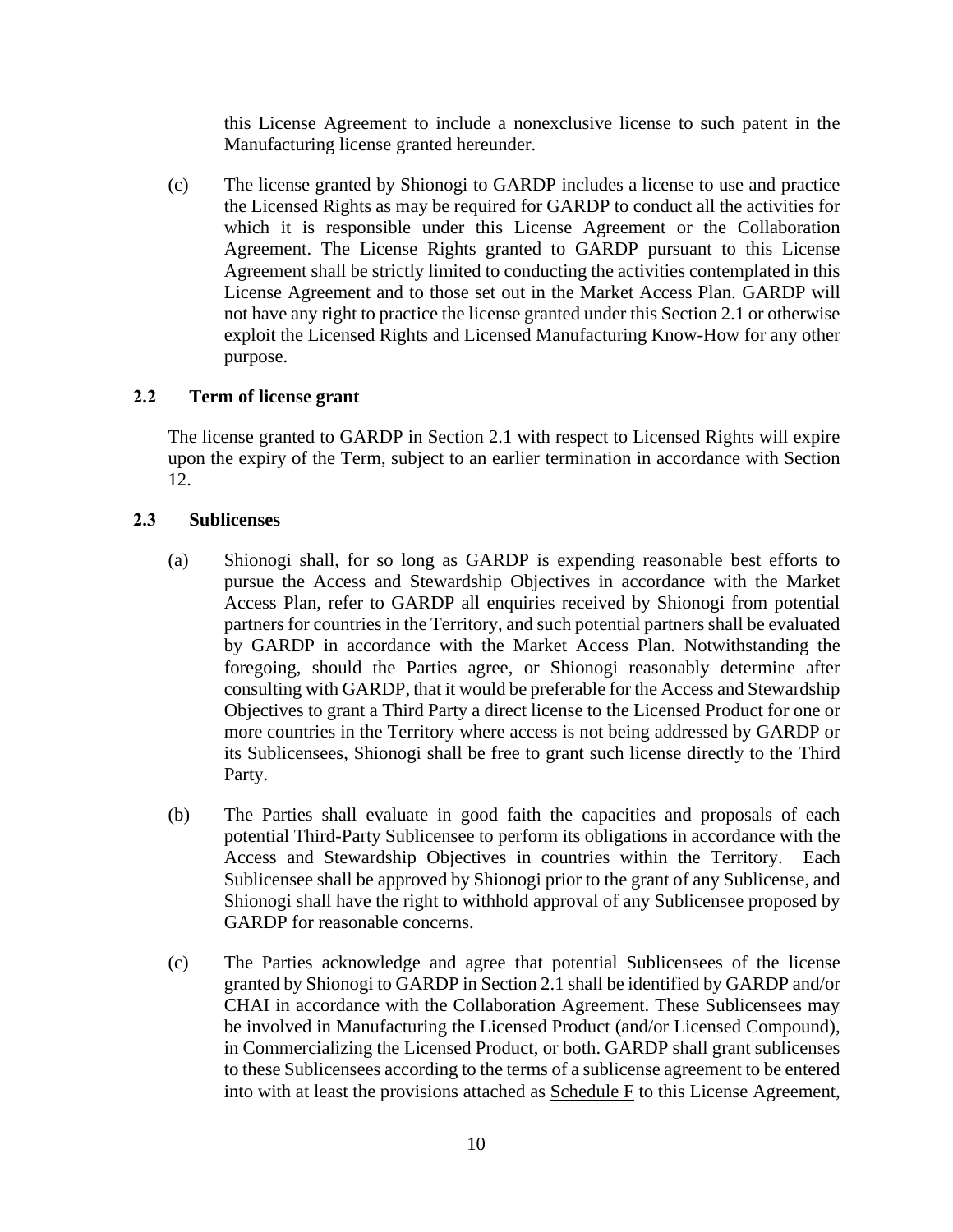this License Agreement to include a nonexclusive license to such patent in the Manufacturing license granted hereunder.

(c) The license granted by Shionogi to GARDP includes a license to use and practice the Licensed Rights as may be required for GARDP to conduct all the activities for which it is responsible under this License Agreement or the Collaboration Agreement. The License Rights granted to GARDP pursuant to this License Agreement shall be strictly limited to conducting the activities contemplated in this License Agreement and to those set out in the Market Access Plan. GARDP will not have any right to practice the license granted under this Section 2.1 or otherwise exploit the Licensed Rights and Licensed Manufacturing Know-How for any other purpose.

### 2.2 Term of license grant

The license granted to GARDP in Section 2.1 with respect to Licensed Rights will expire upon the expiry of the Term, subject to an earlier termination in accordance with Section 12.

### 2.3 Sublicenses

(a) Shionogi shall, for so long as GARDP is expending reasonable best efforts to pursue the Access and Stewardship Objectives in accordance with the Market Access Plan, refer to GARDP all enquiries received by Shionogi from potential partners for countries in the Territory, and such potential partners shall be evaluated by GARDP in accordance with the Market Access Plan. Notwithstanding the foregoing, should the Parties agree, or Shionogi reasonably determine after consulting with GARDP, that it would be preferable for the Access and Stewardship Objectives to grant a Third Party a direct license to the Licensed Product for one or more countries in the Territory where access is not being addressed by GARDP or its Sublicensees, Shionogi shall be free to grant such license directly to the Third Party.

(b) The Parties shall evaluate in good faith the capacities and proposals of each potential Third-Party Sublicensee to perform its obligations in accordance with the Access and Stewardship Objectives in countries within the Territory. Each Sublicensee shall be approved by Shionogi prior to the grant of any Sublicense, and Shionogi shall have the right to withhold approval of any Sublicensee proposed by GARDP for reasonable concerns.

(c) The Parties acknowledge and agree that potential Sublicensees of the license granted by Shionogi to GARDP in Section 2.1 shall be identified by GARDP and/or CHAI in accordance with the Collaboration Agreement. These Sublicensees may be involved in Manufacturing the Licensed Product (and/or Licensed Compound), in Commercializing the Licensed Product, or both. GARDP shall grant sublicenses to these Sublicensees according to the terms of a sublicense agreement to be entered into with at least the provisions attached as Schedule F to this License Agreement,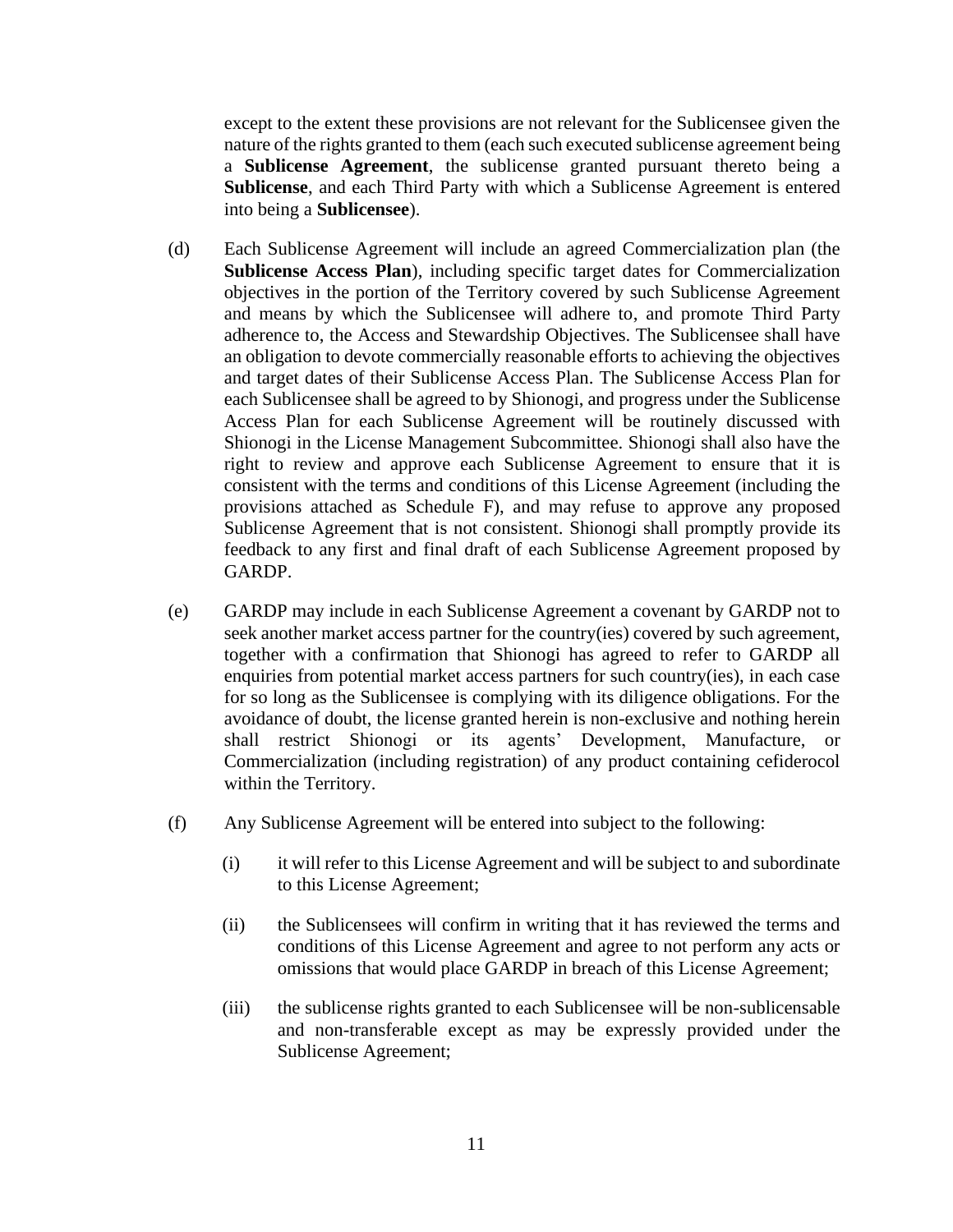except to the extent these provisions are not relevant for the Sublicensee given the nature of the rights granted to them (each such executed sublicense agreement being a **Sublicense Agreement**, the sublicense granted pursuant thereto being a **Sublicense**, and each Third Party with which a Sublicense Agreement is entered into being a **Sublicensee**).

(d) Each Sublicense Agreement will include an agreed Commercialization plan (the **Sublicense Access Plan**), including specific target dates for Commercialization objectives in the portion of the Territory covered by such Sublicense Agreement and means by which the Sublicensee will adhere to, and promote Third Party adherence to, the Access and Stewardship Objectives. The Sublicensee shall have an obligation to devote commercially reasonable efforts to achieving the objectives and target dates of their Sublicense Access Plan. The Sublicense Access Plan for each Sublicensee shall be agreed to by Shionogi, and progress under the Sublicense Access Plan for each Sublicense Agreement will be routinely discussed with Shionogi in the License Management Subcommittee. Shionogi shall also have the right to review and approve each Sublicense Agreement to ensure that it is consistent with the terms and conditions of this License Agreement (including the provisions attached as Schedule F), and may refuse to approve any proposed Sublicense Agreement that is not consistent. Shionogi shall promptly provide its feedback to any first and final draft of each Sublicense Agreement proposed by GARDP.

(e) GARDP may include in each Sublicense Agreement a covenant by GARDP not to seek another market access partner for the country(ies) covered by such agreement, together with a confirmation that Shionogi has agreed to refer to GARDP all enquiries from potential market access partners for such country(ies), in each case for so long as the Sublicensee is complying with its diligence obligations. For the avoidance of doubt, the license granted herein is non-exclusive and nothing herein shall restrict Shionogi or its agents' Development, Manufacture, or Commercialization (including registration) of any product containing cefiderocol within the Territory.

(f) Any Sublicense Agreement will be entered into subject to the following:

(i) it will refer to this License Agreement and will be subject to and subordinate to this License Agreement;

(ii) the Sublicensees will confirm in writing that it has reviewed the terms and conditions of this License Agreement and agree to not perform any acts or omissions that would place GARDP in breach of this License Agreement;

(iii) the sublicense rights granted to each Sublicensee will be non-sublicensable and non-transferable except as may be expressly provided under the Sublicense Agreement;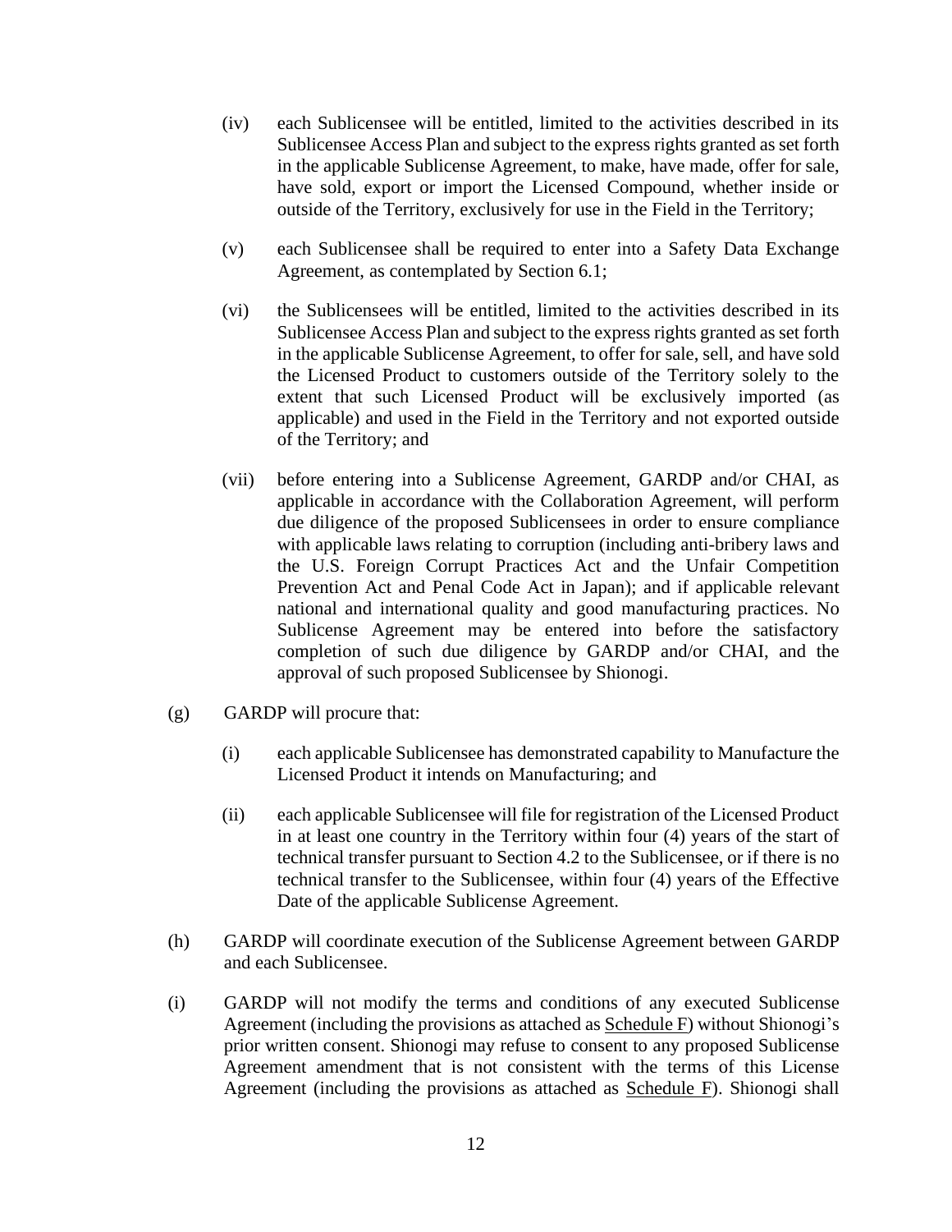(iv) each Sublicensee will be entitled, limited to the activities described in its Sublicensee Access Plan and subject to the express rights granted as set forth in the applicable Sublicense Agreement, to make, have made, offer for sale, have sold, export or import the Licensed Compound, whether inside or outside of the Territory, exclusively for use in the Field in the Territory;

(v) each Sublicensee shall be required to enter into a Safety Data Exchange Agreement, as contemplated by Section 6.1;

(vi) the Sublicensees will be entitled, limited to the activities described in its Sublicensee Access Plan and subject to the express rights granted as set forth in the applicable Sublicense Agreement, to offer for sale, sell, and have sold the Licensed Product to customers outside of the Territory solely to the extent that such Licensed Product will be exclusively imported (as applicable) and used in the Field in the Territory and not exported outside of the Territory; and

(vii) before entering into a Sublicense Agreement, GARDP and/or CHAI, as applicable in accordance with the Collaboration Agreement, will perform due diligence of the proposed Sublicensees in order to ensure compliance with applicable laws relating to corruption (including anti-bribery laws and the U.S. Foreign Corrupt Practices Act and the Unfair Competition Prevention Act and Penal Code Act in Japan); and if applicable relevant national and international quality and good manufacturing practices. No Sublicense Agreement may be entered into before the satisfactory completion of such due diligence by GARDP and/or CHAI, and the approval of such proposed Sublicensee by Shionogi.

(g) GARDP will procure that:

(i) each applicable Sublicensee has demonstrated capability to Manufacture the Licensed Product it intends on Manufacturing; and

(ii) each applicable Sublicensee will file for registration of the Licensed Product in at least one country in the Territory within four (4) years of the start of technical transfer pursuant to Section 4.2 to the Sublicensee, or if there is no technical transfer to the Sublicensee, within four (4) years of the Effective Date of the applicable Sublicense Agreement.

(h) GARDP will coordinate execution of the Sublicense Agreement between GARDP and each Sublicensee.

(i) GARDP will not modify the terms and conditions of any executed Sublicense Agreement (including the provisions as attached as Schedule F) without Shionogi's prior written consent. Shionogi may refuse to consent to any proposed Sublicense Agreement amendment that is not consistent with the terms of this License Agreement (including the provisions as attached as Schedule F). Shionogi shall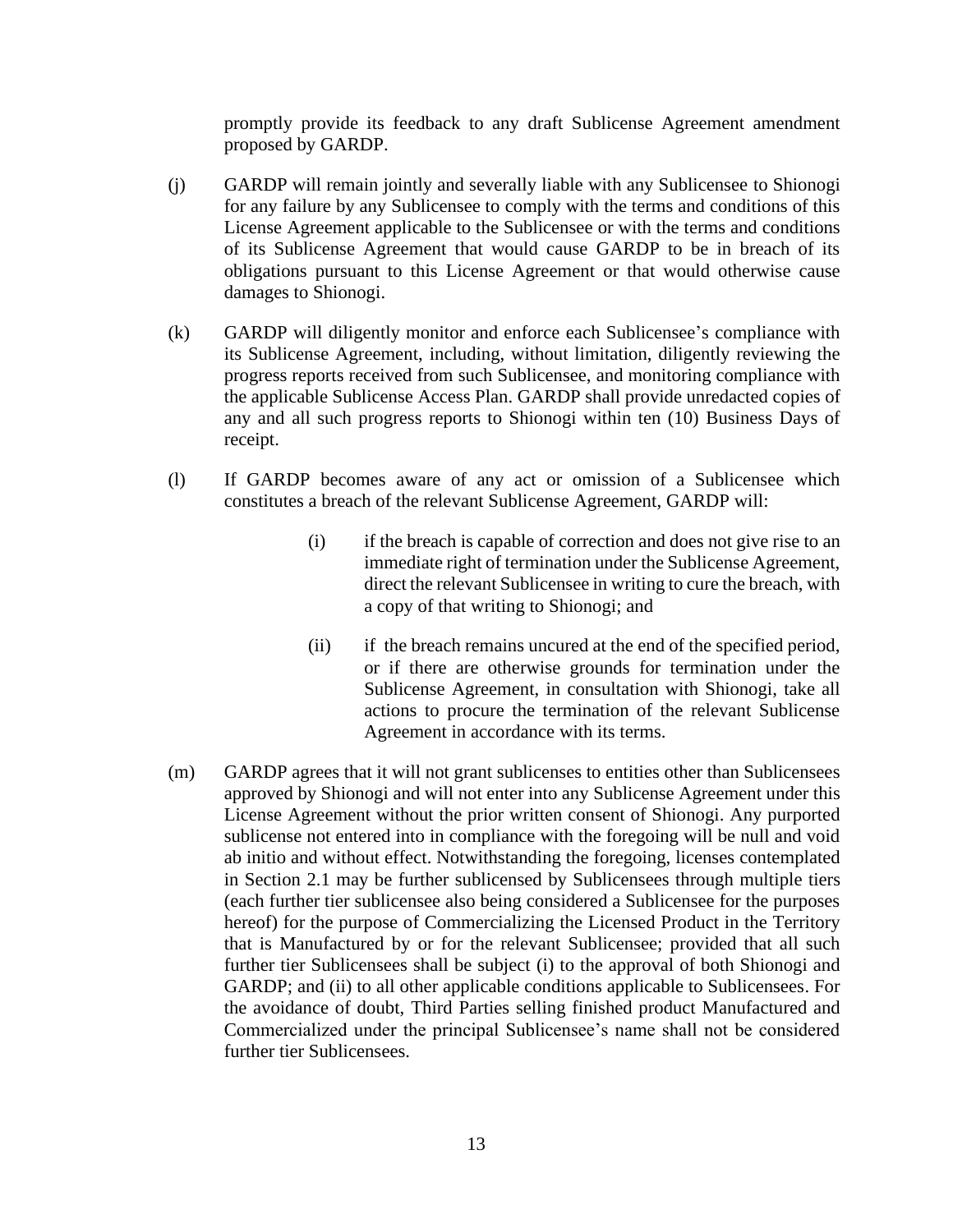promptly provide its feedback to any draft Sublicense Agreement amendment proposed by GARDP.

(j) GARDP will remain jointly and severally liable with any Sublicensee to Shionogi for any failure by any Sublicensee to comply with the terms and conditions of this License Agreement applicable to the Sublicensee or with the terms and conditions of its Sublicense Agreement that would cause GARDP to be in breach of its obligations pursuant to this License Agreement or that would otherwise cause damages to Shionogi.

(k) GARDP will diligently monitor and enforce each Sublicensee's compliance with its Sublicense Agreement, including, without limitation, diligently reviewing the progress reports received from such Sublicensee, and monitoring compliance with the applicable Sublicense Access Plan. GARDP shall provide unredacted copies of any and all such progress reports to Shionogi within ten (10) Business Days of receipt.

(l) If GARDP becomes aware of any act or omission of a Sublicensee which constitutes a breach of the relevant Sublicense Agreement, GARDP will:

> (i) if the breach is capable of correction and does not give rise to an immediate right of termination under the Sublicense Agreement, direct the relevant Sublicensee in writing to cure the breach, with a copy of that writing to Shionogi; and
>
> (ii) if the breach remains uncured at the end of the specified period, or if there are otherwise grounds for termination under the Sublicense Agreement, in consultation with Shionogi, take all actions to procure the termination of the relevant Sublicense Agreement in accordance with its terms.

(m) GARDP agrees that it will not grant sublicenses to entities other than Sublicensees approved by Shionogi and will not enter into any Sublicense Agreement under this License Agreement without the prior written consent of Shionogi. Any purported sublicense not entered into in compliance with the foregoing will be null and void ab initio and without effect. Notwithstanding the foregoing, licenses contemplated in Section 2.1 may be further sublicensed by Sublicensees through multiple tiers (each further tier sublicensee also being considered a Sublicensee for the purposes hereof) for the purpose of Commercializing the Licensed Product in the Territory that is Manufactured by or for the relevant Sublicensee; provided that all such further tier Sublicensees shall be subject (i) to the approval of both Shionogi and GARDP; and (ii) to all other applicable conditions applicable to Sublicensees. For the avoidance of doubt, Third Parties selling finished product Manufactured and Commercialized under the principal Sublicensee's name shall not be considered further tier Sublicensees.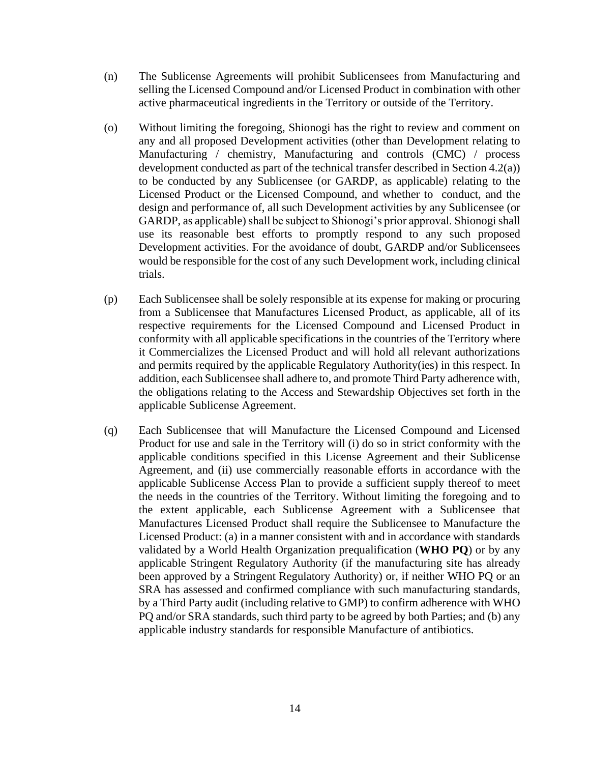(n) The Sublicense Agreements will prohibit Sublicensees from Manufacturing and selling the Licensed Compound and/or Licensed Product in combination with other active pharmaceutical ingredients in the Territory or outside of the Territory.

(o) Without limiting the foregoing, Shionogi has the right to review and comment on any and all proposed Development activities (other than Development relating to Manufacturing / chemistry, Manufacturing and controls (CMC) / process development conducted as part of the technical transfer described in Section 4.2(a)) to be conducted by any Sublicensee (or GARDP, as applicable) relating to the Licensed Product or the Licensed Compound, and whether to conduct, and the design and performance of, all such Development activities by any Sublicensee (or GARDP, as applicable) shall be subject to Shionogi's prior approval. Shionogi shall use its reasonable best efforts to promptly respond to any such proposed Development activities. For the avoidance of doubt, GARDP and/or Sublicensees would be responsible for the cost of any such Development work, including clinical trials.

(p) Each Sublicensee shall be solely responsible at its expense for making or procuring from a Sublicensee that Manufactures Licensed Product, as applicable, all of its respective requirements for the Licensed Compound and Licensed Product in conformity with all applicable specifications in the countries of the Territory where it Commercializes the Licensed Product and will hold all relevant authorizations and permits required by the applicable Regulatory Authority(ies) in this respect. In addition, each Sublicensee shall adhere to, and promote Third Party adherence with, the obligations relating to the Access and Stewardship Objectives set forth in the applicable Sublicense Agreement.

(q) Each Sublicensee that will Manufacture the Licensed Compound and Licensed Product for use and sale in the Territory will (i) do so in strict conformity with the applicable conditions specified in this License Agreement and their Sublicense Agreement, and (ii) use commercially reasonable efforts in accordance with the applicable Sublicense Access Plan to provide a sufficient supply thereof to meet the needs in the countries of the Territory. Without limiting the foregoing and to the extent applicable, each Sublicense Agreement with a Sublicensee that Manufactures Licensed Product shall require the Sublicensee to Manufacture the Licensed Product: (a) in a manner consistent with and in accordance with standards validated by a World Health Organization prequalification (**WHO PQ**) or by any applicable Stringent Regulatory Authority (if the manufacturing site has already been approved by a Stringent Regulatory Authority) or, if neither WHO PQ or an SRA has assessed and confirmed compliance with such manufacturing standards, by a Third Party audit (including relative to GMP) to confirm adherence with WHO PQ and/or SRA standards, such third party to be agreed by both Parties; and (b) any applicable industry standards for responsible Manufacture of antibiotics.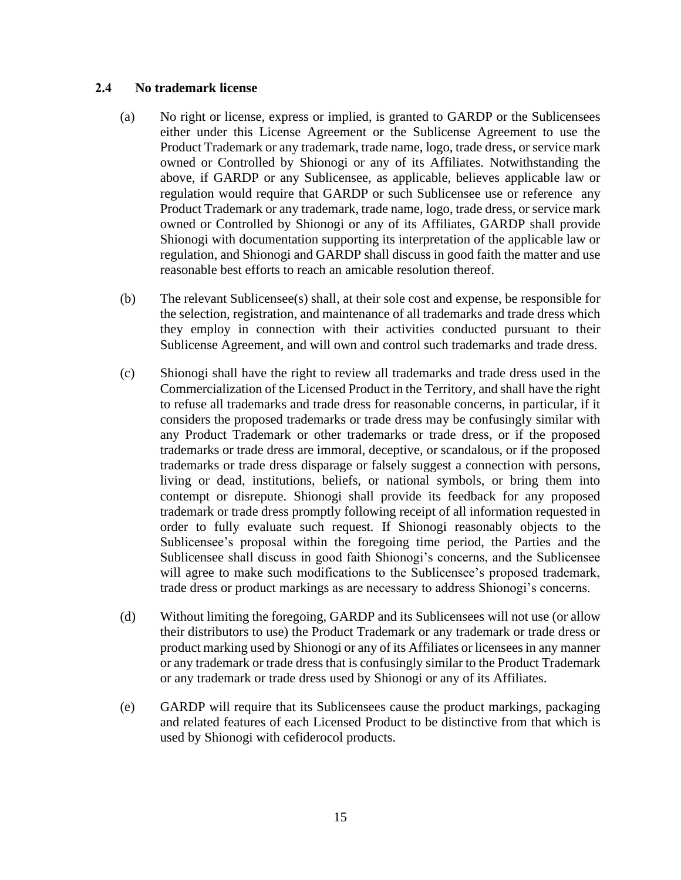### 2.4 No trademark license

(a) No right or license, express or implied, is granted to GARDP or the Sublicensees either under this License Agreement or the Sublicense Agreement to use the Product Trademark or any trademark, trade name, logo, trade dress, or service mark owned or Controlled by Shionogi or any of its Affiliates. Notwithstanding the above, if GARDP or any Sublicensee, as applicable, believes applicable law or regulation would require that GARDP or such Sublicensee use or reference any Product Trademark or any trademark, trade name, logo, trade dress, or service mark owned or Controlled by Shionogi or any of its Affiliates, GARDP shall provide Shionogi with documentation supporting its interpretation of the applicable law or regulation, and Shionogi and GARDP shall discuss in good faith the matter and use reasonable best efforts to reach an amicable resolution thereof.

(b) The relevant Sublicensee(s) shall, at their sole cost and expense, be responsible for the selection, registration, and maintenance of all trademarks and trade dress which they employ in connection with their activities conducted pursuant to their Sublicense Agreement, and will own and control such trademarks and trade dress.

(c) Shionogi shall have the right to review all trademarks and trade dress used in the Commercialization of the Licensed Product in the Territory, and shall have the right to refuse all trademarks and trade dress for reasonable concerns, in particular, if it considers the proposed trademarks or trade dress may be confusingly similar with any Product Trademark or other trademarks or trade dress, or if the proposed trademarks or trade dress are immoral, deceptive, or scandalous, or if the proposed trademarks or trade dress disparage or falsely suggest a connection with persons, living or dead, institutions, beliefs, or national symbols, or bring them into contempt or disrepute. Shionogi shall provide its feedback for any proposed trademark or trade dress promptly following receipt of all information requested in order to fully evaluate such request. If Shionogi reasonably objects to the Sublicensee's proposal within the foregoing time period, the Parties and the Sublicensee shall discuss in good faith Shionogi's concerns, and the Sublicensee will agree to make such modifications to the Sublicensee's proposed trademark, trade dress or product markings as are necessary to address Shionogi's concerns.

(d) Without limiting the foregoing, GARDP and its Sublicensees will not use (or allow their distributors to use) the Product Trademark or any trademark or trade dress or product marking used by Shionogi or any of its Affiliates or licensees in any manner or any trademark or trade dress that is confusingly similar to the Product Trademark or any trademark or trade dress used by Shionogi or any of its Affiliates.

(e) GARDP will require that its Sublicensees cause the product markings, packaging and related features of each Licensed Product to be distinctive from that which is used by Shionogi with cefiderocol products.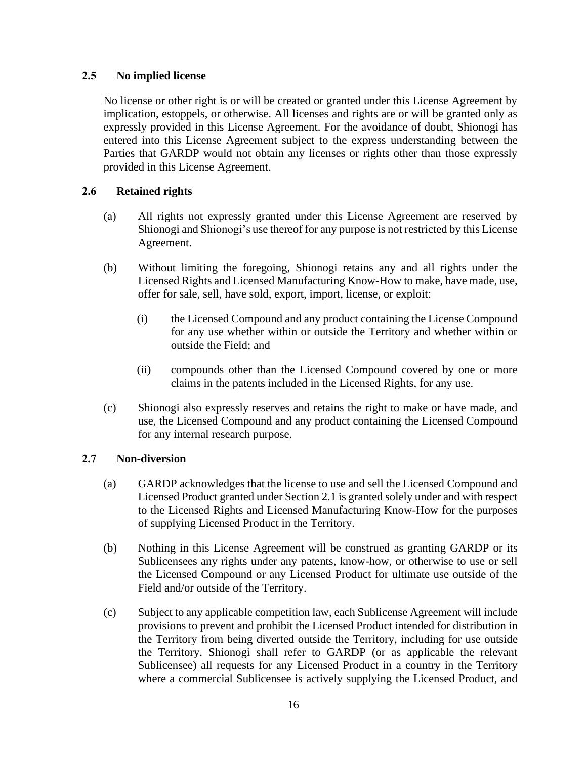### 2.5 No implied license

No license or other right is or will be created or granted under this License Agreement by implication, estoppels, or otherwise. All licenses and rights are or will be granted only as expressly provided in this License Agreement. For the avoidance of doubt, Shionogi has entered into this License Agreement subject to the express understanding between the Parties that GARDP would not obtain any licenses or rights other than those expressly provided in this License Agreement.

### 2.6 Retained rights

(a) All rights not expressly granted under this License Agreement are reserved by Shionogi and Shionogi's use thereof for any purpose is not restricted by this License Agreement.

(b) Without limiting the foregoing, Shionogi retains any and all rights under the Licensed Rights and Licensed Manufacturing Know-How to make, have made, use, offer for sale, sell, have sold, export, import, license, or exploit:

   (i) the Licensed Compound and any product containing the License Compound for any use whether within or outside the Territory and whether within or outside the Field; and

   (ii) compounds other than the Licensed Compound covered by one or more claims in the patents included in the Licensed Rights, for any use.

(c) Shionogi also expressly reserves and retains the right to make or have made, and use, the Licensed Compound and any product containing the Licensed Compound for any internal research purpose.

### 2.7 Non-diversion

(a) GARDP acknowledges that the license to use and sell the Licensed Compound and Licensed Product granted under Section 2.1 is granted solely under and with respect to the Licensed Rights and Licensed Manufacturing Know-How for the purposes of supplying Licensed Product in the Territory.

(b) Nothing in this License Agreement will be construed as granting GARDP or its Sublicensees any rights under any patents, know-how, or otherwise to use or sell the Licensed Compound or any Licensed Product for ultimate use outside of the Field and/or outside of the Territory.

(c) Subject to any applicable competition law, each Sublicense Agreement will include provisions to prevent and prohibit the Licensed Product intended for distribution in the Territory from being diverted outside the Territory, including for use outside the Territory. Shionogi shall refer to GARDP (or as applicable the relevant Sublicensee) all requests for any Licensed Product in a country in the Territory where a commercial Sublicensee is actively supplying the Licensed Product, and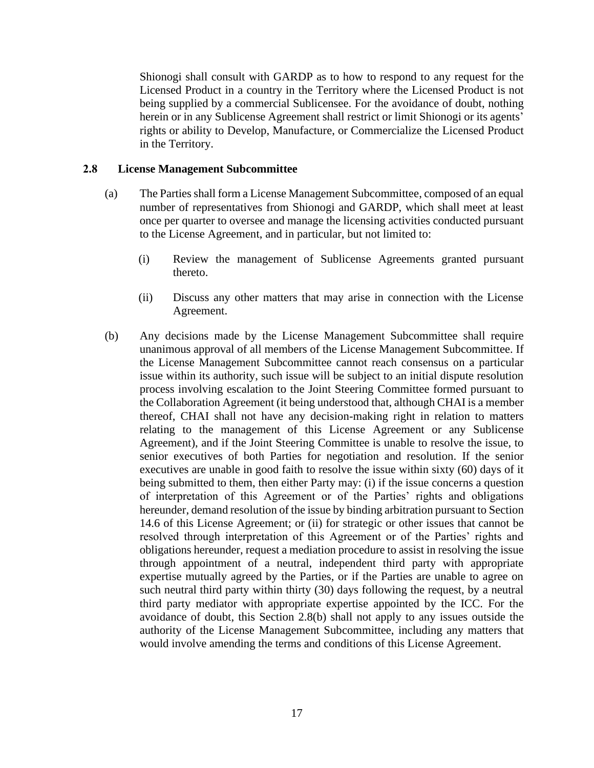Shionogi shall consult with GARDP as to how to respond to any request for the Licensed Product in a country in the Territory where the Licensed Product is not being supplied by a commercial Sublicensee. For the avoidance of doubt, nothing herein or in any Sublicense Agreement shall restrict or limit Shionogi or its agents' rights or ability to Develop, Manufacture, or Commercialize the Licensed Product in the Territory.

**2.8 License Management Subcommittee**

(a) The Parties shall form a License Management Subcommittee, composed of an equal number of representatives from Shionogi and GARDP, which shall meet at least once per quarter to oversee and manage the licensing activities conducted pursuant to the License Agreement, and in particular, but not limited to:

(i) Review the management of Sublicense Agreements granted pursuant thereto.

(ii) Discuss any other matters that may arise in connection with the License Agreement.

(b) Any decisions made by the License Management Subcommittee shall require unanimous approval of all members of the License Management Subcommittee. If the License Management Subcommittee cannot reach consensus on a particular issue within its authority, such issue will be subject to an initial dispute resolution process involving escalation to the Joint Steering Committee formed pursuant to the Collaboration Agreement (it being understood that, although CHAI is a member thereof, CHAI shall not have any decision-making right in relation to matters relating to the management of this License Agreement or any Sublicense Agreement), and if the Joint Steering Committee is unable to resolve the issue, to senior executives of both Parties for negotiation and resolution. If the senior executives are unable in good faith to resolve the issue within sixty (60) days of it being submitted to them, then either Party may: (i) if the issue concerns a question of interpretation of this Agreement or of the Parties' rights and obligations hereunder, demand resolution of the issue by binding arbitration pursuant to Section 14.6 of this License Agreement; or (ii) for strategic or other issues that cannot be resolved through interpretation of this Agreement or of the Parties' rights and obligations hereunder, request a mediation procedure to assist in resolving the issue through appointment of a neutral, independent third party with appropriate expertise mutually agreed by the Parties, or if the Parties are unable to agree on such neutral third party within thirty (30) days following the request, by a neutral third party mediator with appropriate expertise appointed by the ICC. For the avoidance of doubt, this Section 2.8(b) shall not apply to any issues outside the authority of the License Management Subcommittee, including any matters that would involve amending the terms and conditions of this License Agreement.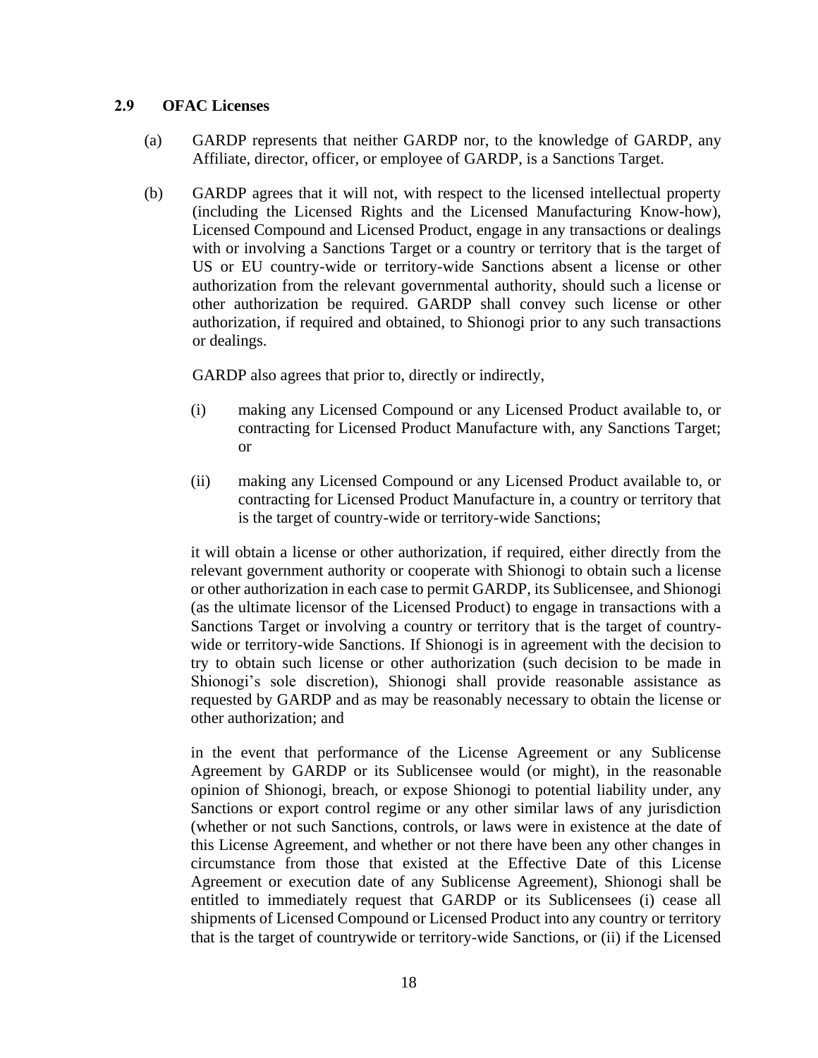### 2.9 OFAC Licenses

(a) GARDP represents that neither GARDP nor, to the knowledge of GARDP, any Affiliate, director, officer, or employee of GARDP, is a Sanctions Target.

(b) GARDP agrees that it will not, with respect to the licensed intellectual property (including the Licensed Rights and the Licensed Manufacturing Know-how), Licensed Compound and Licensed Product, engage in any transactions or dealings with or involving a Sanctions Target or a country or territory that is the target of US or EU country-wide or territory-wide Sanctions absent a license or other authorization from the relevant governmental authority, should such a license or other authorization be required. GARDP shall convey such license or other authorization, if required and obtained, to Shionogi prior to any such transactions or dealings.

GARDP also agrees that prior to, directly or indirectly,

(i) making any Licensed Compound or any Licensed Product available to, or contracting for Licensed Product Manufacture with, any Sanctions Target; or

(ii) making any Licensed Compound or any Licensed Product available to, or contracting for Licensed Product Manufacture in, a country or territory that is the target of country-wide or territory-wide Sanctions;

it will obtain a license or other authorization, if required, either directly from the relevant government authority or cooperate with Shionogi to obtain such a license or other authorization in each case to permit GARDP, its Sublicensee, and Shionogi (as the ultimate licensor of the Licensed Product) to engage in transactions with a Sanctions Target or involving a country or territory that is the target of country-wide or territory-wide Sanctions. If Shionogi is in agreement with the decision to try to obtain such license or other authorization (such decision to be made in Shionogi's sole discretion), Shionogi shall provide reasonable assistance as requested by GARDP and as may be reasonably necessary to obtain the license or other authorization; and

in the event that performance of the License Agreement or any Sublicense Agreement by GARDP or its Sublicensee would (or might), in the reasonable opinion of Shionogi, breach, or expose Shionogi to potential liability under, any Sanctions or export control regime or any other similar laws of any jurisdiction (whether or not such Sanctions, controls, or laws were in existence at the date of this License Agreement, and whether or not there have been any other changes in circumstance from those that existed at the Effective Date of this License Agreement or execution date of any Sublicense Agreement), Shionogi shall be entitled to immediately request that GARDP or its Sublicensees (i) cease all shipments of Licensed Compound or Licensed Product into any country or territory that is the target of countrywide or territory-wide Sanctions, or (ii) if the Licensed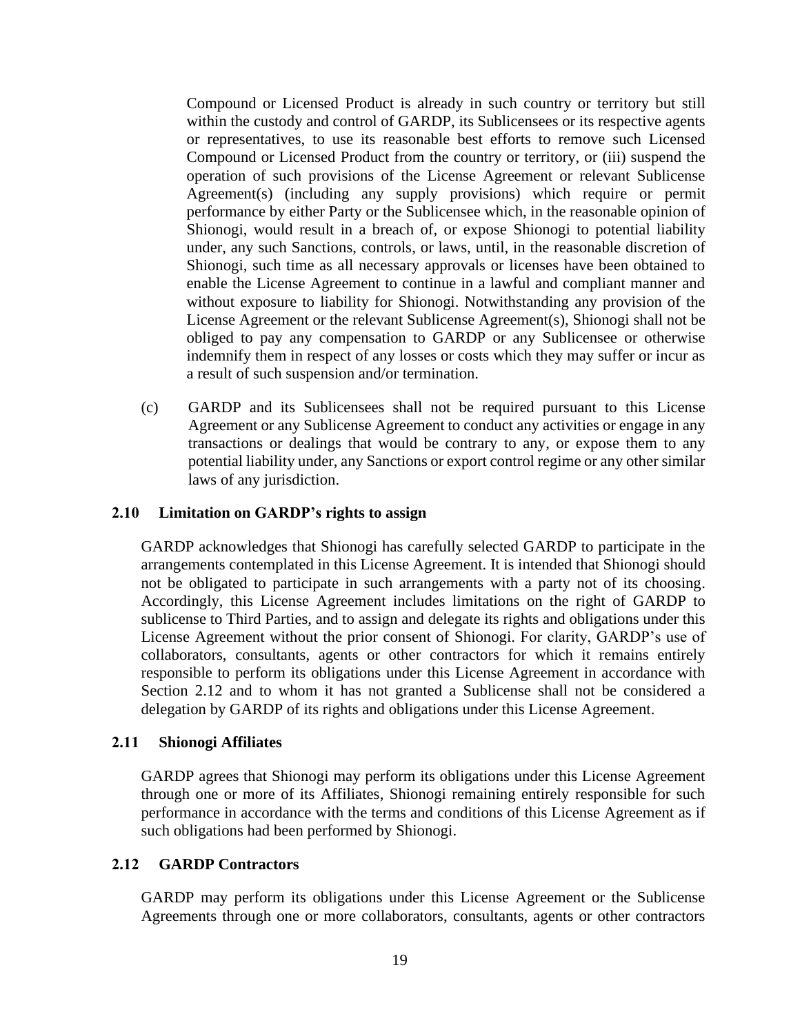Compound or Licensed Product is already in such country or territory but still within the custody and control of GARDP, its Sublicensees or its respective agents or representatives, to use its reasonable best efforts to remove such Licensed Compound or Licensed Product from the country or territory, or (iii) suspend the operation of such provisions of the License Agreement or relevant Sublicense Agreement(s) (including any supply provisions) which require or permit performance by either Party or the Sublicensee which, in the reasonable opinion of Shionogi, would result in a breach of, or expose Shionogi to potential liability under, any such Sanctions, controls, or laws, until, in the reasonable discretion of Shionogi, such time as all necessary approvals or licenses have been obtained to enable the License Agreement to continue in a lawful and compliant manner and without exposure to liability for Shionogi. Notwithstanding any provision of the License Agreement or the relevant Sublicense Agreement(s), Shionogi shall not be obliged to pay any compensation to GARDP or any Sublicensee or otherwise indemnify them in respect of any losses or costs which they may suffer or incur as a result of such suspension and/or termination.

(c) GARDP and its Sublicensees shall not be required pursuant to this License Agreement or any Sublicense Agreement to conduct any activities or engage in any transactions or dealings that would be contrary to any, or expose them to any potential liability under, any Sanctions or export control regime or any other similar laws of any jurisdiction.

### 2.10 Limitation on GARDP's rights to assign

GARDP acknowledges that Shionogi has carefully selected GARDP to participate in the arrangements contemplated in this License Agreement. It is intended that Shionogi should not be obligated to participate in such arrangements with a party not of its choosing. Accordingly, this License Agreement includes limitations on the right of GARDP to sublicense to Third Parties, and to assign and delegate its rights and obligations under this License Agreement without the prior consent of Shionogi. For clarity, GARDP's use of collaborators, consultants, agents or other contractors for which it remains entirely responsible to perform its obligations under this License Agreement in accordance with Section 2.12 and to whom it has not granted a Sublicense shall not be considered a delegation by GARDP of its rights and obligations under this License Agreement.

### 2.11 Shionogi Affiliates

GARDP agrees that Shionogi may perform its obligations under this License Agreement through one or more of its Affiliates, Shionogi remaining entirely responsible for such performance in accordance with the terms and conditions of this License Agreement as if such obligations had been performed by Shionogi.

### 2.12 GARDP Contractors

GARDP may perform its obligations under this License Agreement or the Sublicense Agreements through one or more collaborators, consultants, agents or other contractors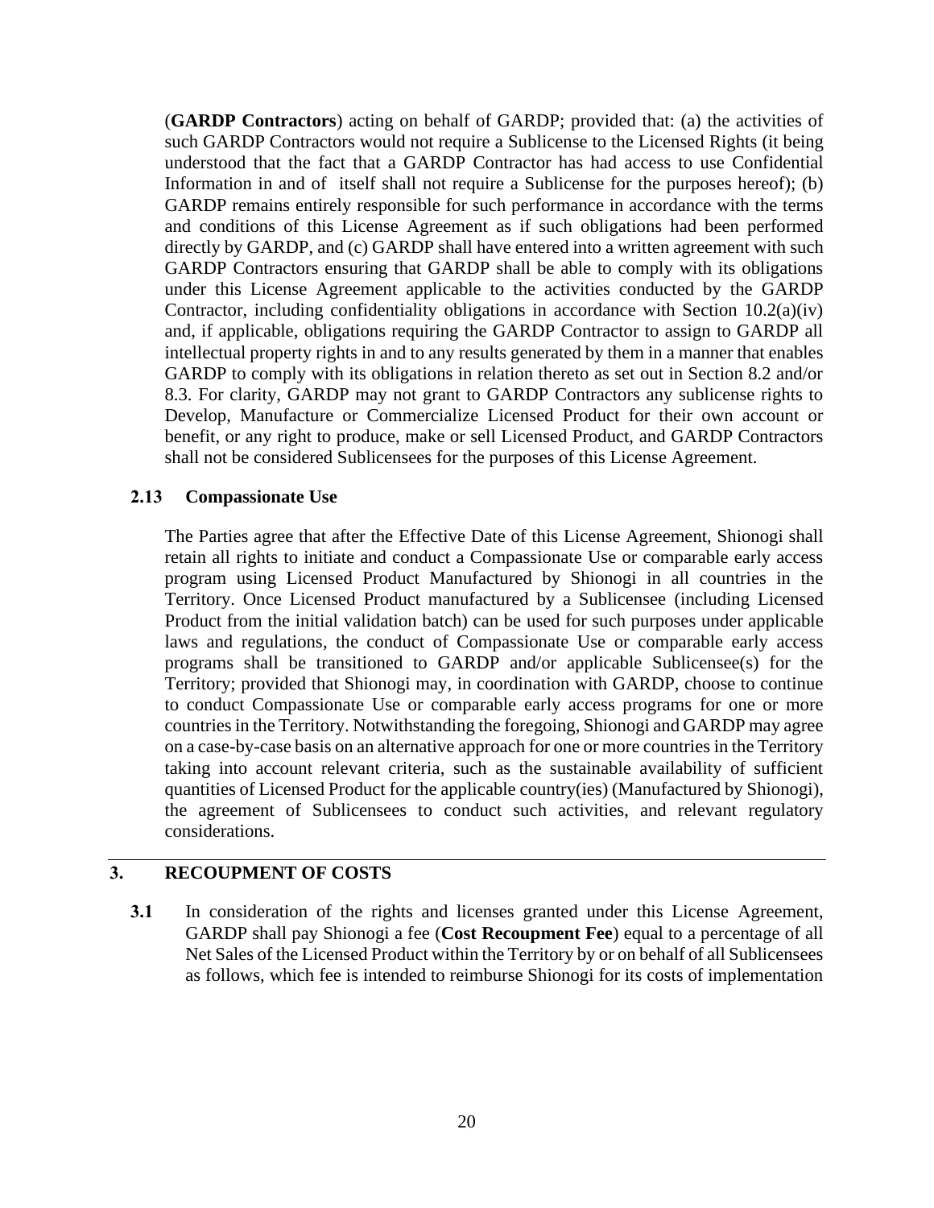(**GARDP Contractors**) acting on behalf of GARDP; provided that: (a) the activities of such GARDP Contractors would not require a Sublicense to the Licensed Rights (it being understood that the fact that a GARDP Contractor has had access to use Confidential Information in and of itself shall not require a Sublicense for the purposes hereof); (b) GARDP remains entirely responsible for such performance in accordance with the terms and conditions of this License Agreement as if such obligations had been performed directly by GARDP, and (c) GARDP shall have entered into a written agreement with such GARDP Contractors ensuring that GARDP shall be able to comply with its obligations under this License Agreement applicable to the activities conducted by the GARDP Contractor, including confidentiality obligations in accordance with Section 10.2(a)(iv) and, if applicable, obligations requiring the GARDP Contractor to assign to GARDP all intellectual property rights in and to any results generated by them in a manner that enables GARDP to comply with its obligations in relation thereto as set out in Section 8.2 and/or 8.3. For clarity, GARDP may not grant to GARDP Contractors any sublicense rights to Develop, Manufacture or Commercialize Licensed Product for their own account or benefit, or any right to produce, make or sell Licensed Product, and GARDP Contractors shall not be considered Sublicensees for the purposes of this License Agreement.

### 2.13 Compassionate Use

The Parties agree that after the Effective Date of this License Agreement, Shionogi shall retain all rights to initiate and conduct a Compassionate Use or comparable early access program using Licensed Product Manufactured by Shionogi in all countries in the Territory. Once Licensed Product manufactured by a Sublicensee (including Licensed Product from the initial validation batch) can be used for such purposes under applicable laws and regulations, the conduct of Compassionate Use or comparable early access programs shall be transitioned to GARDP and/or applicable Sublicensee(s) for the Territory; provided that Shionogi may, in coordination with GARDP, choose to continue to conduct Compassionate Use or comparable early access programs for one or more countries in the Territory. Notwithstanding the foregoing, Shionogi and GARDP may agree on a case-by-case basis on an alternative approach for one or more countries in the Territory taking into account relevant criteria, such as the sustainable availability of sufficient quantities of Licensed Product for the applicable country(ies) (Manufactured by Shionogi), the agreement of Sublicensees to conduct such activities, and relevant regulatory considerations.

## 3. RECOUPMENT OF COSTS

**3.1** In consideration of the rights and licenses granted under this License Agreement, GARDP shall pay Shionogi a fee (**Cost Recoupment Fee**) equal to a percentage of all Net Sales of the Licensed Product within the Territory by or on behalf of all Sublicensees as follows, which fee is intended to reimburse Shionogi for its costs of implementation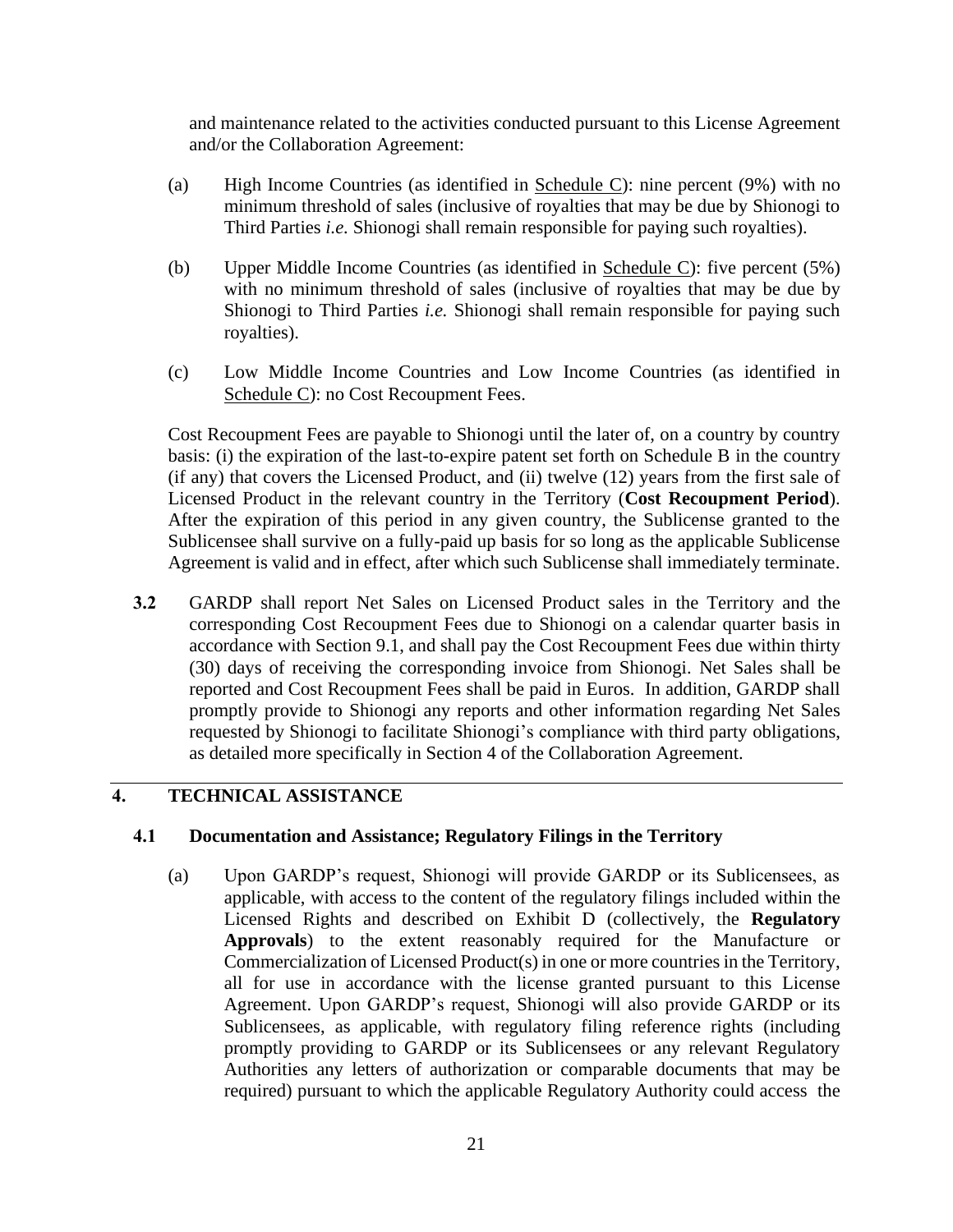and maintenance related to the activities conducted pursuant to this License Agreement and/or the Collaboration Agreement:

(a) High Income Countries (as identified in Schedule C): nine percent (9%) with no minimum threshold of sales (inclusive of royalties that may be due by Shionogi to Third Parties *i.e.* Shionogi shall remain responsible for paying such royalties).

(b) Upper Middle Income Countries (as identified in Schedule C): five percent (5%) with no minimum threshold of sales (inclusive of royalties that may be due by Shionogi to Third Parties *i.e.* Shionogi shall remain responsible for paying such royalties).

(c) Low Middle Income Countries and Low Income Countries (as identified in Schedule C): no Cost Recoupment Fees.

Cost Recoupment Fees are payable to Shionogi until the later of, on a country by country basis: (i) the expiration of the last-to-expire patent set forth on Schedule B in the country (if any) that covers the Licensed Product, and (ii) twelve (12) years from the first sale of Licensed Product in the relevant country in the Territory (**Cost Recoupment Period**). After the expiration of this period in any given country, the Sublicense granted to the Sublicensee shall survive on a fully-paid up basis for so long as the applicable Sublicense Agreement is valid and in effect, after which such Sublicense shall immediately terminate.

**3.2** GARDP shall report Net Sales on Licensed Product sales in the Territory and the corresponding Cost Recoupment Fees due to Shionogi on a calendar quarter basis in accordance with Section 9.1, and shall pay the Cost Recoupment Fees due within thirty (30) days of receiving the corresponding invoice from Shionogi. Net Sales shall be reported and Cost Recoupment Fees shall be paid in Euros. In addition, GARDP shall promptly provide to Shionogi any reports and other information regarding Net Sales requested by Shionogi to facilitate Shionogi's compliance with third party obligations, as detailed more specifically in Section 4 of the Collaboration Agreement.

## 4. TECHNICAL ASSISTANCE

### 4.1 Documentation and Assistance; Regulatory Filings in the Territory

(a) Upon GARDP's request, Shionogi will provide GARDP or its Sublicensees, as applicable, with access to the content of the regulatory filings included within the Licensed Rights and described on Exhibit D (collectively, the **Regulatory Approvals**) to the extent reasonably required for the Manufacture or Commercialization of Licensed Product(s) in one or more countries in the Territory, all for use in accordance with the license granted pursuant to this License Agreement. Upon GARDP's request, Shionogi will also provide GARDP or its Sublicensees, as applicable, with regulatory filing reference rights (including promptly providing to GARDP or its Sublicensees or any relevant Regulatory Authorities any letters of authorization or comparable documents that may be required) pursuant to which the applicable Regulatory Authority could access the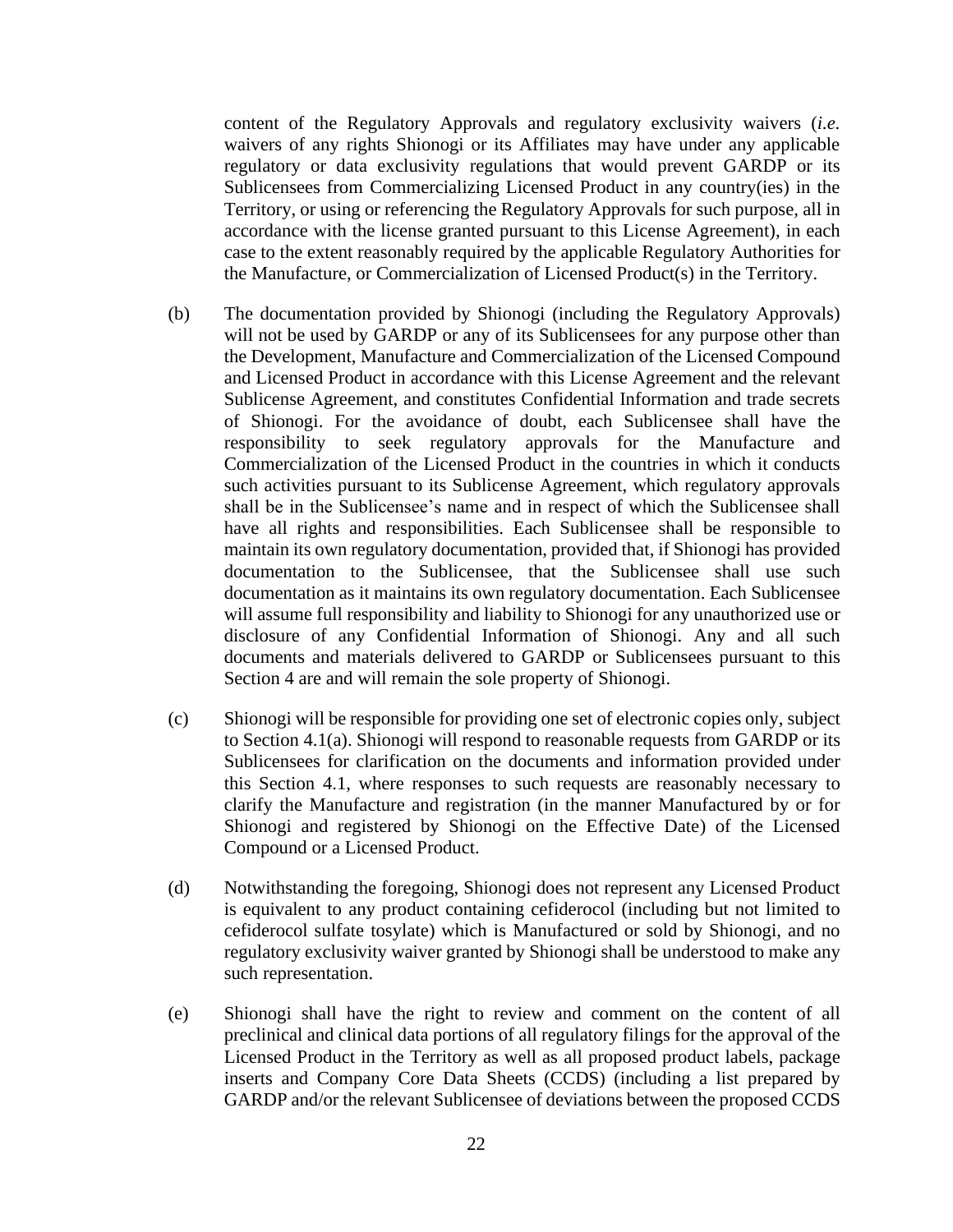content of the Regulatory Approvals and regulatory exclusivity waivers (*i.e.* waivers of any rights Shionogi or its Affiliates may have under any applicable regulatory or data exclusivity regulations that would prevent GARDP or its Sublicensees from Commercializing Licensed Product in any country(ies) in the Territory, or using or referencing the Regulatory Approvals for such purpose, all in accordance with the license granted pursuant to this License Agreement), in each case to the extent reasonably required by the applicable Regulatory Authorities for the Manufacture, or Commercialization of Licensed Product(s) in the Territory.

(b) The documentation provided by Shionogi (including the Regulatory Approvals) will not be used by GARDP or any of its Sublicensees for any purpose other than the Development, Manufacture and Commercialization of the Licensed Compound and Licensed Product in accordance with this License Agreement and the relevant Sublicense Agreement, and constitutes Confidential Information and trade secrets of Shionogi. For the avoidance of doubt, each Sublicensee shall have the responsibility to seek regulatory approvals for the Manufacture and Commercialization of the Licensed Product in the countries in which it conducts such activities pursuant to its Sublicense Agreement, which regulatory approvals shall be in the Sublicensee's name and in respect of which the Sublicensee shall have all rights and responsibilities. Each Sublicensee shall be responsible to maintain its own regulatory documentation, provided that, if Shionogi has provided documentation to the Sublicensee, that the Sublicensee shall use such documentation as it maintains its own regulatory documentation. Each Sublicensee will assume full responsibility and liability to Shionogi for any unauthorized use or disclosure of any Confidential Information of Shionogi. Any and all such documents and materials delivered to GARDP or Sublicensees pursuant to this Section 4 are and will remain the sole property of Shionogi.

(c) Shionogi will be responsible for providing one set of electronic copies only, subject to Section 4.1(a). Shionogi will respond to reasonable requests from GARDP or its Sublicensees for clarification on the documents and information provided under this Section 4.1, where responses to such requests are reasonably necessary to clarify the Manufacture and registration (in the manner Manufactured by or for Shionogi and registered by Shionogi on the Effective Date) of the Licensed Compound or a Licensed Product.

(d) Notwithstanding the foregoing, Shionogi does not represent any Licensed Product is equivalent to any product containing cefiderocol (including but not limited to cefiderocol sulfate tosylate) which is Manufactured or sold by Shionogi, and no regulatory exclusivity waiver granted by Shionogi shall be understood to make any such representation.

(e) Shionogi shall have the right to review and comment on the content of all preclinical and clinical data portions of all regulatory filings for the approval of the Licensed Product in the Territory as well as all proposed product labels, package inserts and Company Core Data Sheets (CCDS) (including a list prepared by GARDP and/or the relevant Sublicensee of deviations between the proposed CCDS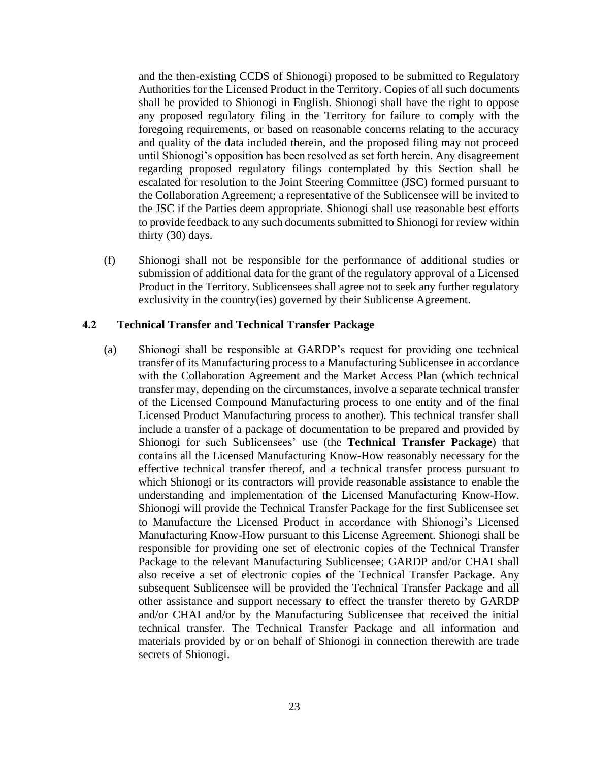and the then-existing CCDS of Shionogi) proposed to be submitted to Regulatory Authorities for the Licensed Product in the Territory. Copies of all such documents shall be provided to Shionogi in English. Shionogi shall have the right to oppose any proposed regulatory filing in the Territory for failure to comply with the foregoing requirements, or based on reasonable concerns relating to the accuracy and quality of the data included therein, and the proposed filing may not proceed until Shionogi's opposition has been resolved as set forth herein. Any disagreement regarding proposed regulatory filings contemplated by this Section shall be escalated for resolution to the Joint Steering Committee (JSC) formed pursuant to the Collaboration Agreement; a representative of the Sublicensee will be invited to the JSC if the Parties deem appropriate. Shionogi shall use reasonable best efforts to provide feedback to any such documents submitted to Shionogi for review within thirty (30) days.

(f) Shionogi shall not be responsible for the performance of additional studies or submission of additional data for the grant of the regulatory approval of a Licensed Product in the Territory. Sublicensees shall agree not to seek any further regulatory exclusivity in the country(ies) governed by their Sublicense Agreement.

### 4.2 Technical Transfer and Technical Transfer Package

(a) Shionogi shall be responsible at GARDP's request for providing one technical transfer of its Manufacturing process to a Manufacturing Sublicensee in accordance with the Collaboration Agreement and the Market Access Plan (which technical transfer may, depending on the circumstances, involve a separate technical transfer of the Licensed Compound Manufacturing process to one entity and of the final Licensed Product Manufacturing process to another). This technical transfer shall include a transfer of a package of documentation to be prepared and provided by Shionogi for such Sublicensees' use (the **Technical Transfer Package**) that contains all the Licensed Manufacturing Know-How reasonably necessary for the effective technical transfer thereof, and a technical transfer process pursuant to which Shionogi or its contractors will provide reasonable assistance to enable the understanding and implementation of the Licensed Manufacturing Know-How. Shionogi will provide the Technical Transfer Package for the first Sublicensee set to Manufacture the Licensed Product in accordance with Shionogi's Licensed Manufacturing Know-How pursuant to this License Agreement. Shionogi shall be responsible for providing one set of electronic copies of the Technical Transfer Package to the relevant Manufacturing Sublicensee; GARDP and/or CHAI shall also receive a set of electronic copies of the Technical Transfer Package. Any subsequent Sublicensee will be provided the Technical Transfer Package and all other assistance and support necessary to effect the transfer thereto by GARDP and/or CHAI and/or by the Manufacturing Sublicensee that received the initial technical transfer. The Technical Transfer Package and all information and materials provided by or on behalf of Shionogi in connection therewith are trade secrets of Shionogi.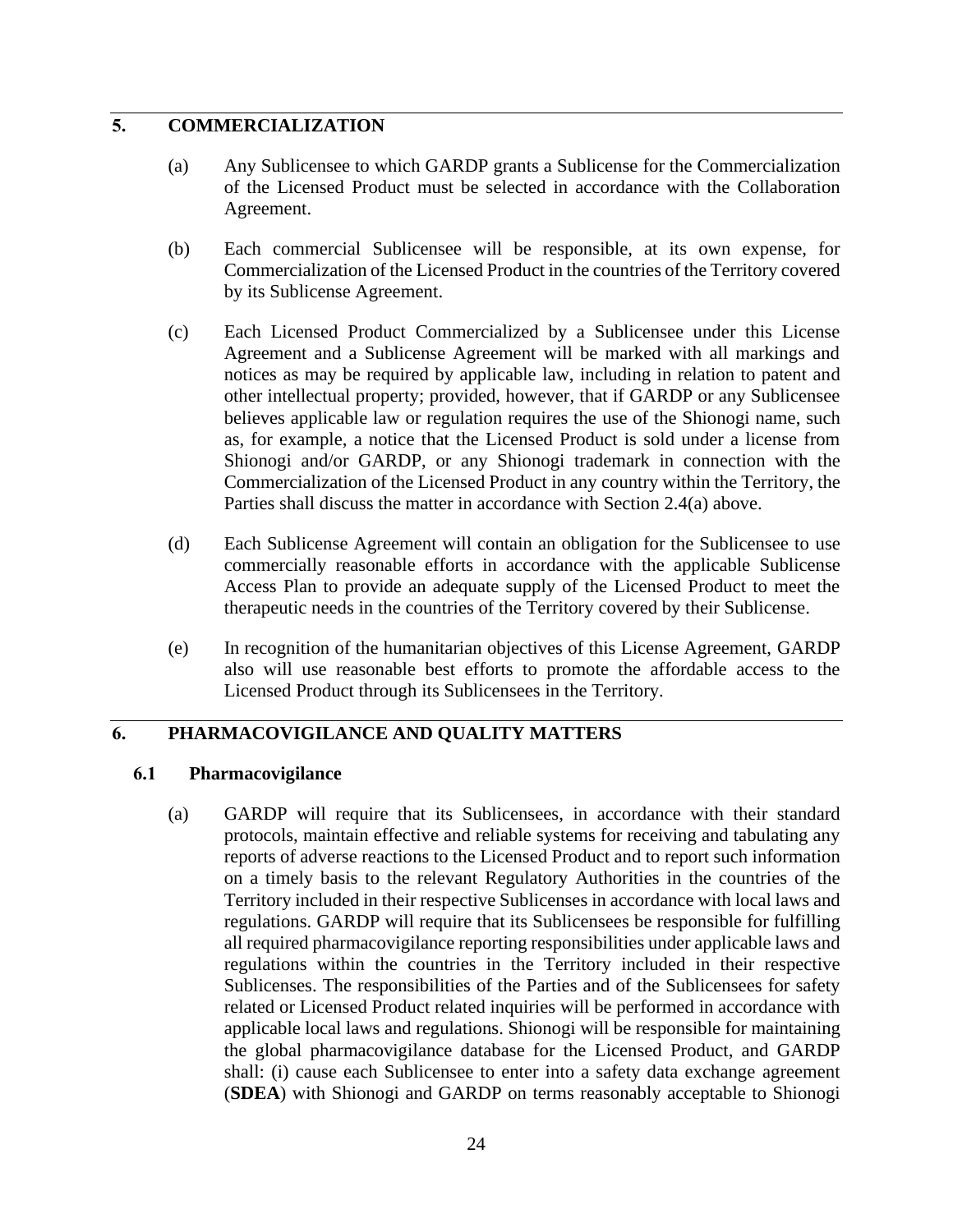## 5. COMMERCIALIZATION

(a) Any Sublicensee to which GARDP grants a Sublicense for the Commercialization of the Licensed Product must be selected in accordance with the Collaboration Agreement.

(b) Each commercial Sublicensee will be responsible, at its own expense, for Commercialization of the Licensed Product in the countries of the Territory covered by its Sublicense Agreement.

(c) Each Licensed Product Commercialized by a Sublicensee under this License Agreement and a Sublicense Agreement will be marked with all markings and notices as may be required by applicable law, including in relation to patent and other intellectual property; provided, however, that if GARDP or any Sublicensee believes applicable law or regulation requires the use of the Shionogi name, such as, for example, a notice that the Licensed Product is sold under a license from Shionogi and/or GARDP, or any Shionogi trademark in connection with the Commercialization of the Licensed Product in any country within the Territory, the Parties shall discuss the matter in accordance with Section 2.4(a) above.

(d) Each Sublicense Agreement will contain an obligation for the Sublicensee to use commercially reasonable efforts in accordance with the applicable Sublicense Access Plan to provide an adequate supply of the Licensed Product to meet the therapeutic needs in the countries of the Territory covered by their Sublicense.

(e) In recognition of the humanitarian objectives of this License Agreement, GARDP also will use reasonable best efforts to promote the affordable access to the Licensed Product through its Sublicensees in the Territory.

## 6. PHARMACOVIGILANCE AND QUALITY MATTERS

### 6.1 Pharmacovigilance

(a) GARDP will require that its Sublicensees, in accordance with their standard protocols, maintain effective and reliable systems for receiving and tabulating any reports of adverse reactions to the Licensed Product and to report such information on a timely basis to the relevant Regulatory Authorities in the countries of the Territory included in their respective Sublicenses in accordance with local laws and regulations. GARDP will require that its Sublicensees be responsible for fulfilling all required pharmacovigilance reporting responsibilities under applicable laws and regulations within the countries in the Territory included in their respective Sublicenses. The responsibilities of the Parties and of the Sublicensees for safety related or Licensed Product related inquiries will be performed in accordance with applicable local laws and regulations. Shionogi will be responsible for maintaining the global pharmacovigilance database for the Licensed Product, and GARDP shall: (i) cause each Sublicensee to enter into a safety data exchange agreement (**SDEA**) with Shionogi and GARDP on terms reasonably acceptable to Shionogi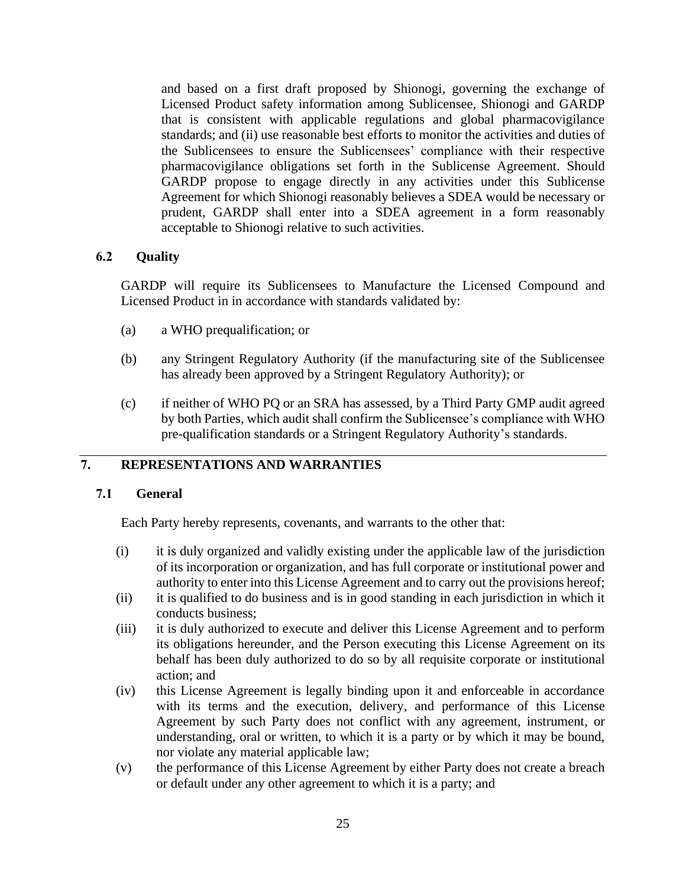and based on a first draft proposed by Shionogi, governing the exchange of Licensed Product safety information among Sublicensee, Shionogi and GARDP that is consistent with applicable regulations and global pharmacovigilance standards; and (ii) use reasonable best efforts to monitor the activities and duties of the Sublicensees to ensure the Sublicensees' compliance with their respective pharmacovigilance obligations set forth in the Sublicense Agreement. Should GARDP propose to engage directly in any activities under this Sublicense Agreement for which Shionogi reasonably believes a SDEA would be necessary or prudent, GARDP shall enter into a SDEA agreement in a form reasonably acceptable to Shionogi relative to such activities.

### 6.2 Quality

GARDP will require its Sublicensees to Manufacture the Licensed Compound and Licensed Product in in accordance with standards validated by:

(a) a WHO prequalification; or

(b) any Stringent Regulatory Authority (if the manufacturing site of the Sublicensee has already been approved by a Stringent Regulatory Authority); or

(c) if neither of WHO PQ or an SRA has assessed, by a Third Party GMP audit agreed by both Parties, which audit shall confirm the Sublicensee's compliance with WHO pre-qualification standards or a Stringent Regulatory Authority's standards.

## 7. REPRESENTATIONS AND WARRANTIES

### 7.1 General

Each Party hereby represents, covenants, and warrants to the other that:

(i) it is duly organized and validly existing under the applicable law of the jurisdiction of its incorporation or organization, and has full corporate or institutional power and authority to enter into this License Agreement and to carry out the provisions hereof;

(ii) it is qualified to do business and is in good standing in each jurisdiction in which it conducts business;

(iii) it is duly authorized to execute and deliver this License Agreement and to perform its obligations hereunder, and the Person executing this License Agreement on its behalf has been duly authorized to do so by all requisite corporate or institutional action; and

(iv) this License Agreement is legally binding upon it and enforceable in accordance with its terms and the execution, delivery, and performance of this License Agreement by such Party does not conflict with any agreement, instrument, or understanding, oral or written, to which it is a party or by which it may be bound, nor violate any material applicable law;

(v) the performance of this License Agreement by either Party does not create a breach or default under any other agreement to which it is a party; and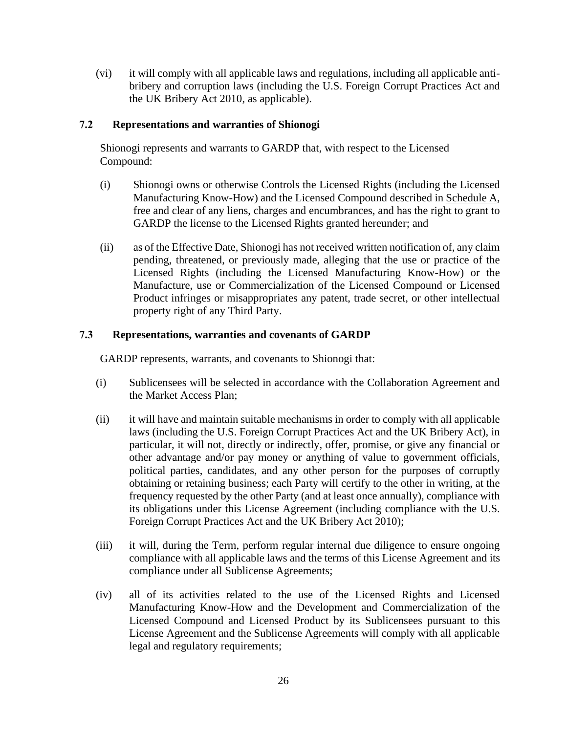(vi) it will comply with all applicable laws and regulations, including all applicable anti-bribery and corruption laws (including the U.S. Foreign Corrupt Practices Act and the UK Bribery Act 2010, as applicable).

### 7.2 Representations and warranties of Shionogi

Shionogi represents and warrants to GARDP that, with respect to the Licensed Compound:

(i) Shionogi owns or otherwise Controls the Licensed Rights (including the Licensed Manufacturing Know-How) and the Licensed Compound described in Schedule A, free and clear of any liens, charges and encumbrances, and has the right to grant to GARDP the license to the Licensed Rights granted hereunder; and

(ii) as of the Effective Date, Shionogi has not received written notification of, any claim pending, threatened, or previously made, alleging that the use or practice of the Licensed Rights (including the Licensed Manufacturing Know-How) or the Manufacture, use or Commercialization of the Licensed Compound or Licensed Product infringes or misappropriates any patent, trade secret, or other intellectual property right of any Third Party.

### 7.3 Representations, warranties and covenants of GARDP

GARDP represents, warrants, and covenants to Shionogi that:

(i) Sublicensees will be selected in accordance with the Collaboration Agreement and the Market Access Plan;

(ii) it will have and maintain suitable mechanisms in order to comply with all applicable laws (including the U.S. Foreign Corrupt Practices Act and the UK Bribery Act), in particular, it will not, directly or indirectly, offer, promise, or give any financial or other advantage and/or pay money or anything of value to government officials, political parties, candidates, and any other person for the purposes of corruptly obtaining or retaining business; each Party will certify to the other in writing, at the frequency requested by the other Party (and at least once annually), compliance with its obligations under this License Agreement (including compliance with the U.S. Foreign Corrupt Practices Act and the UK Bribery Act 2010);

(iii) it will, during the Term, perform regular internal due diligence to ensure ongoing compliance with all applicable laws and the terms of this License Agreement and its compliance under all Sublicense Agreements;

(iv) all of its activities related to the use of the Licensed Rights and Licensed Manufacturing Know-How and the Development and Commercialization of the Licensed Compound and Licensed Product by its Sublicensees pursuant to this License Agreement and the Sublicense Agreements will comply with all applicable legal and regulatory requirements;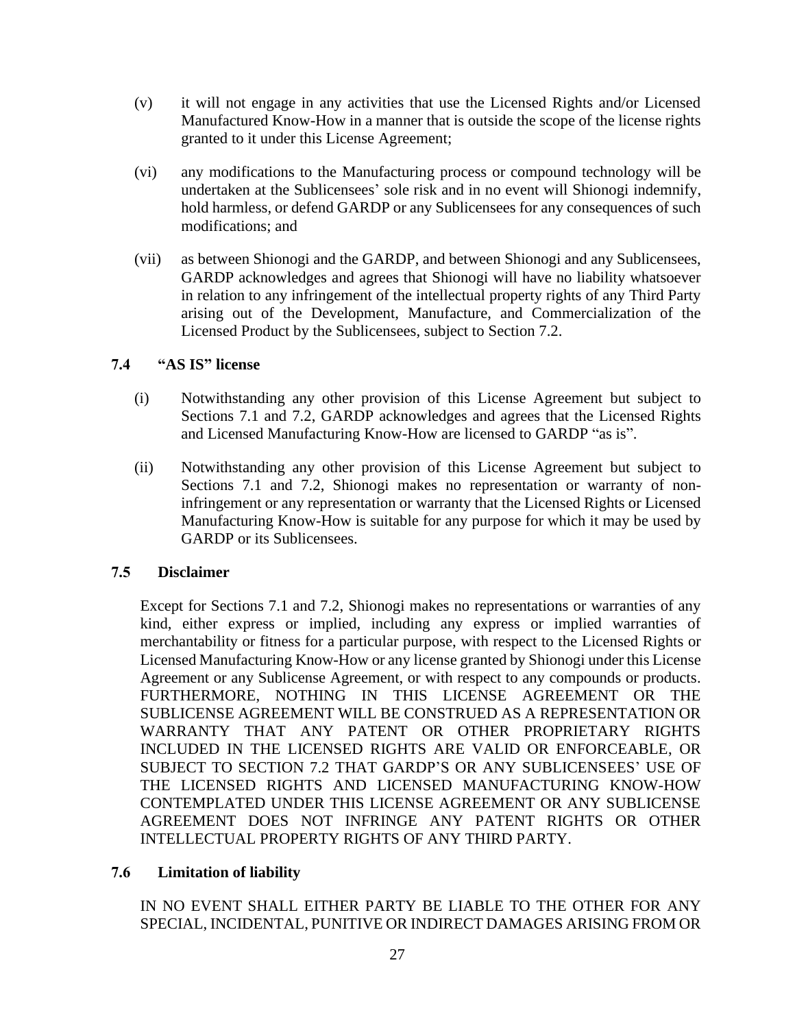(v) it will not engage in any activities that use the Licensed Rights and/or Licensed Manufactured Know-How in a manner that is outside the scope of the license rights granted to it under this License Agreement;

(vi) any modifications to the Manufacturing process or compound technology will be undertaken at the Sublicensees' sole risk and in no event will Shionogi indemnify, hold harmless, or defend GARDP or any Sublicensees for any consequences of such modifications; and

(vii) as between Shionogi and the GARDP, and between Shionogi and any Sublicensees, GARDP acknowledges and agrees that Shionogi will have no liability whatsoever in relation to any infringement of the intellectual property rights of any Third Party arising out of the Development, Manufacture, and Commercialization of the Licensed Product by the Sublicensees, subject to Section 7.2.

### 7.4 "AS IS" license

(i) Notwithstanding any other provision of this License Agreement but subject to Sections 7.1 and 7.2, GARDP acknowledges and agrees that the Licensed Rights and Licensed Manufacturing Know-How are licensed to GARDP "as is".

(ii) Notwithstanding any other provision of this License Agreement but subject to Sections 7.1 and 7.2, Shionogi makes no representation or warranty of non-infringement or any representation or warranty that the Licensed Rights or Licensed Manufacturing Know-How is suitable for any purpose for which it may be used by GARDP or its Sublicensees.

### 7.5 Disclaimer

Except for Sections 7.1 and 7.2, Shionogi makes no representations or warranties of any kind, either express or implied, including any express or implied warranties of merchantability or fitness for a particular purpose, with respect to the Licensed Rights or Licensed Manufacturing Know-How or any license granted by Shionogi under this License Agreement or any Sublicense Agreement, or with respect to any compounds or products. FURTHERMORE, NOTHING IN THIS LICENSE AGREEMENT OR THE SUBLICENSE AGREEMENT WILL BE CONSTRUED AS A REPRESENTATION OR WARRANTY THAT ANY PATENT OR OTHER PROPRIETARY RIGHTS INCLUDED IN THE LICENSED RIGHTS ARE VALID OR ENFORCEABLE, OR SUBJECT TO SECTION 7.2 THAT GARDP'S OR ANY SUBLICENSEES' USE OF THE LICENSED RIGHTS AND LICENSED MANUFACTURING KNOW-HOW CONTEMPLATED UNDER THIS LICENSE AGREEMENT OR ANY SUBLICENSE AGREEMENT DOES NOT INFRINGE ANY PATENT RIGHTS OR OTHER INTELLECTUAL PROPERTY RIGHTS OF ANY THIRD PARTY.

### 7.6 Limitation of liability

IN NO EVENT SHALL EITHER PARTY BE LIABLE TO THE OTHER FOR ANY SPECIAL, INCIDENTAL, PUNITIVE OR INDIRECT DAMAGES ARISING FROM OR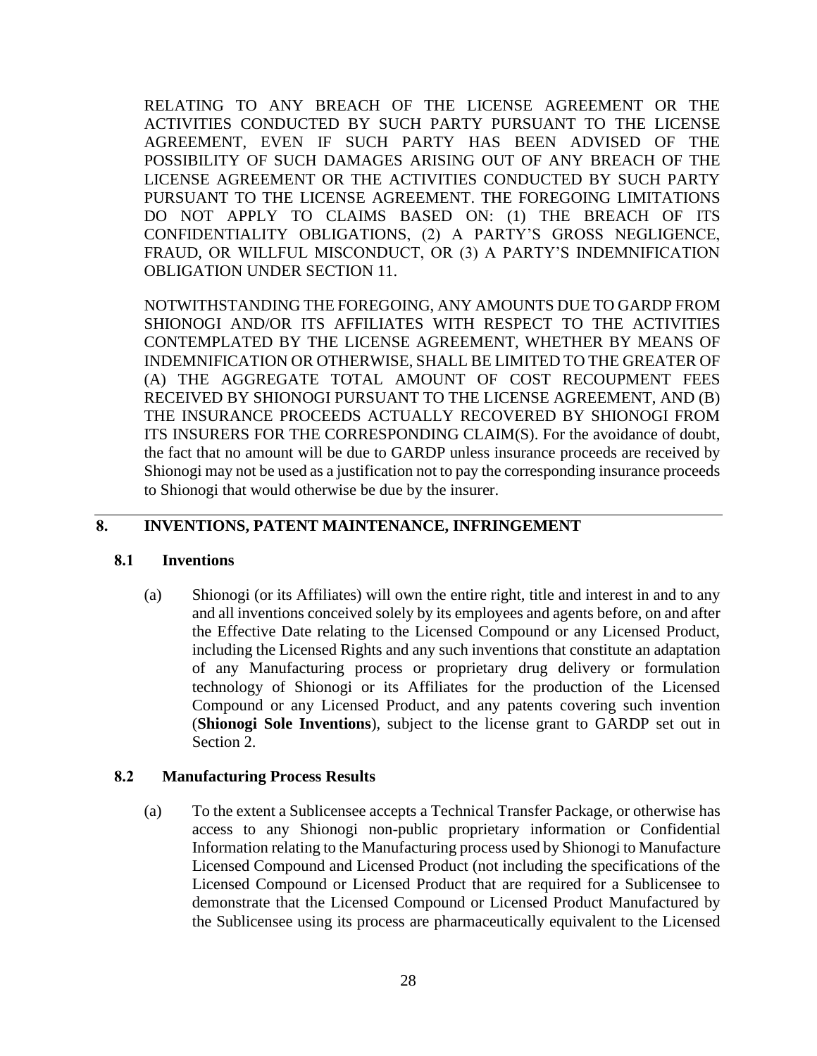RELATING TO ANY BREACH OF THE LICENSE AGREEMENT OR THE ACTIVITIES CONDUCTED BY SUCH PARTY PURSUANT TO THE LICENSE AGREEMENT, EVEN IF SUCH PARTY HAS BEEN ADVISED OF THE POSSIBILITY OF SUCH DAMAGES ARISING OUT OF ANY BREACH OF THE LICENSE AGREEMENT OR THE ACTIVITIES CONDUCTED BY SUCH PARTY PURSUANT TO THE LICENSE AGREEMENT. THE FOREGOING LIMITATIONS DO NOT APPLY TO CLAIMS BASED ON: (1) THE BREACH OF ITS CONFIDENTIALITY OBLIGATIONS, (2) A PARTY'S GROSS NEGLIGENCE, FRAUD, OR WILLFUL MISCONDUCT, OR (3) A PARTY'S INDEMNIFICATION OBLIGATION UNDER SECTION 11.

NOTWITHSTANDING THE FOREGOING, ANY AMOUNTS DUE TO GARDP FROM SHIONOGI AND/OR ITS AFFILIATES WITH RESPECT TO THE ACTIVITIES CONTEMPLATED BY THE LICENSE AGREEMENT, WHETHER BY MEANS OF INDEMNIFICATION OR OTHERWISE, SHALL BE LIMITED TO THE GREATER OF (A) THE AGGREGATE TOTAL AMOUNT OF COST RECOUPMENT FEES RECEIVED BY SHIONOGI PURSUANT TO THE LICENSE AGREEMENT, AND (B) THE INSURANCE PROCEEDS ACTUALLY RECOVERED BY SHIONOGI FROM ITS INSURERS FOR THE CORRESPONDING CLAIM(S). For the avoidance of doubt, the fact that no amount will be due to GARDP unless insurance proceeds are received by Shionogi may not be used as a justification not to pay the corresponding insurance proceeds to Shionogi that would otherwise be due by the insurer.

## 8. INVENTIONS, PATENT MAINTENANCE, INFRINGEMENT

### 8.1 Inventions

(a) Shionogi (or its Affiliates) will own the entire right, title and interest in and to any and all inventions conceived solely by its employees and agents before, on and after the Effective Date relating to the Licensed Compound or any Licensed Product, including the Licensed Rights and any such inventions that constitute an adaptation of any Manufacturing process or proprietary drug delivery or formulation technology of Shionogi or its Affiliates for the production of the Licensed Compound or any Licensed Product, and any patents covering such invention (**Shionogi Sole Inventions**), subject to the license grant to GARDP set out in Section 2.

### 8.2 Manufacturing Process Results

(a) To the extent a Sublicensee accepts a Technical Transfer Package, or otherwise has access to any Shionogi non-public proprietary information or Confidential Information relating to the Manufacturing process used by Shionogi to Manufacture Licensed Compound and Licensed Product (not including the specifications of the Licensed Compound or Licensed Product that are required for a Sublicensee to demonstrate that the Licensed Compound or Licensed Product Manufactured by the Sublicensee using its process are pharmaceutically equivalent to the Licensed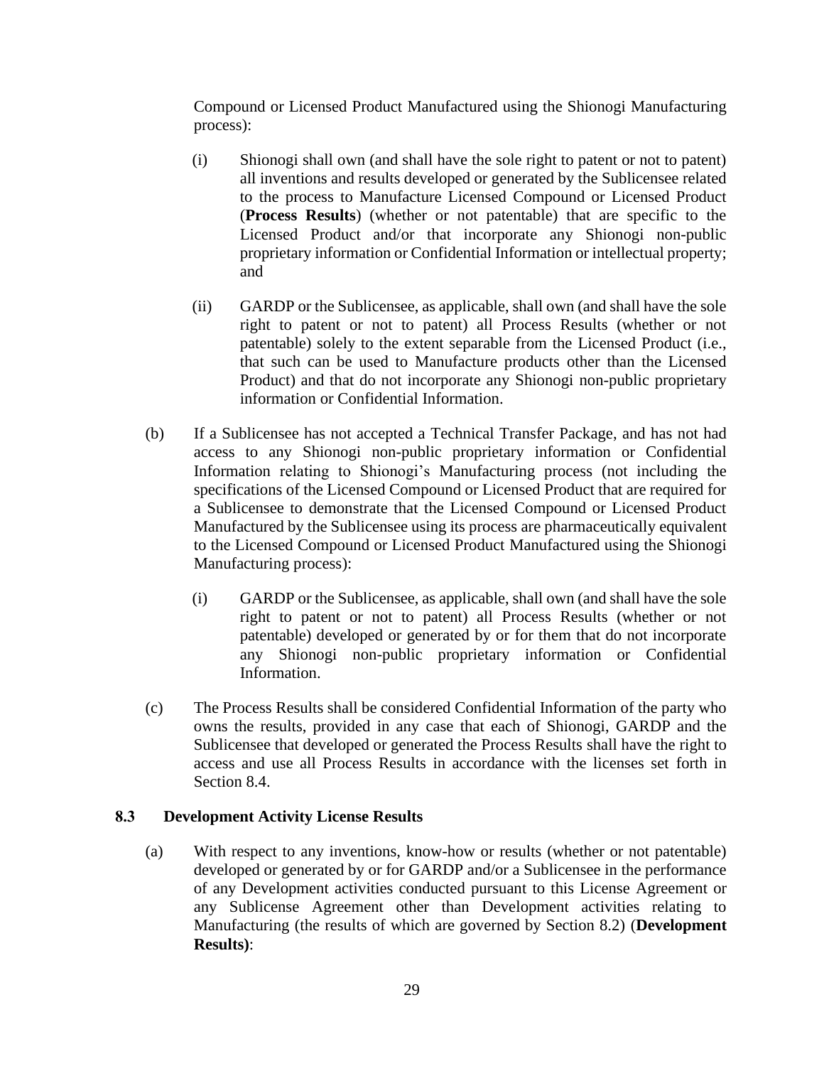Compound or Licensed Product Manufactured using the Shionogi Manufacturing process):

(i) Shionogi shall own (and shall have the sole right to patent or not to patent) all inventions and results developed or generated by the Sublicensee related to the process to Manufacture Licensed Compound or Licensed Product (**Process Results**) (whether or not patentable) that are specific to the Licensed Product and/or that incorporate any Shionogi non-public proprietary information or Confidential Information or intellectual property; and

(ii) GARDP or the Sublicensee, as applicable, shall own (and shall have the sole right to patent or not to patent) all Process Results (whether or not patentable) solely to the extent separable from the Licensed Product (i.e., that such can be used to Manufacture products other than the Licensed Product) and that do not incorporate any Shionogi non-public proprietary information or Confidential Information.

(b) If a Sublicensee has not accepted a Technical Transfer Package, and has not had access to any Shionogi non-public proprietary information or Confidential Information relating to Shionogi's Manufacturing process (not including the specifications of the Licensed Compound or Licensed Product that are required for a Sublicensee to demonstrate that the Licensed Compound or Licensed Product Manufactured by the Sublicensee using its process are pharmaceutically equivalent to the Licensed Compound or Licensed Product Manufactured using the Shionogi Manufacturing process):

(i) GARDP or the Sublicensee, as applicable, shall own (and shall have the sole right to patent or not to patent) all Process Results (whether or not patentable) developed or generated by or for them that do not incorporate any Shionogi non-public proprietary information or Confidential Information.

(c) The Process Results shall be considered Confidential Information of the party who owns the results, provided in any case that each of Shionogi, GARDP and the Sublicensee that developed or generated the Process Results shall have the right to access and use all Process Results in accordance with the licenses set forth in Section 8.4.

### 8.3 Development Activity License Results

(a) With respect to any inventions, know-how or results (whether or not patentable) developed or generated by or for GARDP and/or a Sublicensee in the performance of any Development activities conducted pursuant to this License Agreement or any Sublicense Agreement other than Development activities relating to Manufacturing (the results of which are governed by Section 8.2) (**Development Results)**: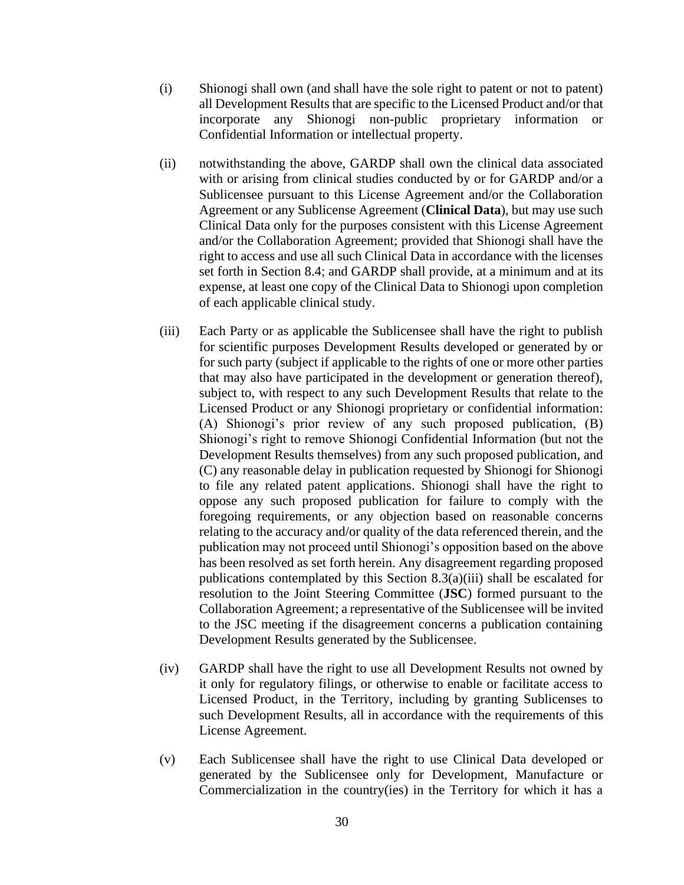(i) Shionogi shall own (and shall have the sole right to patent or not to patent) all Development Results that are specific to the Licensed Product and/or that incorporate any Shionogi non-public proprietary information or Confidential Information or intellectual property.

(ii) notwithstanding the above, GARDP shall own the clinical data associated with or arising from clinical studies conducted by or for GARDP and/or a Sublicensee pursuant to this License Agreement and/or the Collaboration Agreement or any Sublicense Agreement (**Clinical Data**), but may use such Clinical Data only for the purposes consistent with this License Agreement and/or the Collaboration Agreement; provided that Shionogi shall have the right to access and use all such Clinical Data in accordance with the licenses set forth in Section 8.4; and GARDP shall provide, at a minimum and at its expense, at least one copy of the Clinical Data to Shionogi upon completion of each applicable clinical study.

(iii) Each Party or as applicable the Sublicensee shall have the right to publish for scientific purposes Development Results developed or generated by or for such party (subject if applicable to the rights of one or more other parties that may also have participated in the development or generation thereof), subject to, with respect to any such Development Results that relate to the Licensed Product or any Shionogi proprietary or confidential information: (A) Shionogi's prior review of any such proposed publication, (B) Shionogi's right to remove Shionogi Confidential Information (but not the Development Results themselves) from any such proposed publication, and (C) any reasonable delay in publication requested by Shionogi for Shionogi to file any related patent applications. Shionogi shall have the right to oppose any such proposed publication for failure to comply with the foregoing requirements, or any objection based on reasonable concerns relating to the accuracy and/or quality of the data referenced therein, and the publication may not proceed until Shionogi's opposition based on the above has been resolved as set forth herein. Any disagreement regarding proposed publications contemplated by this Section 8.3(a)(iii) shall be escalated for resolution to the Joint Steering Committee (**JSC**) formed pursuant to the Collaboration Agreement; a representative of the Sublicensee will be invited to the JSC meeting if the disagreement concerns a publication containing Development Results generated by the Sublicensee.

(iv) GARDP shall have the right to use all Development Results not owned by it only for regulatory filings, or otherwise to enable or facilitate access to Licensed Product, in the Territory, including by granting Sublicenses to such Development Results, all in accordance with the requirements of this License Agreement.

(v) Each Sublicensee shall have the right to use Clinical Data developed or generated by the Sublicensee only for Development, Manufacture or Commercialization in the country(ies) in the Territory for which it has a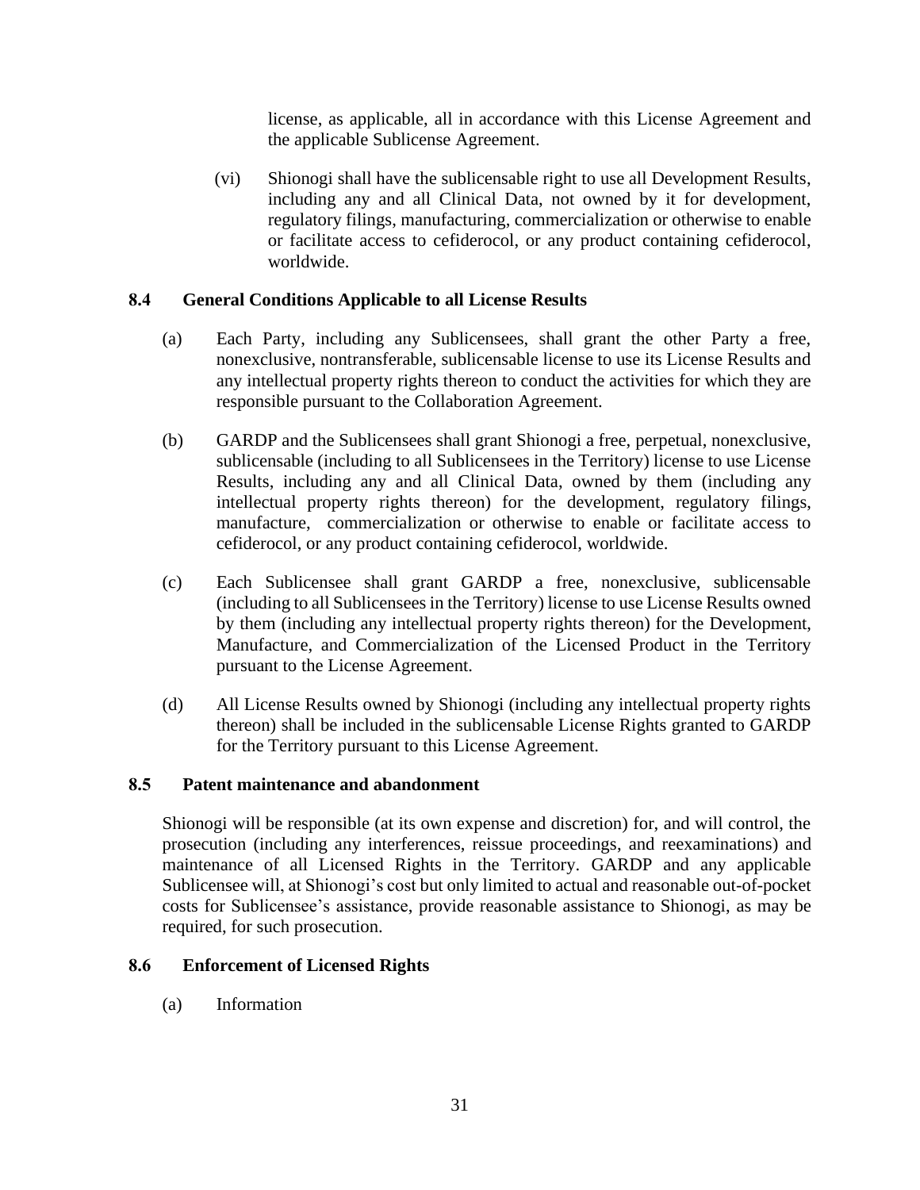license, as applicable, all in accordance with this License Agreement and the applicable Sublicense Agreement.

(vi) Shionogi shall have the sublicensable right to use all Development Results, including any and all Clinical Data, not owned by it for development, regulatory filings, manufacturing, commercialization or otherwise to enable or facilitate access to cefiderocol, or any product containing cefiderocol, worldwide.

### 8.4 General Conditions Applicable to all License Results

(a) Each Party, including any Sublicensees, shall grant the other Party a free, nonexclusive, nontransferable, sublicensable license to use its License Results and any intellectual property rights thereon to conduct the activities for which they are responsible pursuant to the Collaboration Agreement.

(b) GARDP and the Sublicensees shall grant Shionogi a free, perpetual, nonexclusive, sublicensable (including to all Sublicensees in the Territory) license to use License Results, including any and all Clinical Data, owned by them (including any intellectual property rights thereon) for the development, regulatory filings, manufacture, commercialization or otherwise to enable or facilitate access to cefiderocol, or any product containing cefiderocol, worldwide.

(c) Each Sublicensee shall grant GARDP a free, nonexclusive, sublicensable (including to all Sublicensees in the Territory) license to use License Results owned by them (including any intellectual property rights thereon) for the Development, Manufacture, and Commercialization of the Licensed Product in the Territory pursuant to the License Agreement.

(d) All License Results owned by Shionogi (including any intellectual property rights thereon) shall be included in the sublicensable License Rights granted to GARDP for the Territory pursuant to this License Agreement.

### 8.5 Patent maintenance and abandonment

Shionogi will be responsible (at its own expense and discretion) for, and will control, the prosecution (including any interferences, reissue proceedings, and reexaminations) and maintenance of all Licensed Rights in the Territory. GARDP and any applicable Sublicensee will, at Shionogi's cost but only limited to actual and reasonable out-of-pocket costs for Sublicensee's assistance, provide reasonable assistance to Shionogi, as may be required, for such prosecution.

### 8.6 Enforcement of Licensed Rights

(a) Information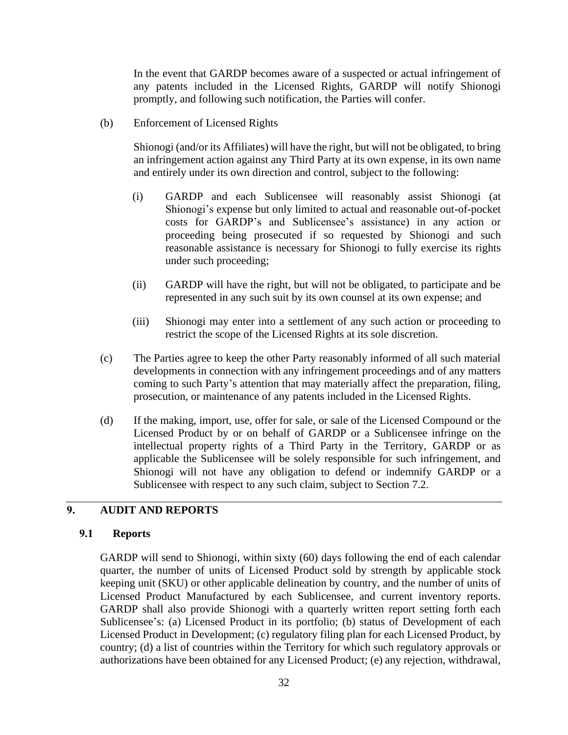In the event that GARDP becomes aware of a suspected or actual infringement of any patents included in the Licensed Rights, GARDP will notify Shionogi promptly, and following such notification, the Parties will confer.

(b) Enforcement of Licensed Rights

Shionogi (and/or its Affiliates) will have the right, but will not be obligated, to bring an infringement action against any Third Party at its own expense, in its own name and entirely under its own direction and control, subject to the following:

(i) GARDP and each Sublicensee will reasonably assist Shionogi (at Shionogi's expense but only limited to actual and reasonable out-of-pocket costs for GARDP's and Sublicensee's assistance) in any action or proceeding being prosecuted if so requested by Shionogi and such reasonable assistance is necessary for Shionogi to fully exercise its rights under such proceeding;

(ii) GARDP will have the right, but will not be obligated, to participate and be represented in any such suit by its own counsel at its own expense; and

(iii) Shionogi may enter into a settlement of any such action or proceeding to restrict the scope of the Licensed Rights at its sole discretion.

(c) The Parties agree to keep the other Party reasonably informed of all such material developments in connection with any infringement proceedings and of any matters coming to such Party's attention that may materially affect the preparation, filing, prosecution, or maintenance of any patents included in the Licensed Rights.

(d) If the making, import, use, offer for sale, or sale of the Licensed Compound or the Licensed Product by or on behalf of GARDP or a Sublicensee infringe on the intellectual property rights of a Third Party in the Territory, GARDP or as applicable the Sublicensee will be solely responsible for such infringement, and Shionogi will not have any obligation to defend or indemnify GARDP or a Sublicensee with respect to any such claim, subject to Section 7.2.

## 9. AUDIT AND REPORTS

### 9.1 Reports

GARDP will send to Shionogi, within sixty (60) days following the end of each calendar quarter, the number of units of Licensed Product sold by strength by applicable stock keeping unit (SKU) or other applicable delineation by country, and the number of units of Licensed Product Manufactured by each Sublicensee, and current inventory reports. GARDP shall also provide Shionogi with a quarterly written report setting forth each Sublicensee's: (a) Licensed Product in its portfolio; (b) status of Development of each Licensed Product in Development; (c) regulatory filing plan for each Licensed Product, by country; (d) a list of countries within the Territory for which such regulatory approvals or authorizations have been obtained for any Licensed Product; (e) any rejection, withdrawal,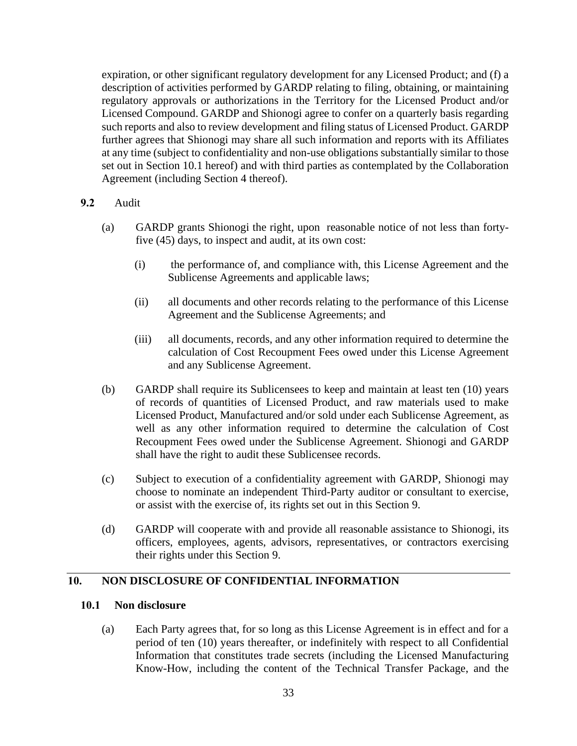expiration, or other significant regulatory development for any Licensed Product; and (f) a description of activities performed by GARDP relating to filing, obtaining, or maintaining regulatory approvals or authorizations in the Territory for the Licensed Product and/or Licensed Compound. GARDP and Shionogi agree to confer on a quarterly basis regarding such reports and also to review development and filing status of Licensed Product. GARDP further agrees that Shionogi may share all such information and reports with its Affiliates at any time (subject to confidentiality and non-use obligations substantially similar to those set out in Section 10.1 hereof) and with third parties as contemplated by the Collaboration Agreement (including Section 4 thereof).

**9.2** Audit

(a) GARDP grants Shionogi the right, upon reasonable notice of not less than forty-five (45) days, to inspect and audit, at its own cost:

(i) the performance of, and compliance with, this License Agreement and the Sublicense Agreements and applicable laws;

(ii) all documents and other records relating to the performance of this License Agreement and the Sublicense Agreements; and

(iii) all documents, records, and any other information required to determine the calculation of Cost Recoupment Fees owed under this License Agreement and any Sublicense Agreement.

(b) GARDP shall require its Sublicensees to keep and maintain at least ten (10) years of records of quantities of Licensed Product, and raw materials used to make Licensed Product, Manufactured and/or sold under each Sublicense Agreement, as well as any other information required to determine the calculation of Cost Recoupment Fees owed under the Sublicense Agreement. Shionogi and GARDP shall have the right to audit these Sublicensee records.

(c) Subject to execution of a confidentiality agreement with GARDP, Shionogi may choose to nominate an independent Third-Party auditor or consultant to exercise, or assist with the exercise of, its rights set out in this Section 9.

(d) GARDP will cooperate with and provide all reasonable assistance to Shionogi, its officers, employees, agents, advisors, representatives, or contractors exercising their rights under this Section 9.

## 10. NON DISCLOSURE OF CONFIDENTIAL INFORMATION

### 10.1 Non disclosure

(a) Each Party agrees that, for so long as this License Agreement is in effect and for a period of ten (10) years thereafter, or indefinitely with respect to all Confidential Information that constitutes trade secrets (including the Licensed Manufacturing Know-How, including the content of the Technical Transfer Package, and the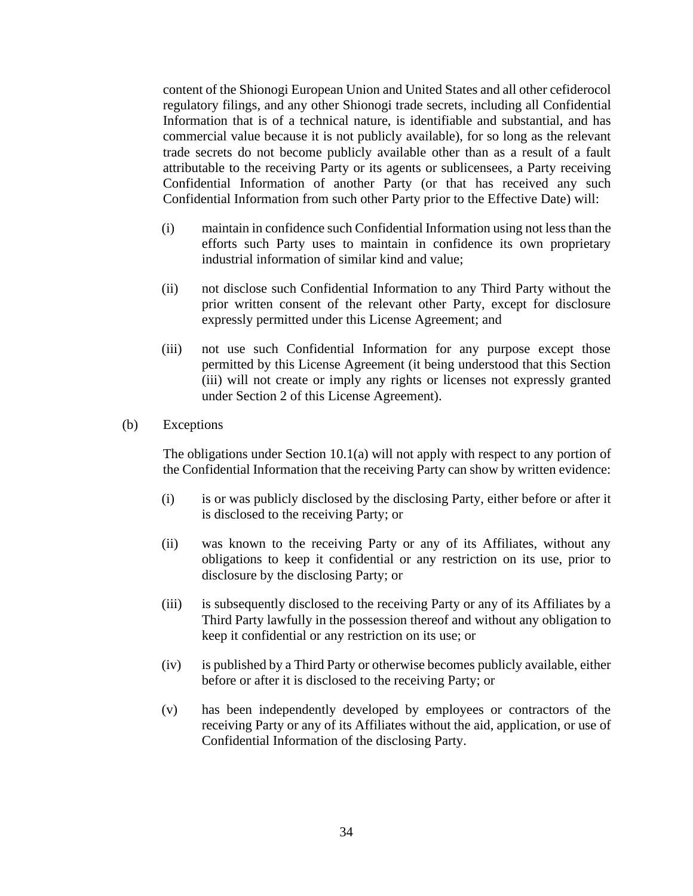content of the Shionogi European Union and United States and all other cefiderocol regulatory filings, and any other Shionogi trade secrets, including all Confidential Information that is of a technical nature, is identifiable and substantial, and has commercial value because it is not publicly available), for so long as the relevant trade secrets do not become publicly available other than as a result of a fault attributable to the receiving Party or its agents or sublicensees, a Party receiving Confidential Information of another Party (or that has received any such Confidential Information from such other Party prior to the Effective Date) will:

(i) maintain in confidence such Confidential Information using not less than the efforts such Party uses to maintain in confidence its own proprietary industrial information of similar kind and value;

(ii) not disclose such Confidential Information to any Third Party without the prior written consent of the relevant other Party, except for disclosure expressly permitted under this License Agreement; and

(iii) not use such Confidential Information for any purpose except those permitted by this License Agreement (it being understood that this Section (iii) will not create or imply any rights or licenses not expressly granted under Section 2 of this License Agreement).

(b) Exceptions

The obligations under Section 10.1(a) will not apply with respect to any portion of the Confidential Information that the receiving Party can show by written evidence:

(i) is or was publicly disclosed by the disclosing Party, either before or after it is disclosed to the receiving Party; or

(ii) was known to the receiving Party or any of its Affiliates, without any obligations to keep it confidential or any restriction on its use, prior to disclosure by the disclosing Party; or

(iii) is subsequently disclosed to the receiving Party or any of its Affiliates by a Third Party lawfully in the possession thereof and without any obligation to keep it confidential or any restriction on its use; or

(iv) is published by a Third Party or otherwise becomes publicly available, either before or after it is disclosed to the receiving Party; or

(v) has been independently developed by employees or contractors of the receiving Party or any of its Affiliates without the aid, application, or use of Confidential Information of the disclosing Party.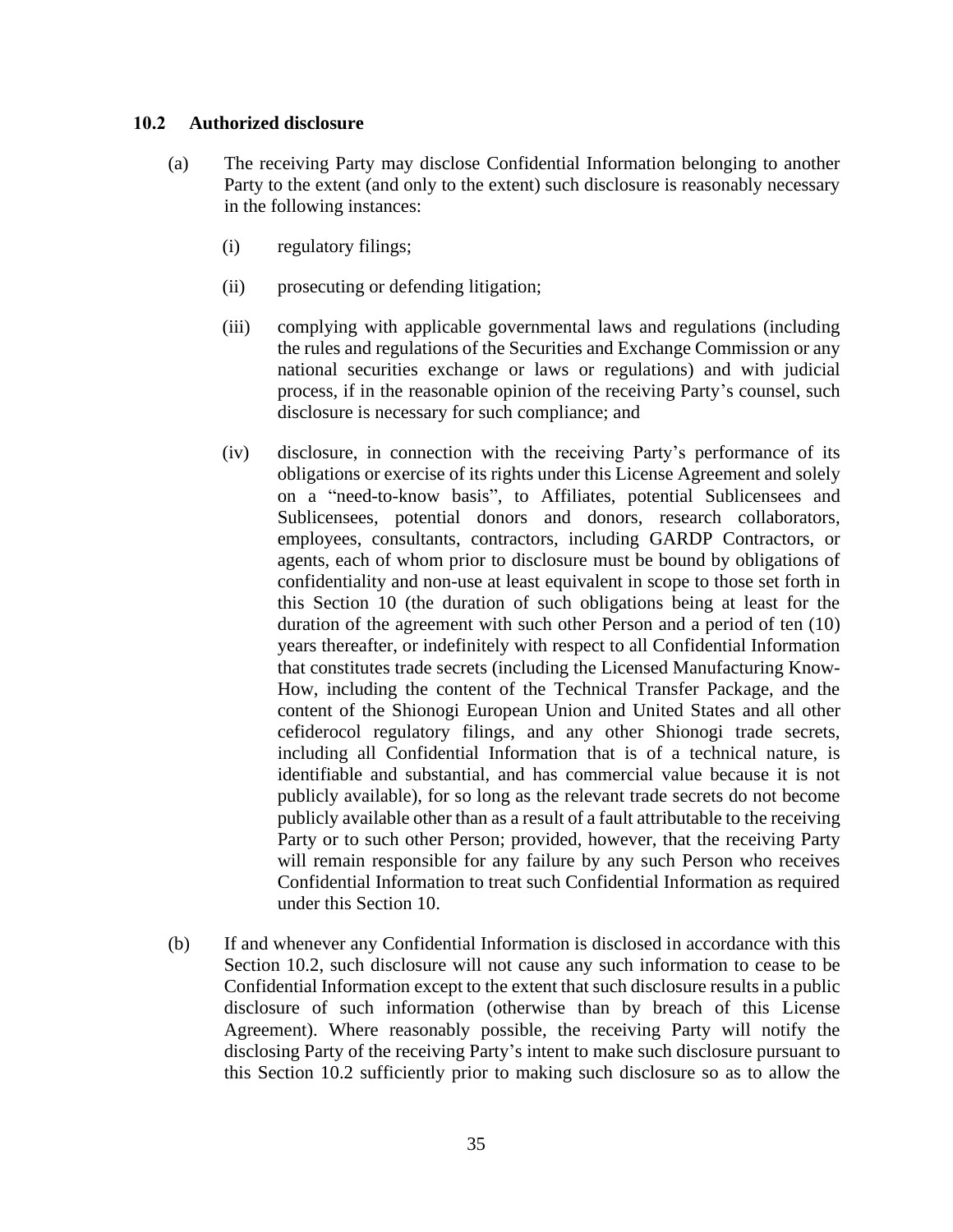### 10.2 Authorized disclosure

(a) The receiving Party may disclose Confidential Information belonging to another Party to the extent (and only to the extent) such disclosure is reasonably necessary in the following instances:

(i) regulatory filings;

(ii) prosecuting or defending litigation;

(iii) complying with applicable governmental laws and regulations (including the rules and regulations of the Securities and Exchange Commission or any national securities exchange or laws or regulations) and with judicial process, if in the reasonable opinion of the receiving Party's counsel, such disclosure is necessary for such compliance; and

(iv) disclosure, in connection with the receiving Party's performance of its obligations or exercise of its rights under this License Agreement and solely on a "need-to-know basis", to Affiliates, potential Sublicensees and Sublicensees, potential donors and donors, research collaborators, employees, consultants, contractors, including GARDP Contractors, or agents, each of whom prior to disclosure must be bound by obligations of confidentiality and non-use at least equivalent in scope to those set forth in this Section 10 (the duration of such obligations being at least for the duration of the agreement with such other Person and a period of ten (10) years thereafter, or indefinitely with respect to all Confidential Information that constitutes trade secrets (including the Licensed Manufacturing Know-How, including the content of the Technical Transfer Package, and the content of the Shionogi European Union and United States and all other cefiderocol regulatory filings, and any other Shionogi trade secrets, including all Confidential Information that is of a technical nature, is identifiable and substantial, and has commercial value because it is not publicly available), for so long as the relevant trade secrets do not become publicly available other than as a result of a fault attributable to the receiving Party or to such other Person; provided, however, that the receiving Party will remain responsible for any failure by any such Person who receives Confidential Information to treat such Confidential Information as required under this Section 10.

(b) If and whenever any Confidential Information is disclosed in accordance with this Section 10.2, such disclosure will not cause any such information to cease to be Confidential Information except to the extent that such disclosure results in a public disclosure of such information (otherwise than by breach of this License Agreement). Where reasonably possible, the receiving Party will notify the disclosing Party of the receiving Party's intent to make such disclosure pursuant to this Section 10.2 sufficiently prior to making such disclosure so as to allow the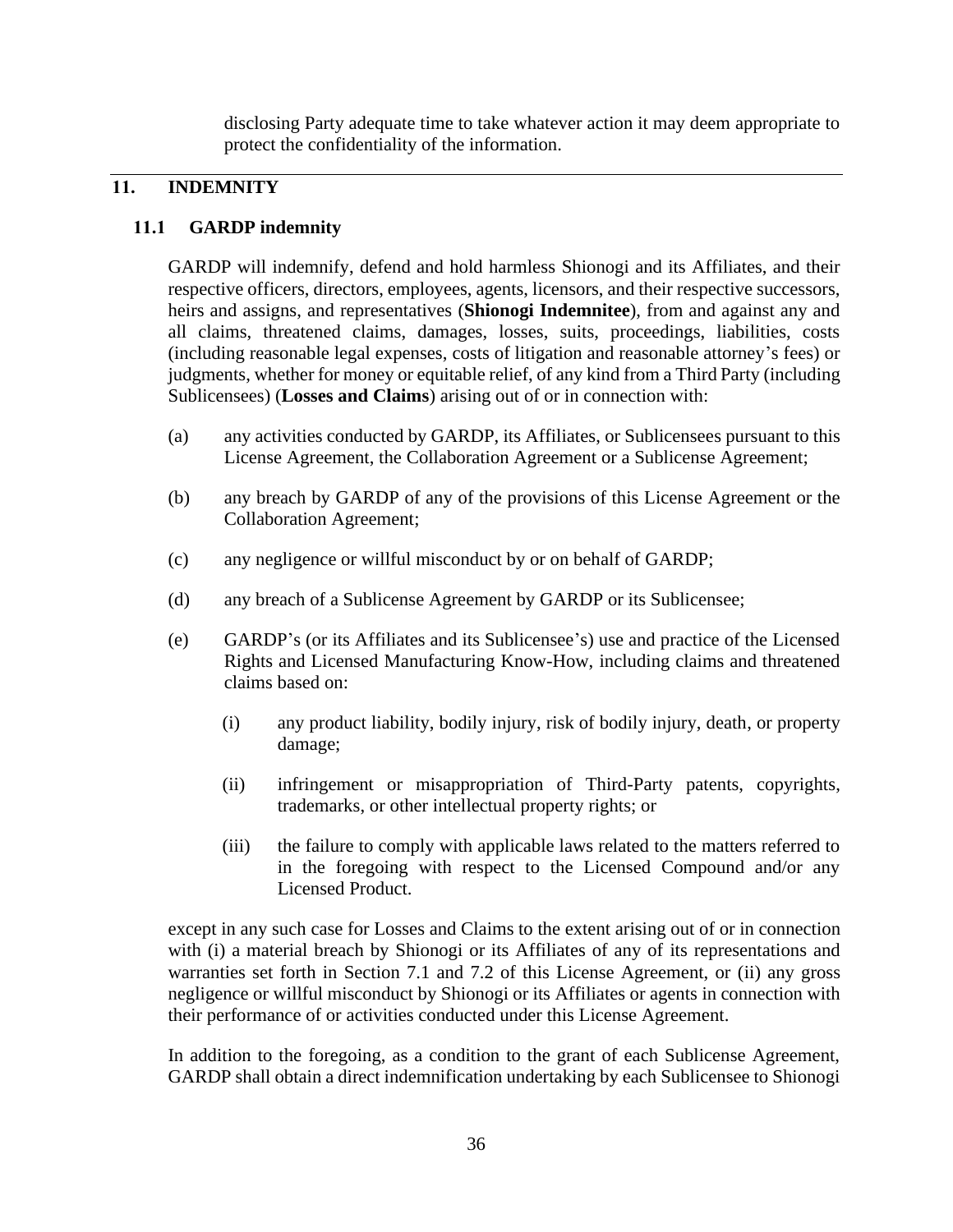disclosing Party adequate time to take whatever action it may deem appropriate to protect the confidentiality of the information.

## 11. INDEMNITY

### 11.1 GARDP indemnity

GARDP will indemnify, defend and hold harmless Shionogi and its Affiliates, and their respective officers, directors, employees, agents, licensors, and their respective successors, heirs and assigns, and representatives (**Shionogi Indemnitee**), from and against any and all claims, threatened claims, damages, losses, suits, proceedings, liabilities, costs (including reasonable legal expenses, costs of litigation and reasonable attorney's fees) or judgments, whether for money or equitable relief, of any kind from a Third Party (including Sublicensees) (**Losses and Claims**) arising out of or in connection with:

(a) any activities conducted by GARDP, its Affiliates, or Sublicensees pursuant to this License Agreement, the Collaboration Agreement or a Sublicense Agreement;

(b) any breach by GARDP of any of the provisions of this License Agreement or the Collaboration Agreement;

(c) any negligence or willful misconduct by or on behalf of GARDP;

(d) any breach of a Sublicense Agreement by GARDP or its Sublicensee;

(e) GARDP's (or its Affiliates and its Sublicensee's) use and practice of the Licensed Rights and Licensed Manufacturing Know-How, including claims and threatened claims based on:

  (i) any product liability, bodily injury, risk of bodily injury, death, or property damage;

  (ii) infringement or misappropriation of Third-Party patents, copyrights, trademarks, or other intellectual property rights; or

  (iii) the failure to comply with applicable laws related to the matters referred to in the foregoing with respect to the Licensed Compound and/or any Licensed Product.

except in any such case for Losses and Claims to the extent arising out of or in connection with (i) a material breach by Shionogi or its Affiliates of any of its representations and warranties set forth in Section 7.1 and 7.2 of this License Agreement, or (ii) any gross negligence or willful misconduct by Shionogi or its Affiliates or agents in connection with their performance of or activities conducted under this License Agreement.

In addition to the foregoing, as a condition to the grant of each Sublicense Agreement, GARDP shall obtain a direct indemnification undertaking by each Sublicensee to Shionogi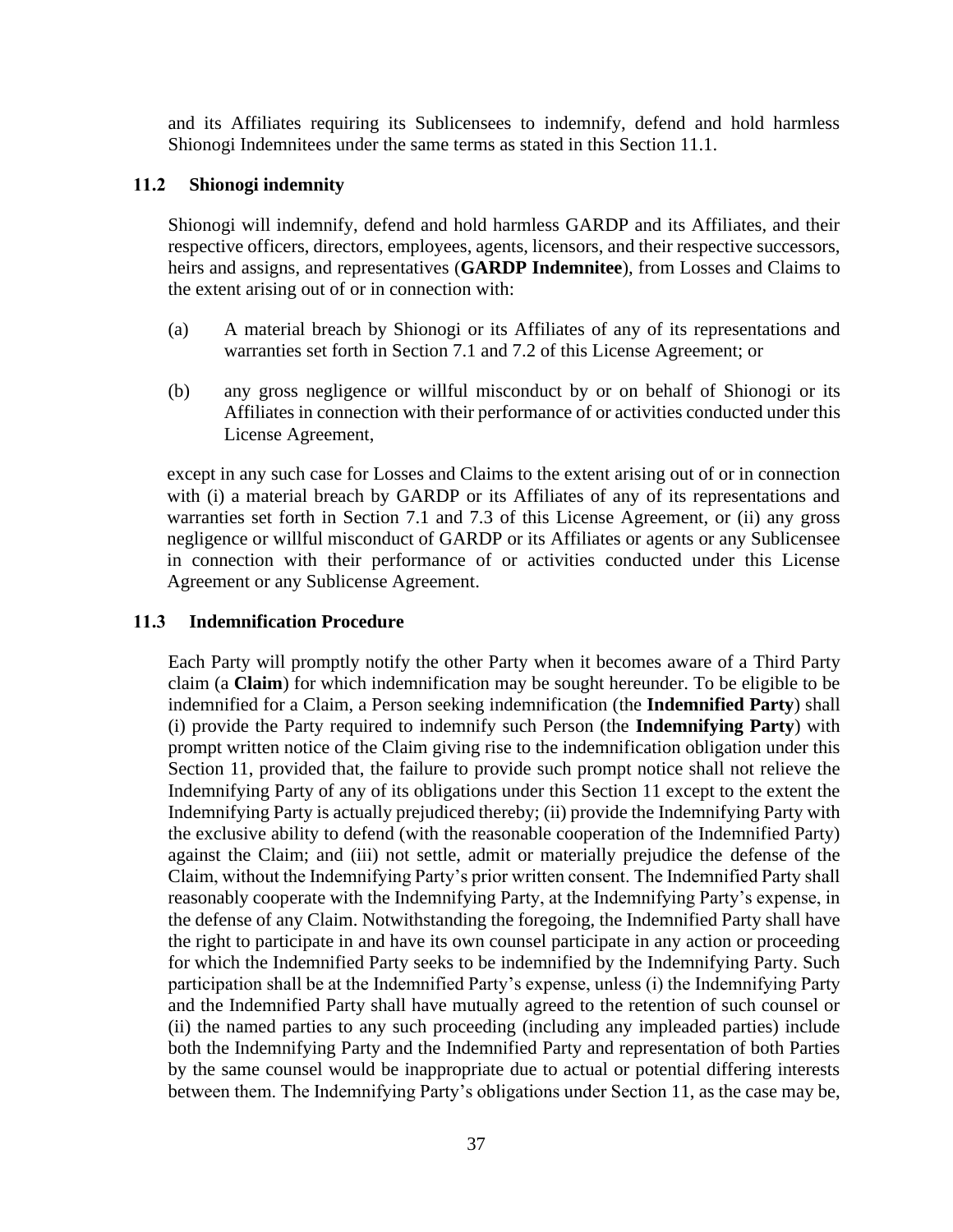and its Affiliates requiring its Sublicensees to indemnify, defend and hold harmless Shionogi Indemnitees under the same terms as stated in this Section 11.1.

### 11.2 Shionogi indemnity

Shionogi will indemnify, defend and hold harmless GARDP and its Affiliates, and their respective officers, directors, employees, agents, licensors, and their respective successors, heirs and assigns, and representatives (**GARDP Indemnitee**), from Losses and Claims to the extent arising out of or in connection with:

(a) A material breach by Shionogi or its Affiliates of any of its representations and warranties set forth in Section 7.1 and 7.2 of this License Agreement; or

(b) any gross negligence or willful misconduct by or on behalf of Shionogi or its Affiliates in connection with their performance of or activities conducted under this License Agreement,

except in any such case for Losses and Claims to the extent arising out of or in connection with (i) a material breach by GARDP or its Affiliates of any of its representations and warranties set forth in Section 7.1 and 7.3 of this License Agreement, or (ii) any gross negligence or willful misconduct of GARDP or its Affiliates or agents or any Sublicensee in connection with their performance of or activities conducted under this License Agreement or any Sublicense Agreement.

### 11.3 Indemnification Procedure

Each Party will promptly notify the other Party when it becomes aware of a Third Party claim (a **Claim**) for which indemnification may be sought hereunder. To be eligible to be indemnified for a Claim, a Person seeking indemnification (the **Indemnified Party**) shall (i) provide the Party required to indemnify such Person (the **Indemnifying Party**) with prompt written notice of the Claim giving rise to the indemnification obligation under this Section 11, provided that, the failure to provide such prompt notice shall not relieve the Indemnifying Party of any of its obligations under this Section 11 except to the extent the Indemnifying Party is actually prejudiced thereby; (ii) provide the Indemnifying Party with the exclusive ability to defend (with the reasonable cooperation of the Indemnified Party) against the Claim; and (iii) not settle, admit or materially prejudice the defense of the Claim, without the Indemnifying Party's prior written consent. The Indemnified Party shall reasonably cooperate with the Indemnifying Party, at the Indemnifying Party's expense, in the defense of any Claim. Notwithstanding the foregoing, the Indemnified Party shall have the right to participate in and have its own counsel participate in any action or proceeding for which the Indemnified Party seeks to be indemnified by the Indemnifying Party. Such participation shall be at the Indemnified Party's expense, unless (i) the Indemnifying Party and the Indemnified Party shall have mutually agreed to the retention of such counsel or (ii) the named parties to any such proceeding (including any impleaded parties) include both the Indemnifying Party and the Indemnified Party and representation of both Parties by the same counsel would be inappropriate due to actual or potential differing interests between them. The Indemnifying Party's obligations under Section 11, as the case may be,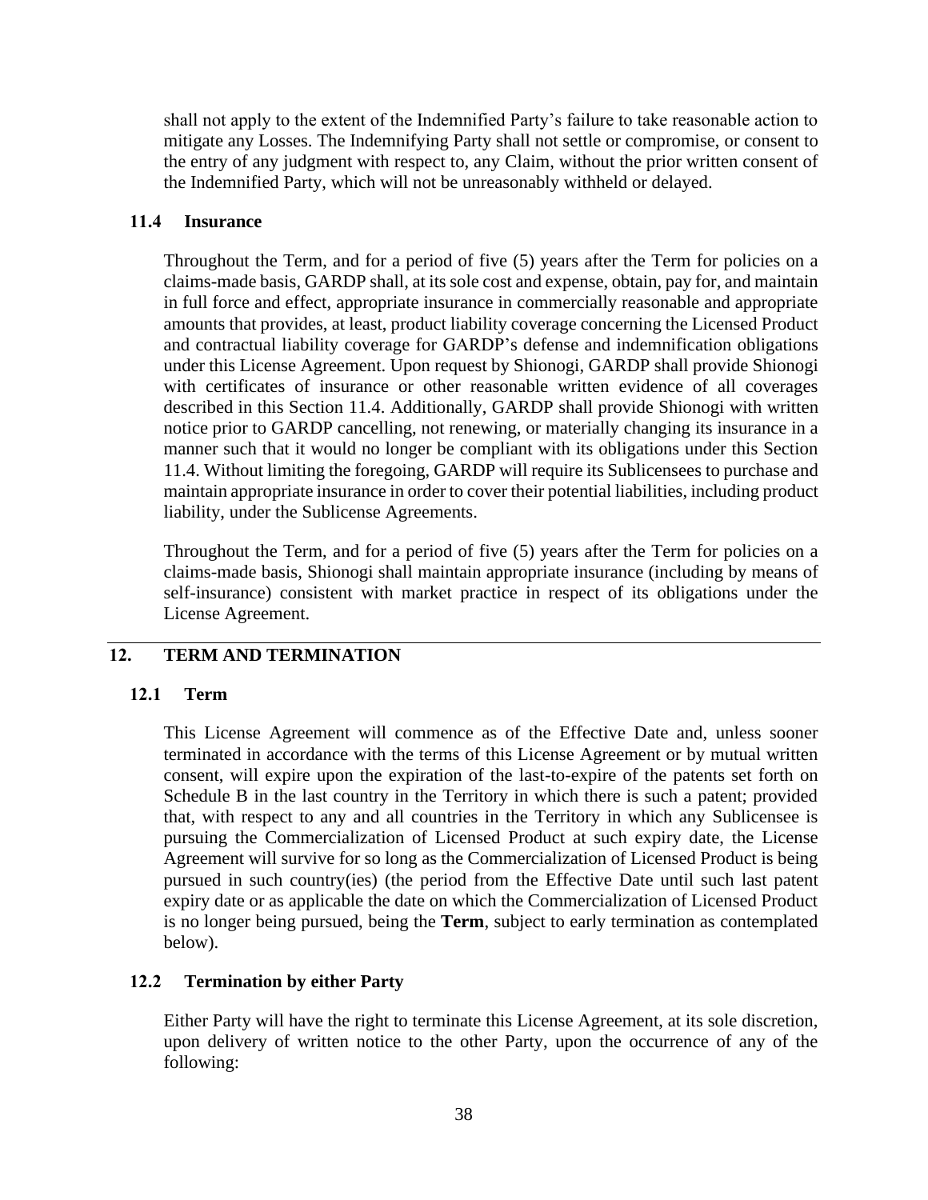shall not apply to the extent of the Indemnified Party's failure to take reasonable action to mitigate any Losses. The Indemnifying Party shall not settle or compromise, or consent to the entry of any judgment with respect to, any Claim, without the prior written consent of the Indemnified Party, which will not be unreasonably withheld or delayed.

### 11.4 Insurance

Throughout the Term, and for a period of five (5) years after the Term for policies on a claims-made basis, GARDP shall, at its sole cost and expense, obtain, pay for, and maintain in full force and effect, appropriate insurance in commercially reasonable and appropriate amounts that provides, at least, product liability coverage concerning the Licensed Product and contractual liability coverage for GARDP's defense and indemnification obligations under this License Agreement. Upon request by Shionogi, GARDP shall provide Shionogi with certificates of insurance or other reasonable written evidence of all coverages described in this Section 11.4. Additionally, GARDP shall provide Shionogi with written notice prior to GARDP cancelling, not renewing, or materially changing its insurance in a manner such that it would no longer be compliant with its obligations under this Section 11.4. Without limiting the foregoing, GARDP will require its Sublicensees to purchase and maintain appropriate insurance in order to cover their potential liabilities, including product liability, under the Sublicense Agreements.

Throughout the Term, and for a period of five (5) years after the Term for policies on a claims-made basis, Shionogi shall maintain appropriate insurance (including by means of self-insurance) consistent with market practice in respect of its obligations under the License Agreement.

## 12. TERM AND TERMINATION

### 12.1 Term

This License Agreement will commence as of the Effective Date and, unless sooner terminated in accordance with the terms of this License Agreement or by mutual written consent, will expire upon the expiration of the last-to-expire of the patents set forth on Schedule B in the last country in the Territory in which there is such a patent; provided that, with respect to any and all countries in the Territory in which any Sublicensee is pursuing the Commercialization of Licensed Product at such expiry date, the License Agreement will survive for so long as the Commercialization of Licensed Product is being pursued in such country(ies) (the period from the Effective Date until such last patent expiry date or as applicable the date on which the Commercialization of Licensed Product is no longer being pursued, being the **Term**, subject to early termination as contemplated below).

### 12.2 Termination by either Party

Either Party will have the right to terminate this License Agreement, at its sole discretion, upon delivery of written notice to the other Party, upon the occurrence of any of the following: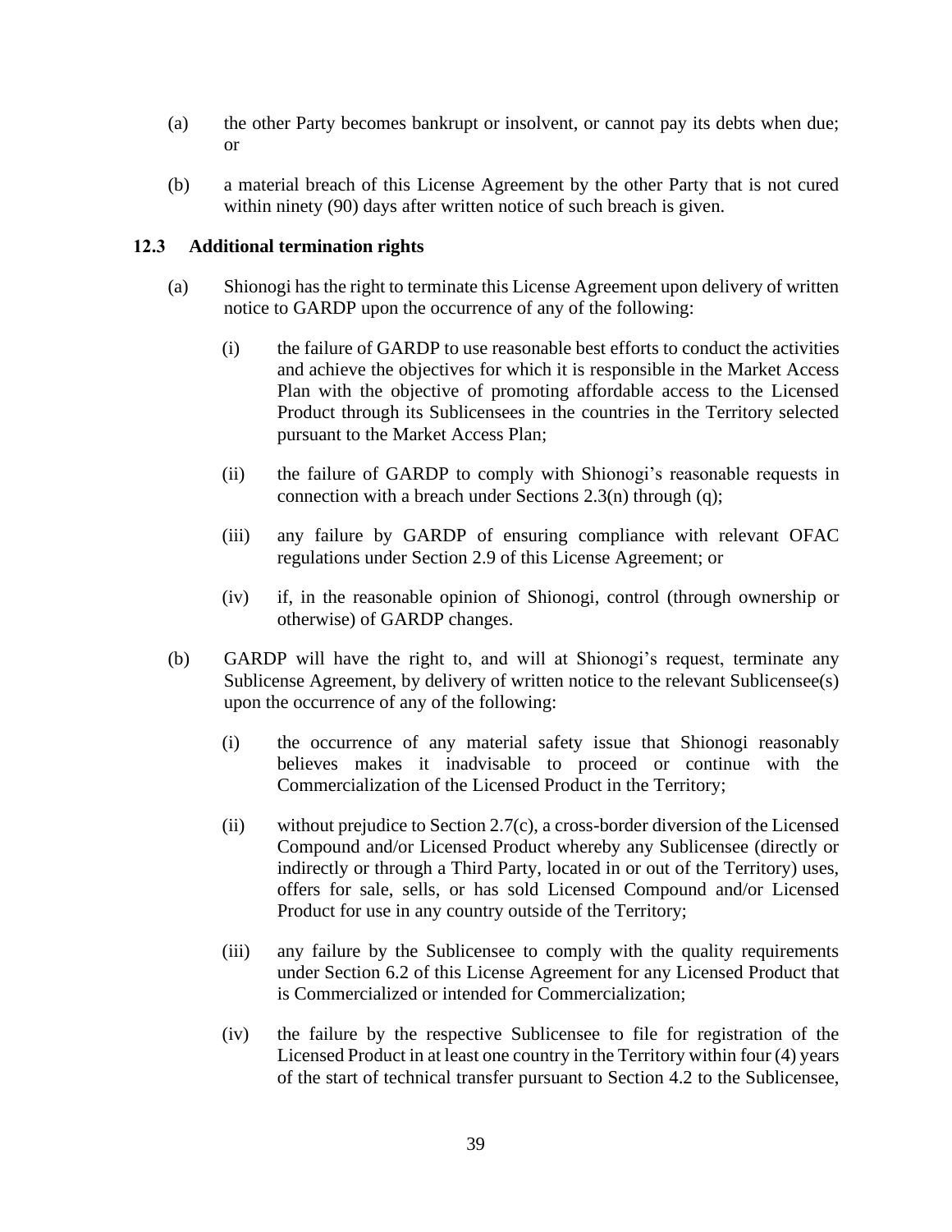(a) the other Party becomes bankrupt or insolvent, or cannot pay its debts when due; or

(b) a material breach of this License Agreement by the other Party that is not cured within ninety (90) days after written notice of such breach is given.

**12.3 Additional termination rights**

(a) Shionogi has the right to terminate this License Agreement upon delivery of written notice to GARDP upon the occurrence of any of the following:

(i) the failure of GARDP to use reasonable best efforts to conduct the activities and achieve the objectives for which it is responsible in the Market Access Plan with the objective of promoting affordable access to the Licensed Product through its Sublicensees in the countries in the Territory selected pursuant to the Market Access Plan;

(ii) the failure of GARDP to comply with Shionogi's reasonable requests in connection with a breach under Sections 2.3(n) through (q);

(iii) any failure by GARDP of ensuring compliance with relevant OFAC regulations under Section 2.9 of this License Agreement; or

(iv) if, in the reasonable opinion of Shionogi, control (through ownership or otherwise) of GARDP changes.

(b) GARDP will have the right to, and will at Shionogi's request, terminate any Sublicense Agreement, by delivery of written notice to the relevant Sublicensee(s) upon the occurrence of any of the following:

(i) the occurrence of any material safety issue that Shionogi reasonably believes makes it inadvisable to proceed or continue with the Commercialization of the Licensed Product in the Territory;

(ii) without prejudice to Section 2.7(c), a cross-border diversion of the Licensed Compound and/or Licensed Product whereby any Sublicensee (directly or indirectly or through a Third Party, located in or out of the Territory) uses, offers for sale, sells, or has sold Licensed Compound and/or Licensed Product for use in any country outside of the Territory;

(iii) any failure by the Sublicensee to comply with the quality requirements under Section 6.2 of this License Agreement for any Licensed Product that is Commercialized or intended for Commercialization;

(iv) the failure by the respective Sublicensee to file for registration of the Licensed Product in at least one country in the Territory within four (4) years of the start of technical transfer pursuant to Section 4.2 to the Sublicensee,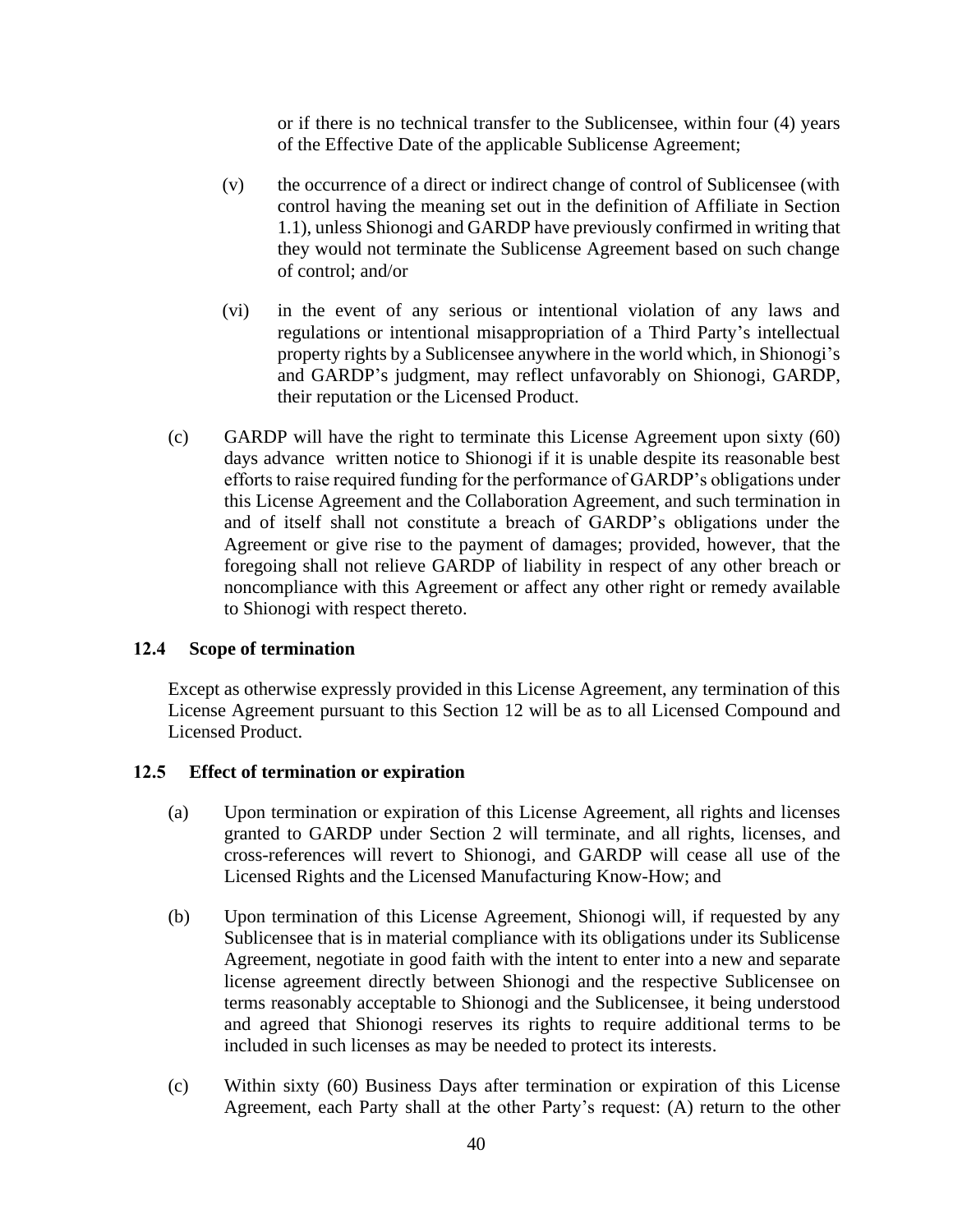or if there is no technical transfer to the Sublicensee, within four (4) years of the Effective Date of the applicable Sublicense Agreement;

(v) the occurrence of a direct or indirect change of control of Sublicensee (with control having the meaning set out in the definition of Affiliate in Section 1.1), unless Shionogi and GARDP have previously confirmed in writing that they would not terminate the Sublicense Agreement based on such change of control; and/or

(vi) in the event of any serious or intentional violation of any laws and regulations or intentional misappropriation of a Third Party's intellectual property rights by a Sublicensee anywhere in the world which, in Shionogi's and GARDP's judgment, may reflect unfavorably on Shionogi, GARDP, their reputation or the Licensed Product.

(c) GARDP will have the right to terminate this License Agreement upon sixty (60) days advance written notice to Shionogi if it is unable despite its reasonable best efforts to raise required funding for the performance of GARDP's obligations under this License Agreement and the Collaboration Agreement, and such termination in and of itself shall not constitute a breach of GARDP's obligations under the Agreement or give rise to the payment of damages; provided, however, that the foregoing shall not relieve GARDP of liability in respect of any other breach or noncompliance with this Agreement or affect any other right or remedy available to Shionogi with respect thereto.

**12.4 Scope of termination**

Except as otherwise expressly provided in this License Agreement, any termination of this License Agreement pursuant to this Section 12 will be as to all Licensed Compound and Licensed Product.

**12.5 Effect of termination or expiration**

(a) Upon termination or expiration of this License Agreement, all rights and licenses granted to GARDP under Section 2 will terminate, and all rights, licenses, and cross-references will revert to Shionogi, and GARDP will cease all use of the Licensed Rights and the Licensed Manufacturing Know-How; and

(b) Upon termination of this License Agreement, Shionogi will, if requested by any Sublicensee that is in material compliance with its obligations under its Sublicense Agreement, negotiate in good faith with the intent to enter into a new and separate license agreement directly between Shionogi and the respective Sublicensee on terms reasonably acceptable to Shionogi and the Sublicensee, it being understood and agreed that Shionogi reserves its rights to require additional terms to be included in such licenses as may be needed to protect its interests.

(c) Within sixty (60) Business Days after termination or expiration of this License Agreement, each Party shall at the other Party's request: (A) return to the other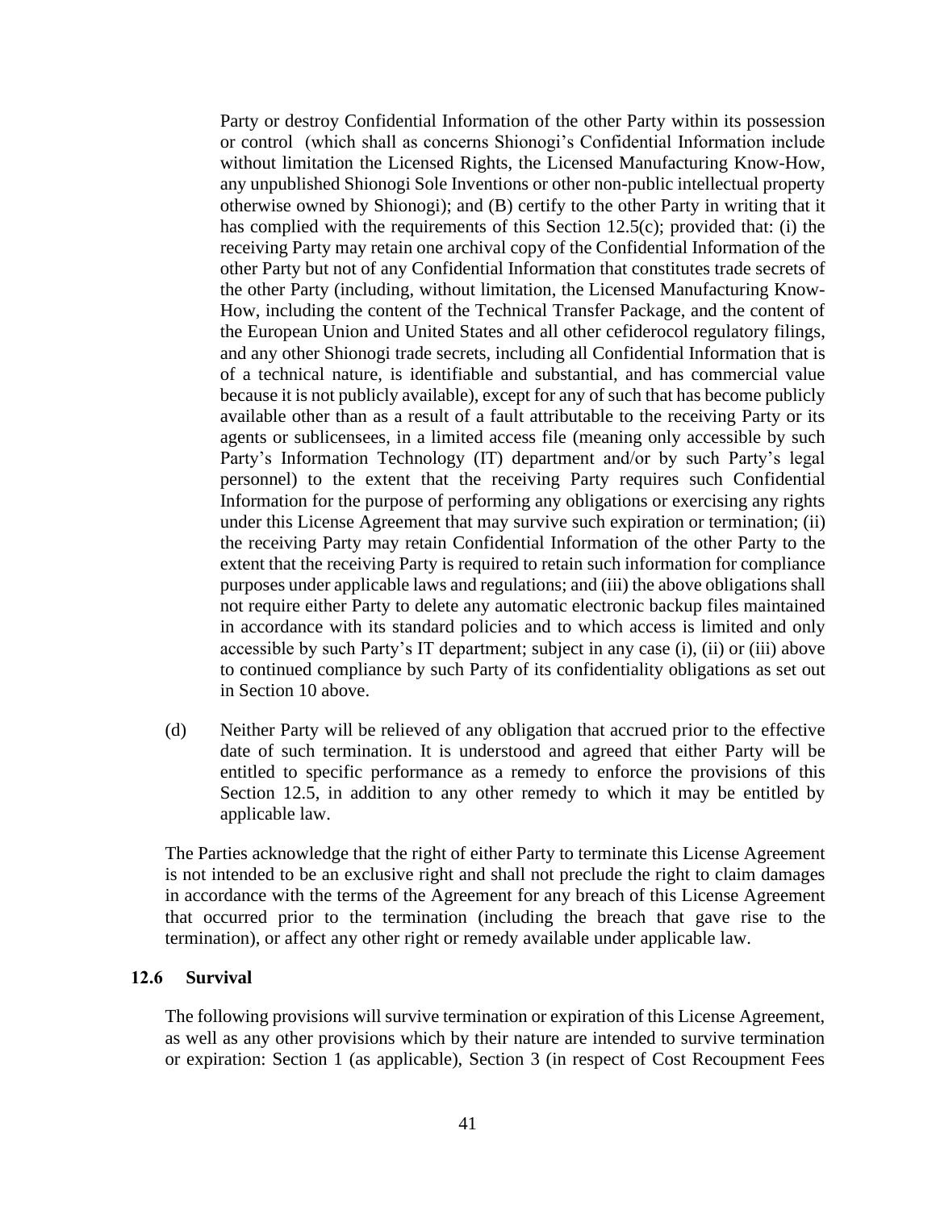Party or destroy Confidential Information of the other Party within its possession or control (which shall as concerns Shionogi's Confidential Information include without limitation the Licensed Rights, the Licensed Manufacturing Know-How, any unpublished Shionogi Sole Inventions or other non-public intellectual property otherwise owned by Shionogi); and (B) certify to the other Party in writing that it has complied with the requirements of this Section 12.5(c); provided that: (i) the receiving Party may retain one archival copy of the Confidential Information of the other Party but not of any Confidential Information that constitutes trade secrets of the other Party (including, without limitation, the Licensed Manufacturing Know-How, including the content of the Technical Transfer Package, and the content of the European Union and United States and all other cefiderocol regulatory filings, and any other Shionogi trade secrets, including all Confidential Information that is of a technical nature, is identifiable and substantial, and has commercial value because it is not publicly available), except for any of such that has become publicly available other than as a result of a fault attributable to the receiving Party or its agents or sublicensees, in a limited access file (meaning only accessible by such Party's Information Technology (IT) department and/or by such Party's legal personnel) to the extent that the receiving Party requires such Confidential Information for the purpose of performing any obligations or exercising any rights under this License Agreement that may survive such expiration or termination; (ii) the receiving Party may retain Confidential Information of the other Party to the extent that the receiving Party is required to retain such information for compliance purposes under applicable laws and regulations; and (iii) the above obligations shall not require either Party to delete any automatic electronic backup files maintained in accordance with its standard policies and to which access is limited and only accessible by such Party's IT department; subject in any case (i), (ii) or (iii) above to continued compliance by such Party of its confidentiality obligations as set out in Section 10 above.

(d) Neither Party will be relieved of any obligation that accrued prior to the effective date of such termination. It is understood and agreed that either Party will be entitled to specific performance as a remedy to enforce the provisions of this Section 12.5, in addition to any other remedy to which it may be entitled by applicable law.

The Parties acknowledge that the right of either Party to terminate this License Agreement is not intended to be an exclusive right and shall not preclude the right to claim damages in accordance with the terms of the Agreement for any breach of this License Agreement that occurred prior to the termination (including the breach that gave rise to the termination), or affect any other right or remedy available under applicable law.

### 12.6 Survival

The following provisions will survive termination or expiration of this License Agreement, as well as any other provisions which by their nature are intended to survive termination or expiration: Section 1 (as applicable), Section 3 (in respect of Cost Recoupment Fees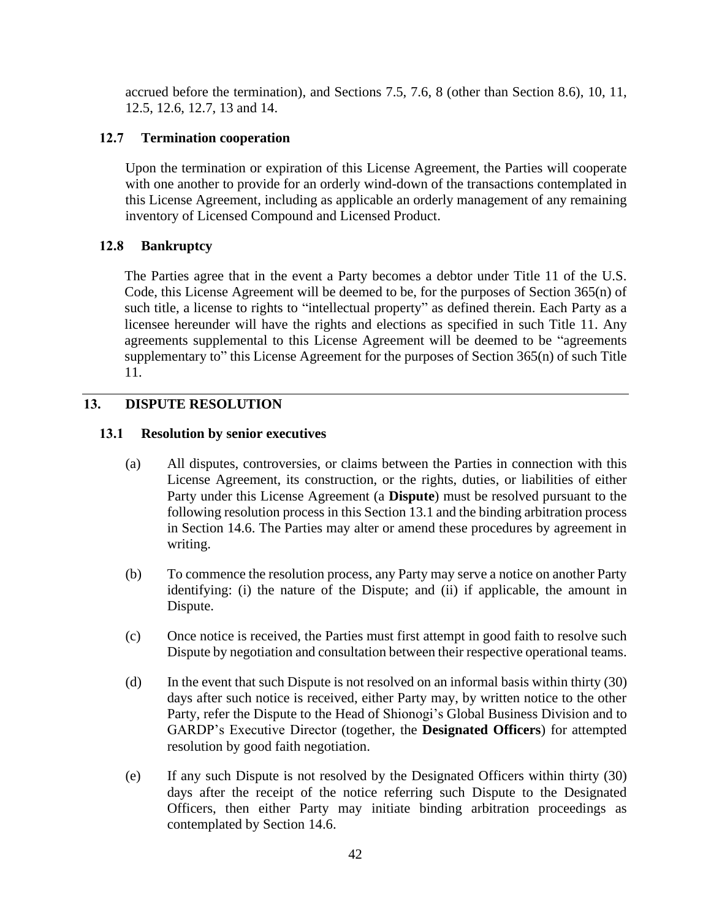accrued before the termination), and Sections 7.5, 7.6, 8 (other than Section 8.6), 10, 11, 12.5, 12.6, 12.7, 13 and 14.

### 12.7 Termination cooperation

Upon the termination or expiration of this License Agreement, the Parties will cooperate with one another to provide for an orderly wind-down of the transactions contemplated in this License Agreement, including as applicable an orderly management of any remaining inventory of Licensed Compound and Licensed Product.

### 12.8 Bankruptcy

The Parties agree that in the event a Party becomes a debtor under Title 11 of the U.S. Code, this License Agreement will be deemed to be, for the purposes of Section 365(n) of such title, a license to rights to "intellectual property" as defined therein. Each Party as a licensee hereunder will have the rights and elections as specified in such Title 11. Any agreements supplemental to this License Agreement will be deemed to be "agreements supplementary to" this License Agreement for the purposes of Section 365(n) of such Title 11.

---

## 13. DISPUTE RESOLUTION

### 13.1 Resolution by senior executives

(a) All disputes, controversies, or claims between the Parties in connection with this License Agreement, its construction, or the rights, duties, or liabilities of either Party under this License Agreement (a **Dispute**) must be resolved pursuant to the following resolution process in this Section 13.1 and the binding arbitration process in Section 14.6. The Parties may alter or amend these procedures by agreement in writing.

(b) To commence the resolution process, any Party may serve a notice on another Party identifying: (i) the nature of the Dispute; and (ii) if applicable, the amount in Dispute.

(c) Once notice is received, the Parties must first attempt in good faith to resolve such Dispute by negotiation and consultation between their respective operational teams.

(d) In the event that such Dispute is not resolved on an informal basis within thirty (30) days after such notice is received, either Party may, by written notice to the other Party, refer the Dispute to the Head of Shionogi's Global Business Division and to GARDP's Executive Director (together, the **Designated Officers**) for attempted resolution by good faith negotiation.

(e) If any such Dispute is not resolved by the Designated Officers within thirty (30) days after the receipt of the notice referring such Dispute to the Designated Officers, then either Party may initiate binding arbitration proceedings as contemplated by Section 14.6.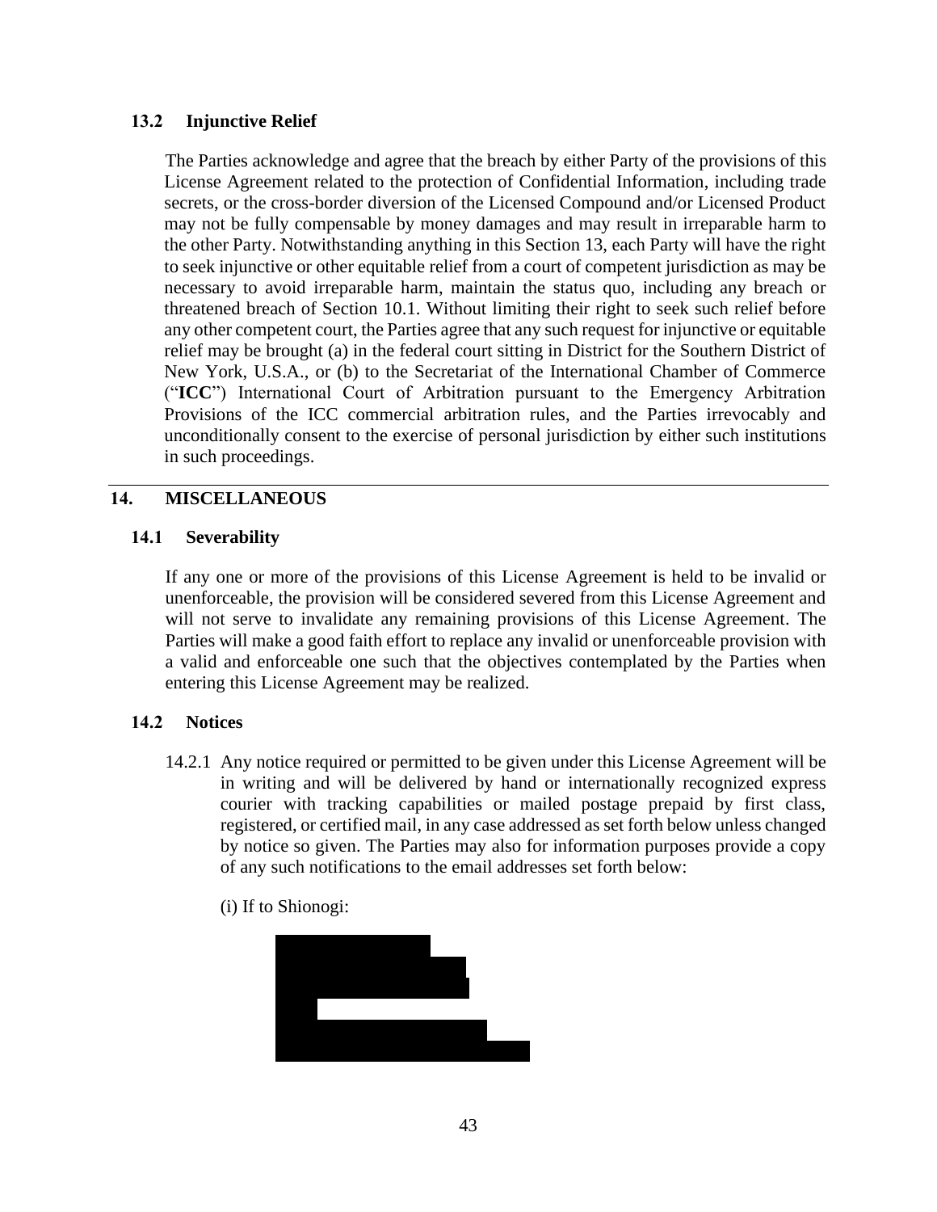### 13.2 Injunctive Relief

The Parties acknowledge and agree that the breach by either Party of the provisions of this License Agreement related to the protection of Confidential Information, including trade secrets, or the cross-border diversion of the Licensed Compound and/or Licensed Product may not be fully compensable by money damages and may result in irreparable harm to the other Party. Notwithstanding anything in this Section 13, each Party will have the right to seek injunctive or other equitable relief from a court of competent jurisdiction as may be necessary to avoid irreparable harm, maintain the status quo, including any breach or threatened breach of Section 10.1. Without limiting their right to seek such relief before any other competent court, the Parties agree that any such request for injunctive or equitable relief may be brought (a) in the federal court sitting in District for the Southern District of New York, U.S.A., or (b) to the Secretariat of the International Chamber of Commerce ("**ICC**") International Court of Arbitration pursuant to the Emergency Arbitration Provisions of the ICC commercial arbitration rules, and the Parties irrevocably and unconditionally consent to the exercise of personal jurisdiction by either such institutions in such proceedings.

## 14. MISCELLANEOUS

### 14.1 Severability

If any one or more of the provisions of this License Agreement is held to be invalid or unenforceable, the provision will be considered severed from this License Agreement and will not serve to invalidate any remaining provisions of this License Agreement. The Parties will make a good faith effort to replace any invalid or unenforceable provision with a valid and enforceable one such that the objectives contemplated by the Parties when entering this License Agreement may be realized.

### 14.2 Notices

14.2.1 Any notice required or permitted to be given under this License Agreement will be in writing and will be delivered by hand or internationally recognized express courier with tracking capabilities or mailed postage prepaid by first class, registered, or certified mail, in any case addressed as set forth below unless changed by notice so given. The Parties may also for information purposes provide a copy of any such notifications to the email addresses set forth below:

(i) If to Shionogi:

[REDACTED]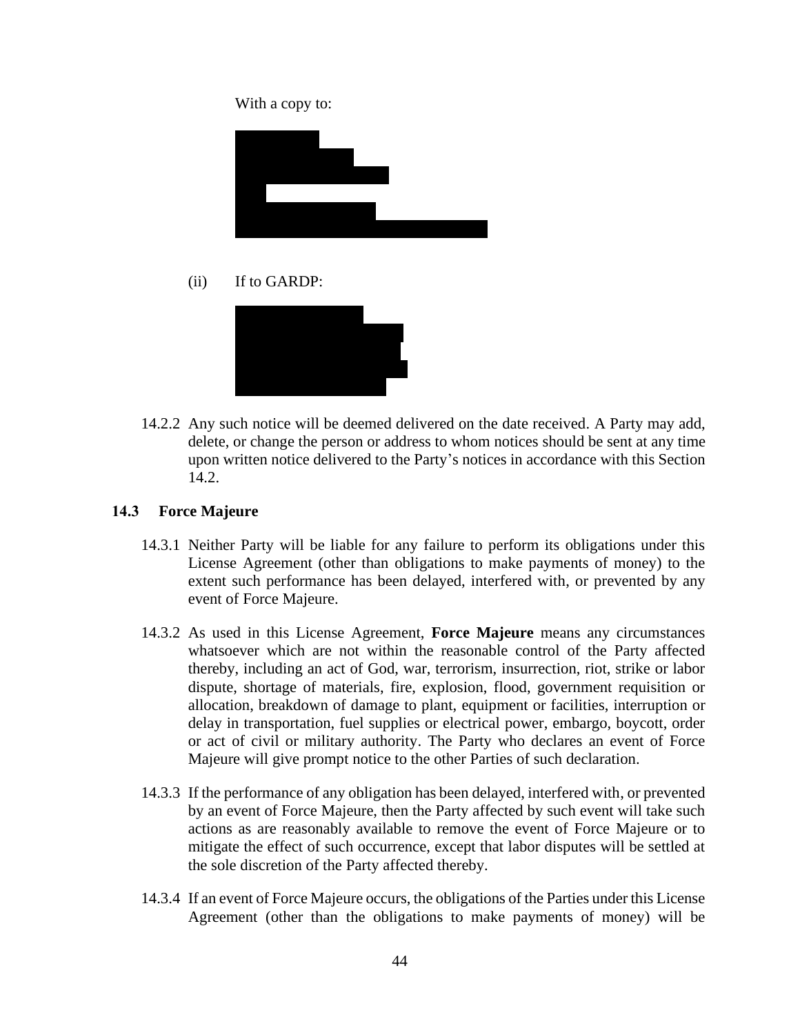With a copy to:

(ii) If to GARDP:

14.2.2 Any such notice will be deemed delivered on the date received. A Party may add, delete, or change the person or address to whom notices should be sent at any time upon written notice delivered to the Party's notices in accordance with this Section 14.2.

### 14.3 Force Majeure

14.3.1 Neither Party will be liable for any failure to perform its obligations under this License Agreement (other than obligations to make payments of money) to the extent such performance has been delayed, interfered with, or prevented by any event of Force Majeure.

14.3.2 As used in this License Agreement, **Force Majeure** means any circumstances whatsoever which are not within the reasonable control of the Party affected thereby, including an act of God, war, terrorism, insurrection, riot, strike or labor dispute, shortage of materials, fire, explosion, flood, government requisition or allocation, breakdown of damage to plant, equipment or facilities, interruption or delay in transportation, fuel supplies or electrical power, embargo, boycott, order or act of civil or military authority. The Party who declares an event of Force Majeure will give prompt notice to the other Parties of such declaration.

14.3.3 If the performance of any obligation has been delayed, interfered with, or prevented by an event of Force Majeure, then the Party affected by such event will take such actions as are reasonably available to remove the event of Force Majeure or to mitigate the effect of such occurrence, except that labor disputes will be settled at the sole discretion of the Party affected thereby.

14.3.4 If an event of Force Majeure occurs, the obligations of the Parties under this License Agreement (other than the obligations to make payments of money) will be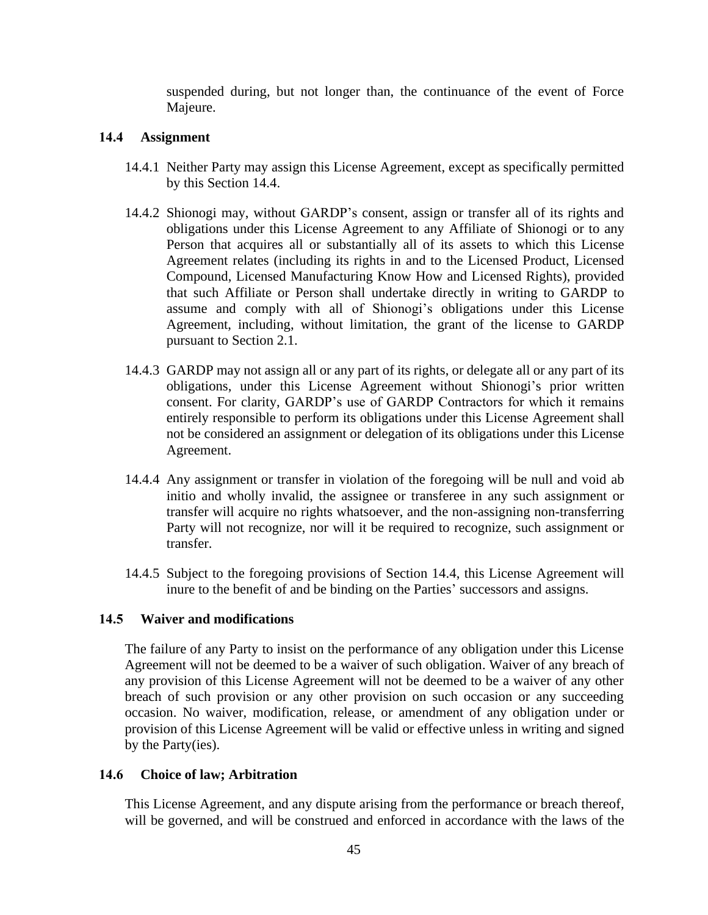suspended during, but not longer than, the continuance of the event of Force Majeure.

### 14.4 Assignment

14.4.1 Neither Party may assign this License Agreement, except as specifically permitted by this Section 14.4.

14.4.2 Shionogi may, without GARDP's consent, assign or transfer all of its rights and obligations under this License Agreement to any Affiliate of Shionogi or to any Person that acquires all or substantially all of its assets to which this License Agreement relates (including its rights in and to the Licensed Product, Licensed Compound, Licensed Manufacturing Know How and Licensed Rights), provided that such Affiliate or Person shall undertake directly in writing to GARDP to assume and comply with all of Shionogi's obligations under this License Agreement, including, without limitation, the grant of the license to GARDP pursuant to Section 2.1.

14.4.3 GARDP may not assign all or any part of its rights, or delegate all or any part of its obligations, under this License Agreement without Shionogi's prior written consent. For clarity, GARDP's use of GARDP Contractors for which it remains entirely responsible to perform its obligations under this License Agreement shall not be considered an assignment or delegation of its obligations under this License Agreement.

14.4.4 Any assignment or transfer in violation of the foregoing will be null and void ab initio and wholly invalid, the assignee or transferee in any such assignment or transfer will acquire no rights whatsoever, and the non-assigning non-transferring Party will not recognize, nor will it be required to recognize, such assignment or transfer.

14.4.5 Subject to the foregoing provisions of Section 14.4, this License Agreement will inure to the benefit of and be binding on the Parties' successors and assigns.

### 14.5 Waiver and modifications

The failure of any Party to insist on the performance of any obligation under this License Agreement will not be deemed to be a waiver of such obligation. Waiver of any breach of any provision of this License Agreement will not be deemed to be a waiver of any other breach of such provision or any other provision on such occasion or any succeeding occasion. No waiver, modification, release, or amendment of any obligation under or provision of this License Agreement will be valid or effective unless in writing and signed by the Party(ies).

### 14.6 Choice of law; Arbitration

This License Agreement, and any dispute arising from the performance or breach thereof, will be governed, and will be construed and enforced in accordance with the laws of the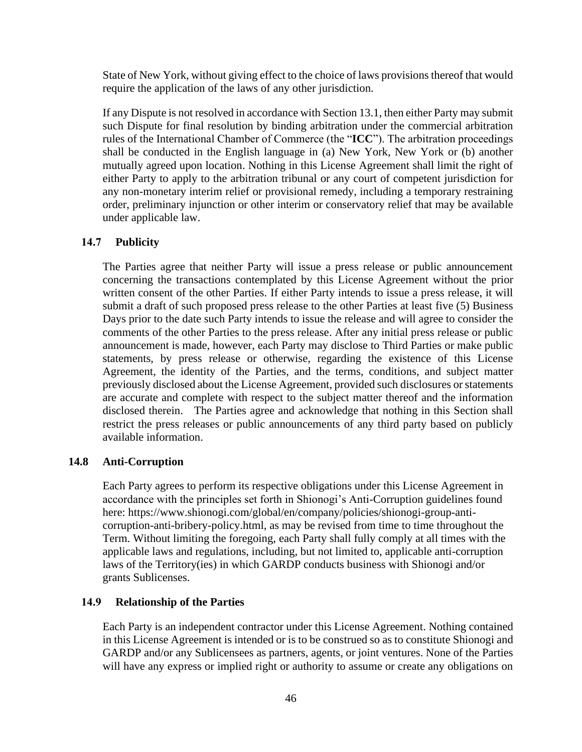State of New York, without giving effect to the choice of laws provisions thereof that would require the application of the laws of any other jurisdiction.

If any Dispute is not resolved in accordance with Section 13.1, then either Party may submit such Dispute for final resolution by binding arbitration under the commercial arbitration rules of the International Chamber of Commerce (the "**ICC**"). The arbitration proceedings shall be conducted in the English language in (a) New York, New York or (b) another mutually agreed upon location. Nothing in this License Agreement shall limit the right of either Party to apply to the arbitration tribunal or any court of competent jurisdiction for any non-monetary interim relief or provisional remedy, including a temporary restraining order, preliminary injunction or other interim or conservatory relief that may be available under applicable law.

### 14.7 Publicity

The Parties agree that neither Party will issue a press release or public announcement concerning the transactions contemplated by this License Agreement without the prior written consent of the other Parties. If either Party intends to issue a press release, it will submit a draft of such proposed press release to the other Parties at least five (5) Business Days prior to the date such Party intends to issue the release and will agree to consider the comments of the other Parties to the press release. After any initial press release or public announcement is made, however, each Party may disclose to Third Parties or make public statements, by press release or otherwise, regarding the existence of this License Agreement, the identity of the Parties, and the terms, conditions, and subject matter previously disclosed about the License Agreement, provided such disclosures or statements are accurate and complete with respect to the subject matter thereof and the information disclosed therein. The Parties agree and acknowledge that nothing in this Section shall restrict the press releases or public announcements of any third party based on publicly available information.

### 14.8 Anti-Corruption

Each Party agrees to perform its respective obligations under this License Agreement in accordance with the principles set forth in Shionogi's Anti-Corruption guidelines found here: https://www.shionogi.com/global/en/company/policies/shionogi-group-anti-corruption-anti-bribery-policy.html, as may be revised from time to time throughout the Term. Without limiting the foregoing, each Party shall fully comply at all times with the applicable laws and regulations, including, but not limited to, applicable anti-corruption laws of the Territory(ies) in which GARDP conducts business with Shionogi and/or grants Sublicenses.

### 14.9 Relationship of the Parties

Each Party is an independent contractor under this License Agreement. Nothing contained in this License Agreement is intended or is to be construed so as to constitute Shionogi and GARDP and/or any Sublicensees as partners, agents, or joint ventures. None of the Parties will have any express or implied right or authority to assume or create any obligations on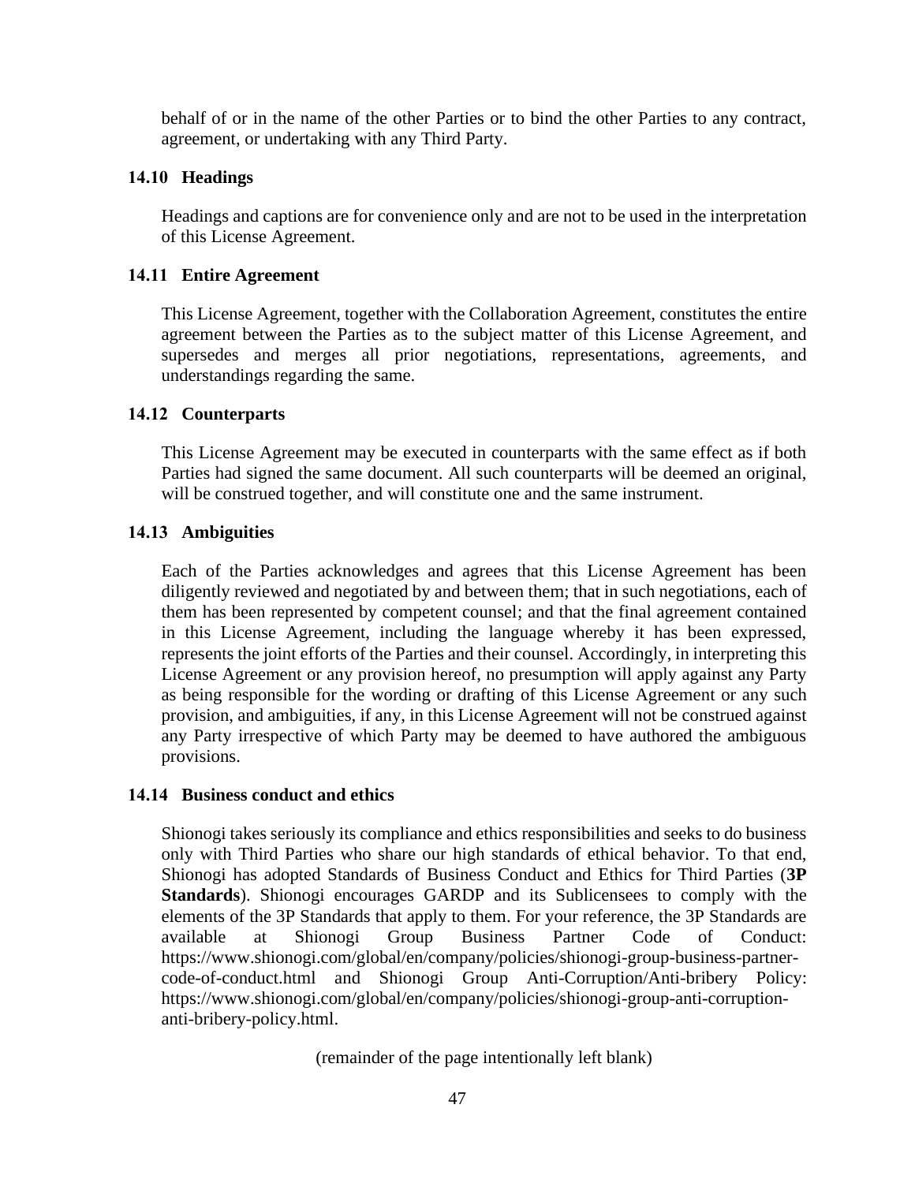behalf of or in the name of the other Parties or to bind the other Parties to any contract, agreement, or undertaking with any Third Party.

### 14.10 Headings

Headings and captions are for convenience only and are not to be used in the interpretation of this License Agreement.

### 14.11 Entire Agreement

This License Agreement, together with the Collaboration Agreement, constitutes the entire agreement between the Parties as to the subject matter of this License Agreement, and supersedes and merges all prior negotiations, representations, agreements, and understandings regarding the same.

### 14.12 Counterparts

This License Agreement may be executed in counterparts with the same effect as if both Parties had signed the same document. All such counterparts will be deemed an original, will be construed together, and will constitute one and the same instrument.

### 14.13 Ambiguities

Each of the Parties acknowledges and agrees that this License Agreement has been diligently reviewed and negotiated by and between them; that in such negotiations, each of them has been represented by competent counsel; and that the final agreement contained in this License Agreement, including the language whereby it has been expressed, represents the joint efforts of the Parties and their counsel. Accordingly, in interpreting this License Agreement or any provision hereof, no presumption will apply against any Party as being responsible for the wording or drafting of this License Agreement or any such provision, and ambiguities, if any, in this License Agreement will not be construed against any Party irrespective of which Party may be deemed to have authored the ambiguous provisions.

### 14.14 Business conduct and ethics

Shionogi takes seriously its compliance and ethics responsibilities and seeks to do business only with Third Parties who share our high standards of ethical behavior. To that end, Shionogi has adopted Standards of Business Conduct and Ethics for Third Parties (**3P Standards**). Shionogi encourages GARDP and its Sublicensees to comply with the elements of the 3P Standards that apply to them. For your reference, the 3P Standards are available at Shionogi Group Business Partner Code of Conduct: https://www.shionogi.com/global/en/company/policies/shionogi-group-business-partner-code-of-conduct.html and Shionogi Group Anti-Corruption/Anti-bribery Policy: https://www.shionogi.com/global/en/company/policies/shionogi-group-anti-corruption-anti-bribery-policy.html.

(remainder of the page intentionally left blank)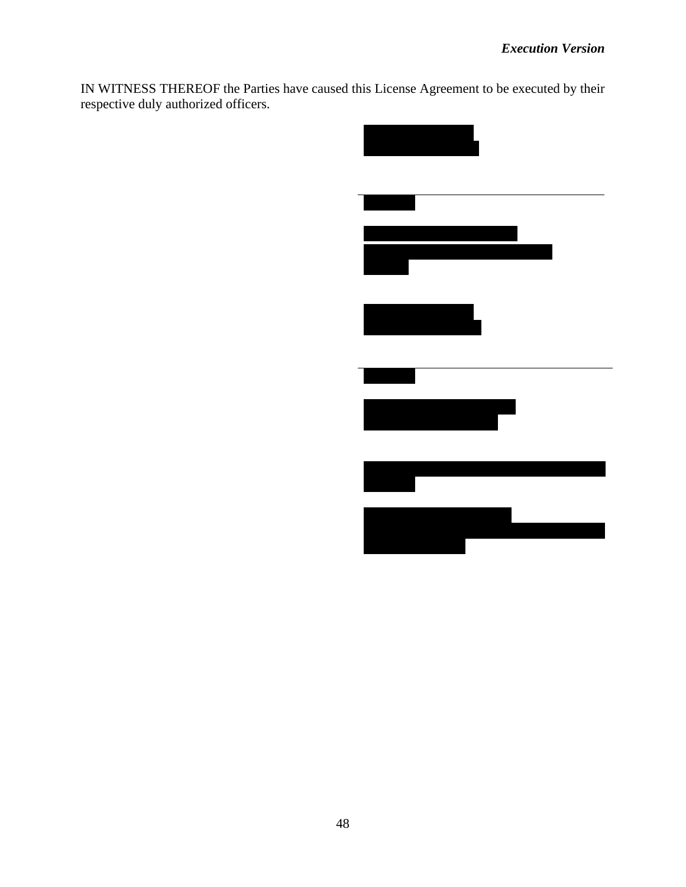IN WITNESS THEREOF the Parties have caused this License Agreement to be executed by their respective duly authorized officers.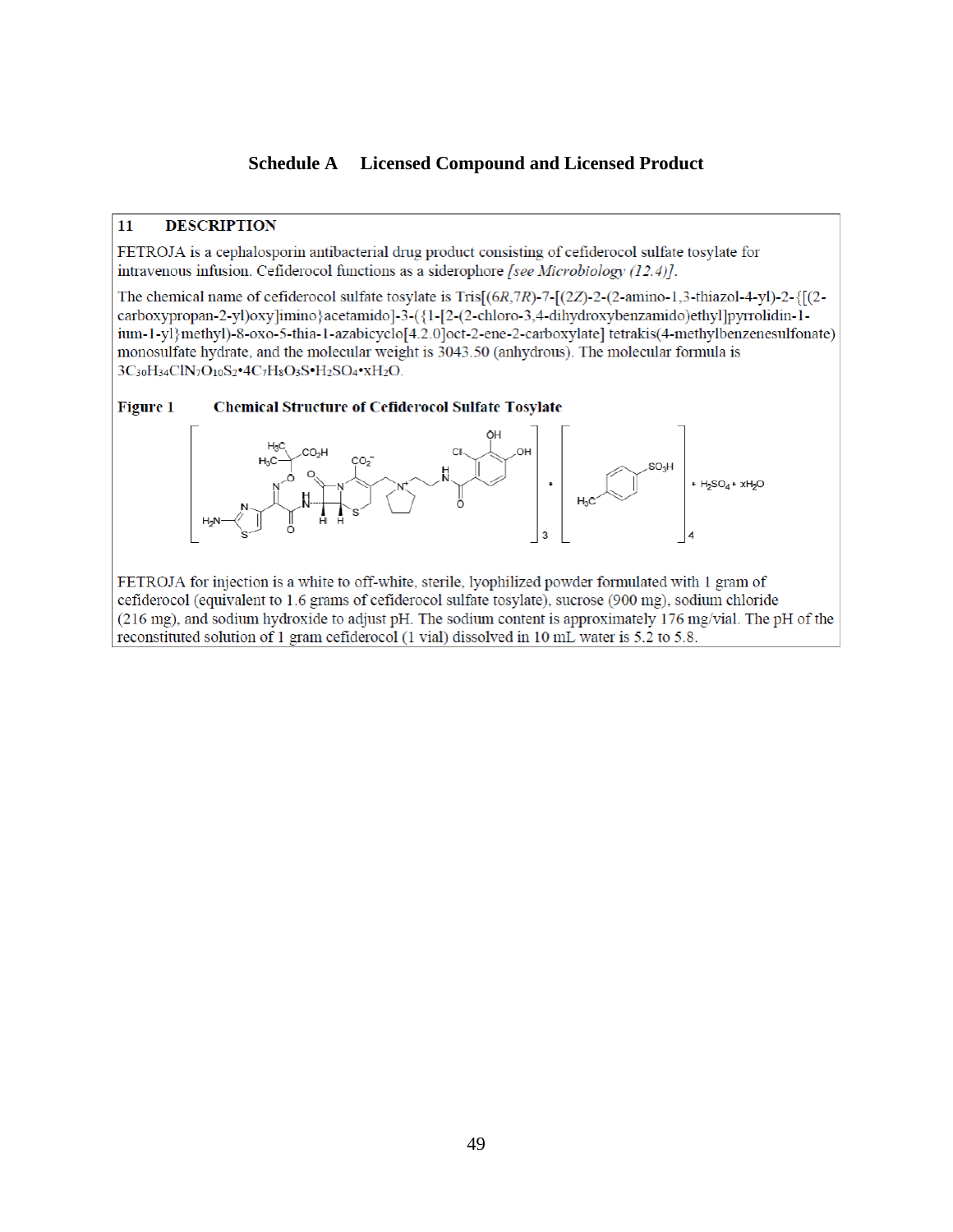# Schedule A Licensed Compound and Licensed Product

## 11 DESCRIPTION

FETROJA is a cephalosporin antibacterial drug product consisting of cefiderocol sulfate tosylate for intravenous infusion. Cefiderocol functions as a siderophore *[see Microbiology (12.4)]*.

The chemical name of cefiderocol sulfate tosylate is Tris[(6*R*,7*R*)-7-[(2*Z*)-2-(2-amino-1,3-thiazol-4-yl)-2-{[(2-carboxypropan-2-yl)oxy]imino}acetamido]-3-({1-[2-(2-chloro-3,4-dihydroxybenzamido)ethyl]pyrrolidin-1-ium-1-yl}methyl)-8-oxo-5-thia-1-azabicyclo[4.2.0]oct-2-ene-2-carboxylate] tetrakis(4-methylbenzenesulfonate) monosulfate hydrate, and the molecular weight is 3043.50 (anhydrous). The molecular formula is $3C_{30}H_{34}ClN_7O_{10}S_2 \cdot 4C_7H_8O_3S \cdot H_2SO_4 \cdot xH_2O$.

**Figure 1 Chemical Structure of Cefiderocol Sulfate Tosylate**

FETROJA for injection is a white to off-white, sterile, lyophilized powder formulated with 1 gram of cefiderocol (equivalent to 1.6 grams of cefiderocol sulfate tosylate), sucrose (900 mg), sodium chloride (216 mg), and sodium hydroxide to adjust pH. The sodium content is approximately 176 mg/vial. The pH of the reconstituted solution of 1 gram cefiderocol (1 vial) dissolved in 10 mL water is 5.2 to 5.8.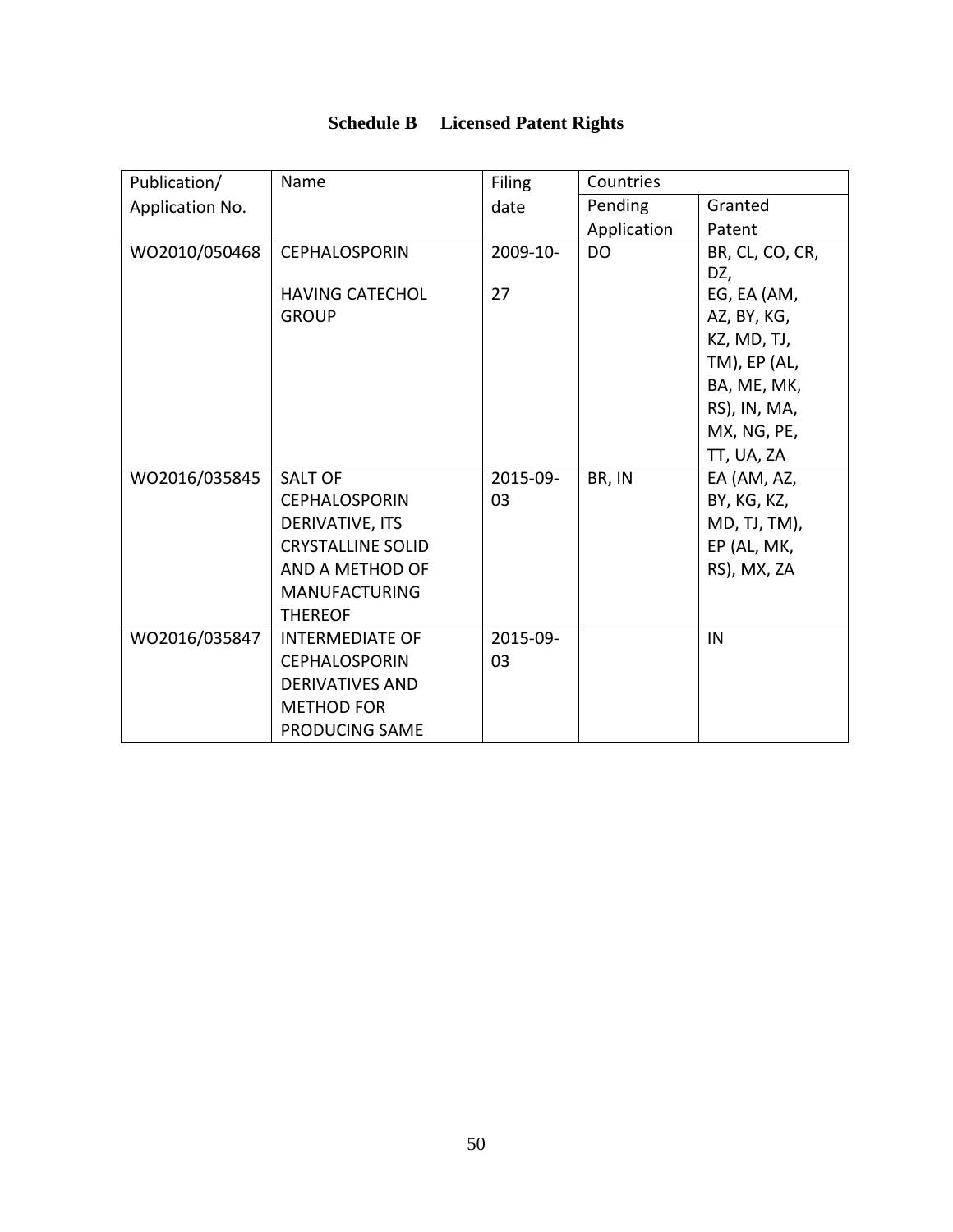**Schedule B Licensed Patent Rights**

| Publication/ Application No. | Name | Filing date | Countries | |
|---|---|---|---|---|
| | | | Pending Application | Granted Patent |
| WO2010/050468 | CEPHALOSPORIN HAVING CATECHOL GROUP | 2009-10-27 | DO | BR, CL, CO, CR, DZ, EG, EA (AM, AZ, BY, KG, KZ, MD, TJ, TM), EP (AL, BA, ME, MK, RS), IN, MA, MX, NG, PE, TT, UA, ZA |
| WO2016/035845 | SALT OF CEPHALOSPORIN DERIVATIVE, ITS CRYSTALLINE SOLID AND A METHOD OF MANUFACTURING THEREOF | 2015-09-03 | BR, IN | EA (AM, AZ, BY, KG, KZ, MD, TJ, TM), EP (AL, MK, RS), MX, ZA |
| WO2016/035847 | INTERMEDIATE OF CEPHALOSPORIN DERIVATIVES AND METHOD FOR PRODUCING SAME | 2015-09-03 | | IN |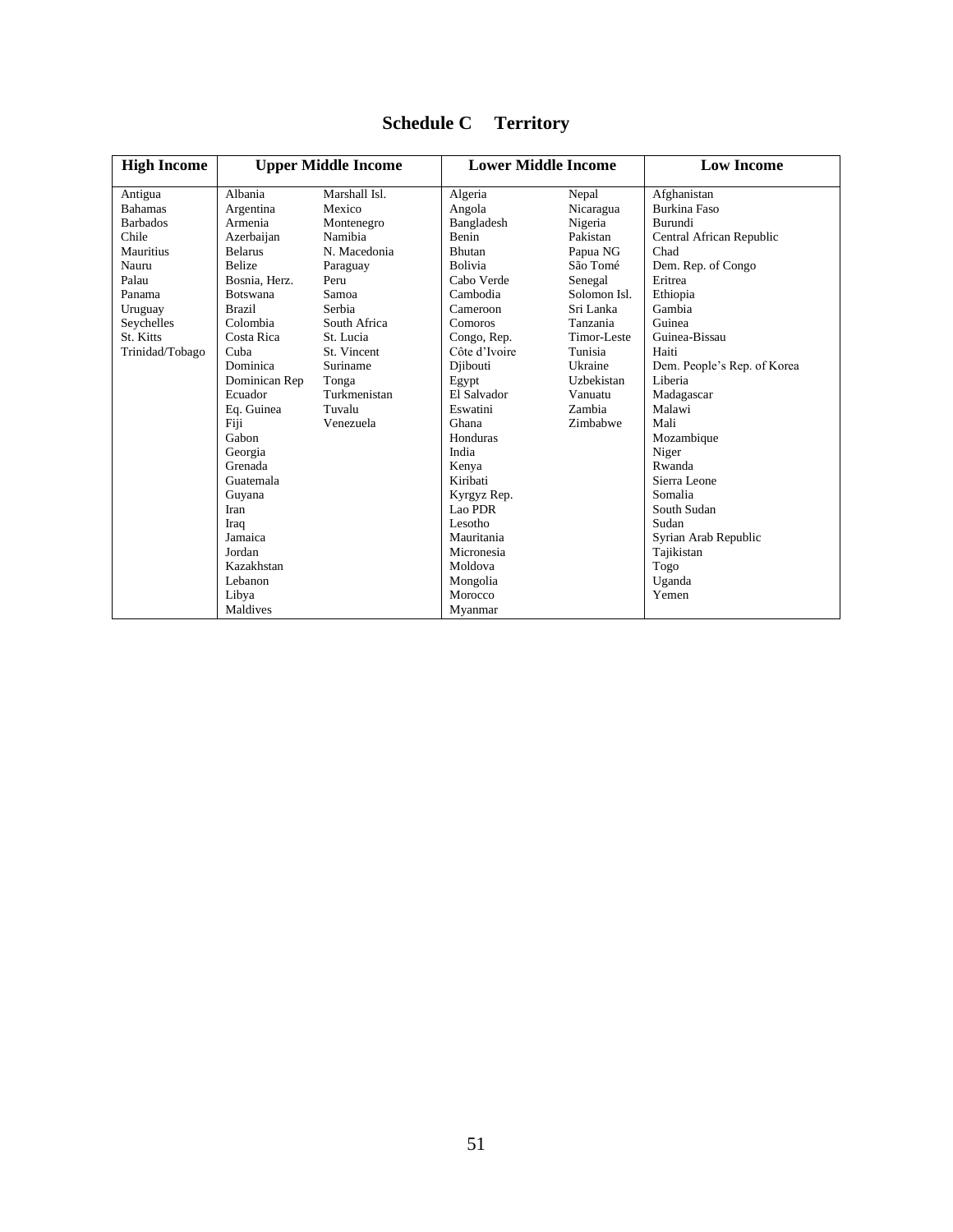# Schedule C Territory

| High Income | Upper Middle Income | | Lower Middle Income | | Low Income |
|---|---|---|---|---|---|
| Antigua | Albania | Marshall Isl. | Algeria | Nepal | Afghanistan |
| Bahamas | Argentina | Mexico | Angola | Nicaragua | Burkina Faso |
| Barbados | Armenia | Montenegro | Bangladesh | Nigeria | Burundi |
| Chile | Azerbaijan | Namibia | Benin | Pakistan | Central African Republic |
| Mauritius | Belarus | N. Macedonia | Bhutan | Papua NG | Chad |
| Nauru | Belize | Paraguay | Bolivia | São Tomé | Dem. Rep. of Congo |
| Palau | Bosnia, Herz. | Peru | Cabo Verde | Senegal | Eritrea |
| Panama | Botswana | Samoa | Cambodia | Solomon Isl. | Ethiopia |
| Uruguay | Brazil | Serbia | Cameroon | Sri Lanka | Gambia |
| Seychelles | Colombia | South Africa | Comoros | Tanzania | Guinea |
| St. Kitts | Costa Rica | St. Lucia | Congo, Rep. | Timor-Leste | Guinea-Bissau |
| Trinidad/Tobago | Cuba | St. Vincent | Côte d'Ivoire | Tunisia | Haiti |
| | Dominica | Suriname | Djibouti | Ukraine | Dem. People's Rep. of Korea |
| | Dominican Rep | Tonga | Egypt | Uzbekistan | Liberia |
| | Ecuador | Turkmenistan | El Salvador | Vanuatu | Madagascar |
| | Eq. Guinea | Tuvalu | Eswatini | Zambia | Malawi |
| | Fiji | Venezuela | Ghana | Zimbabwe | Mali |
| | Gabon | | Honduras | | Mozambique |
| | Georgia | | India | | Niger |
| | Grenada | | Kenya | | Rwanda |
| | Guatemala | | Kiribati | | Sierra Leone |
| | Guyana | | Kyrgyz Rep. | | Somalia |
| | Iran | | Lao PDR | | South Sudan |
| | Iraq | | Lesotho | | Sudan |
| | Jamaica | | Mauritania | | Syrian Arab Republic |
| | Jordan | | Micronesia | | Tajikistan |
| | Kazakhstan | | Moldova | | Togo |
| | Lebanon | | Mongolia | | Uganda |
| | Libya | | Morocco | | Yemen |
| | Maldives | | Myanmar | | |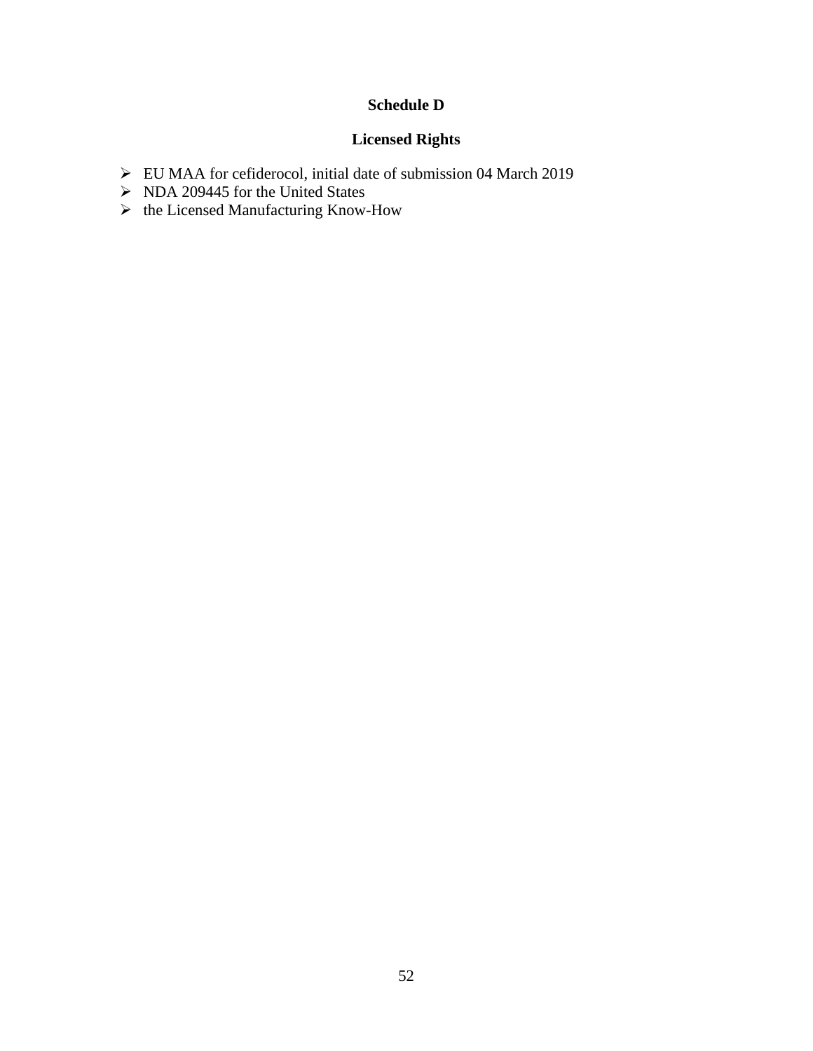# Schedule D

## Licensed Rights

- EU MAA for cefiderocol, initial date of submission 04 March 2019
- NDA 209445 for the United States
- the Licensed Manufacturing Know-How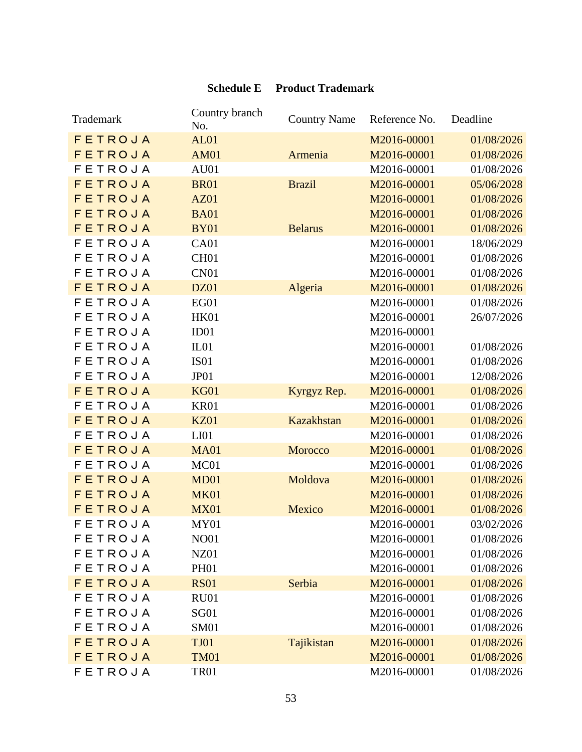**Schedule E Product Trademark**

| Trademark | Country branch No. | Country Name | Reference No. | Deadline |
|---|---|---|---|---|
| F E T R O J A | AL01 | | M2016-00001 | 01/08/2026 |
| F E T R O J A | AM01 | Armenia | M2016-00001 | 01/08/2026 |
| F E T R O J A | AU01 | | M2016-00001 | 01/08/2026 |
| F E T R O J A | BR01 | Brazil | M2016-00001 | 05/06/2028 |
| F E T R O J A | AZ01 | | M2016-00001 | 01/08/2026 |
| F E T R O J A | BA01 | | M2016-00001 | 01/08/2026 |
| F E T R O J A | BY01 | Belarus | M2016-00001 | 01/08/2026 |
| F E T R O J A | CA01 | | M2016-00001 | 18/06/2029 |
| F E T R O J A | CH01 | | M2016-00001 | 01/08/2026 |
| F E T R O J A | CN01 | | M2016-00001 | 01/08/2026 |
| F E T R O J A | DZ01 | Algeria | M2016-00001 | 01/08/2026 |
| F E T R O J A | EG01 | | M2016-00001 | 01/08/2026 |
| F E T R O J A | HK01 | | M2016-00001 | 26/07/2026 |
| F E T R O J A | ID01 | | M2016-00001 | |
| F E T R O J A | IL01 | | M2016-00001 | 01/08/2026 |
| F E T R O J A | IS01 | | M2016-00001 | 01/08/2026 |
| F E T R O J A | JP01 | | M2016-00001 | 12/08/2026 |
| F E T R O J A | KG01 | Kyrgyz Rep. | M2016-00001 | 01/08/2026 |
| F E T R O J A | KR01 | | M2016-00001 | 01/08/2026 |
| F E T R O J A | KZ01 | Kazakhstan | M2016-00001 | 01/08/2026 |
| F E T R O J A | LI01 | | M2016-00001 | 01/08/2026 |
| F E T R O J A | MA01 | Morocco | M2016-00001 | 01/08/2026 |
| F E T R O J A | MC01 | | M2016-00001 | 01/08/2026 |
| F E T R O J A | MD01 | Moldova | M2016-00001 | 01/08/2026 |
| F E T R O J A | MK01 | | M2016-00001 | 01/08/2026 |
| F E T R O J A | MX01 | Mexico | M2016-00001 | 01/08/2026 |
| F E T R O J A | MY01 | | M2016-00001 | 03/02/2026 |
| F E T R O J A | NO01 | | M2016-00001 | 01/08/2026 |
| F E T R O J A | NZ01 | | M2016-00001 | 01/08/2026 |
| F E T R O J A | PH01 | | M2016-00001 | 01/08/2026 |
| F E T R O J A | RS01 | Serbia | M2016-00001 | 01/08/2026 |
| F E T R O J A | RU01 | | M2016-00001 | 01/08/2026 |
| F E T R O J A | SG01 | | M2016-00001 | 01/08/2026 |
| F E T R O J A | SM01 | | M2016-00001 | 01/08/2026 |
| F E T R O J A | TJ01 | Tajikistan | M2016-00001 | 01/08/2026 |
| F E T R O J A | TM01 | | M2016-00001 | 01/08/2026 |
| F E T R O J A | TR01 | | M2016-00001 | 01/08/2026 |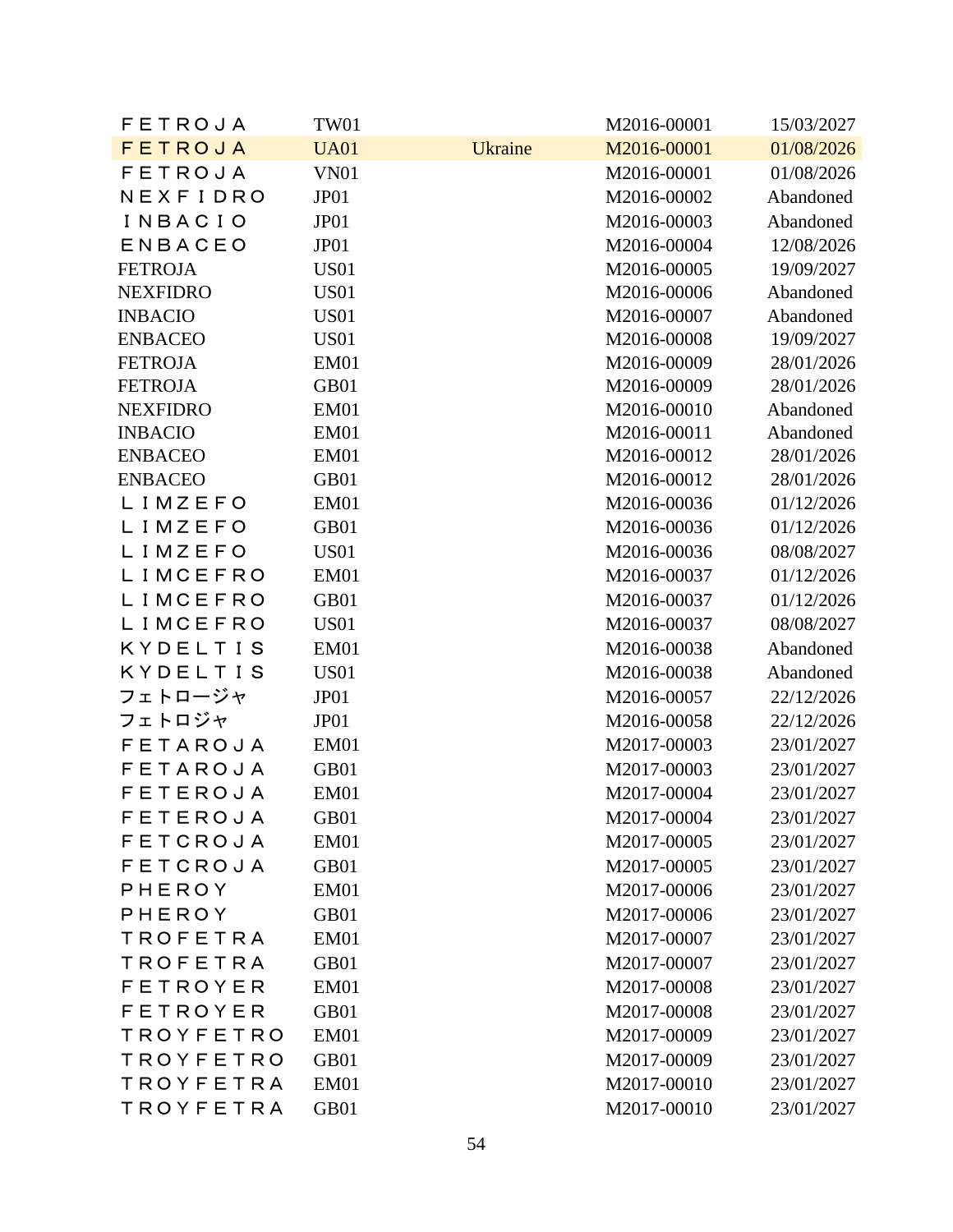| | | | | |
|---|---|---|---|---|
| ＦＥＴＲＯＪＡ | TW01 | | M2016-00001 | 15/03/2027 |
| ＦＥＴＲＯＪＡ | UA01 | Ukraine | M2016-00001 | 01/08/2026 |
| ＦＥＴＲＯＪＡ | VN01 | | M2016-00001 | 01/08/2026 |
| ＮＥＸＦＩＤＲＯ | JP01 | | M2016-00002 | Abandoned |
| ＩＮＢＡＣＩＯ | JP01 | | M2016-00003 | Abandoned |
| ＥＮＢＡＣＥＯ | JP01 | | M2016-00004 | 12/08/2026 |
| FETROJA | US01 | | M2016-00005 | 19/09/2027 |
| NEXFIDRO | US01 | | M2016-00006 | Abandoned |
| INBACIO | US01 | | M2016-00007 | Abandoned |
| ENBACEO | US01 | | M2016-00008 | 19/09/2027 |
| FETROJA | EM01 | | M2016-00009 | 28/01/2026 |
| FETROJA | GB01 | | M2016-00009 | 28/01/2026 |
| NEXFIDRO | EM01 | | M2016-00010 | Abandoned |
| INBACIO | EM01 | | M2016-00011 | Abandoned |
| ENBACEO | EM01 | | M2016-00012 | 28/01/2026 |
| ENBACEO | GB01 | | M2016-00012 | 28/01/2026 |
| ＬＩＭＺＥＦＯ | EM01 | | M2016-00036 | 01/12/2026 |
| ＬＩＭＺＥＦＯ | GB01 | | M2016-00036 | 01/12/2026 |
| ＬＩＭＺＥＦＯ | US01 | | M2016-00036 | 08/08/2027 |
| ＬＩＭＣＥＦＲＯ | EM01 | | M2016-00037 | 01/12/2026 |
| ＬＩＭＣＥＦＲＯ | GB01 | | M2016-00037 | 01/12/2026 |
| ＬＩＭＣＥＦＲＯ | US01 | | M2016-00037 | 08/08/2027 |
| ＫＹＤＥＬＴＩＳ | EM01 | | M2016-00038 | Abandoned |
| ＫＹＤＥＬＴＩＳ | US01 | | M2016-00038 | Abandoned |
| フェトロージャ | JP01 | | M2016-00057 | 22/12/2026 |
| フェトロジャ | JP01 | | M2016-00058 | 22/12/2026 |
| ＦＥＴＡＲＯＪＡ | EM01 | | M2017-00003 | 23/01/2027 |
| ＦＥＴＡＲＯＪＡ | GB01 | | M2017-00003 | 23/01/2027 |
| ＦＥＴＥＲＯＪＡ | EM01 | | M2017-00004 | 23/01/2027 |
| ＦＥＴＥＲＯＪＡ | GB01 | | M2017-00004 | 23/01/2027 |
| ＦＥＴＣＲＯＪＡ | EM01 | | M2017-00005 | 23/01/2027 |
| ＦＥＴＣＲＯＪＡ | GB01 | | M2017-00005 | 23/01/2027 |
| ＰＨＥＲＯＹ | EM01 | | M2017-00006 | 23/01/2027 |
| ＰＨＥＲＯＹ | GB01 | | M2017-00006 | 23/01/2027 |
| ＴＲＯＦＥＴＲＡ | EM01 | | M2017-00007 | 23/01/2027 |
| ＴＲＯＦＥＴＲＡ | GB01 | | M2017-00007 | 23/01/2027 |
| ＦＥＴＲＯＹＥＲ | EM01 | | M2017-00008 | 23/01/2027 |
| ＦＥＴＲＯＹＥＲ | GB01 | | M2017-00008 | 23/01/2027 |
| ＴＲＯＹＦＥＴＲＯ | EM01 | | M2017-00009 | 23/01/2027 |
| ＴＲＯＹＦＥＴＲＯ | GB01 | | M2017-00009 | 23/01/2027 |
| ＴＲＯＹＦＥＴＲＡ | EM01 | | M2017-00010 | 23/01/2027 |
| ＴＲＯＹＦＥＴＲＡ | GB01 | | M2017-00010 | 23/01/2027 |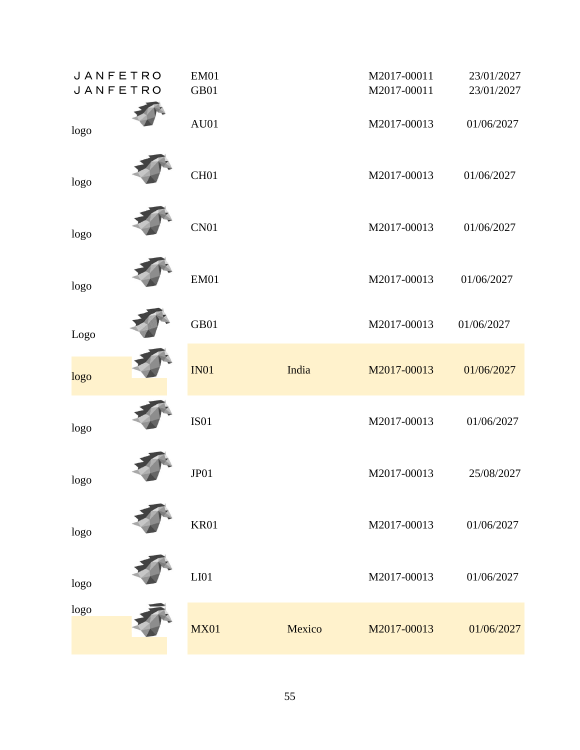| | | | | |
|---|---|---|---|---|
| JANFETRO | EM01 | | M2017-00011 | 23/01/2027 |
| JANFETRO | GB01 | | M2017-00011 | 23/01/2027 |
| logo | AU01 | | M2017-00013 | 01/06/2027 |
| logo | CH01 | | M2017-00013 | 01/06/2027 |
| logo | CN01 | | M2017-00013 | 01/06/2027 |
| logo | EM01 | | M2017-00013 | 01/06/2027 |
| Logo | GB01 | | M2017-00013 | 01/06/2027 |
| logo | IN01 | India | M2017-00013 | 01/06/2027 |
| logo | IS01 | | M2017-00013 | 01/06/2027 |
| logo | JP01 | | M2017-00013 | 25/08/2027 |
| logo | KR01 | | M2017-00013 | 01/06/2027 |
| logo | LI01 | | M2017-00013 | 01/06/2027 |
| logo | MX01 | Mexico | M2017-00013 | 01/06/2027 |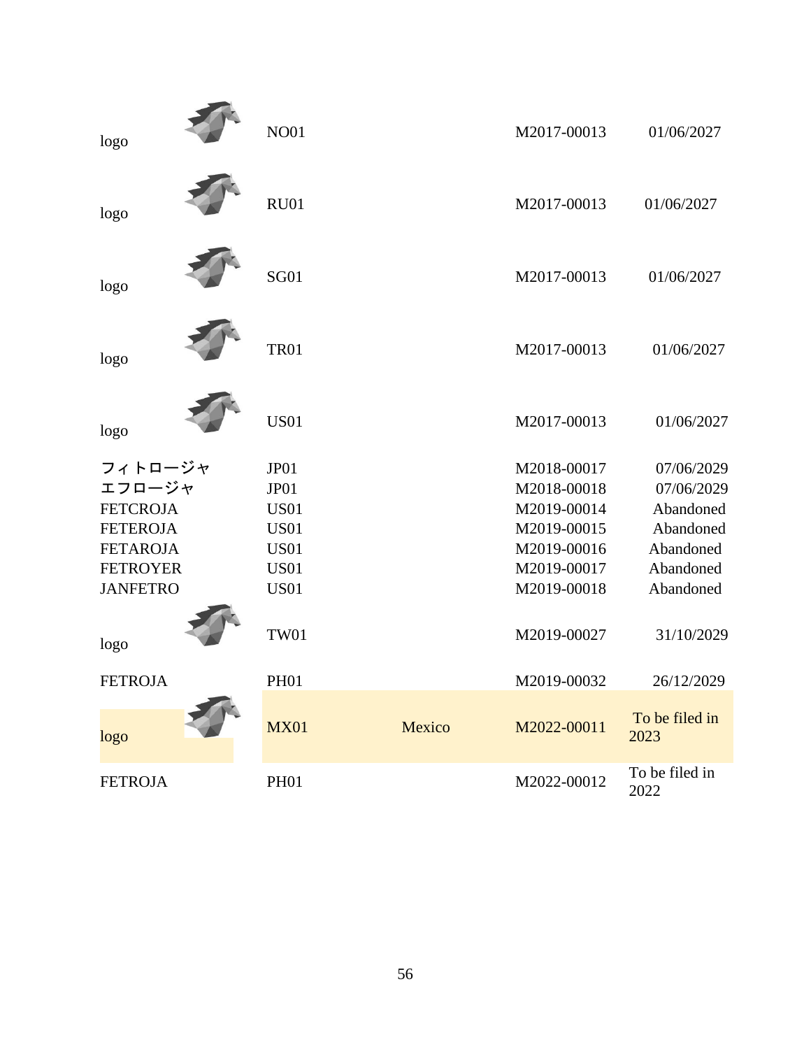| | | | | |
|---|---|---|---|---|
| logo | NO01 | | M2017-00013 | 01/06/2027 |
| logo | RU01 | | M2017-00013 | 01/06/2027 |
| logo | SG01 | | M2017-00013 | 01/06/2027 |
| logo | TR01 | | M2017-00013 | 01/06/2027 |
| logo | US01 | | M2017-00013 | 01/06/2027 |
| フィトロージャ | JP01 | | M2018-00017 | 07/06/2029 |
| エフロージャ | JP01 | | M2018-00018 | 07/06/2029 |
| FETCROJA | US01 | | M2019-00014 | Abandoned |
| FETEROJA | US01 | | M2019-00015 | Abandoned |
| FETAROJA | US01 | | M2019-00016 | Abandoned |
| FETROYER | US01 | | M2019-00017 | Abandoned |
| JANFETRO | US01 | | M2019-00018 | Abandoned |
| logo | TW01 | | M2019-00027 | 31/10/2029 |
| FETROJA | PH01 | | M2019-00032 | 26/12/2029 |
| logo | MX01 | Mexico | M2022-00011 | To be filed in 2023 |
| FETROJA | PH01 | | M2022-00012 | To be filed in 2022 |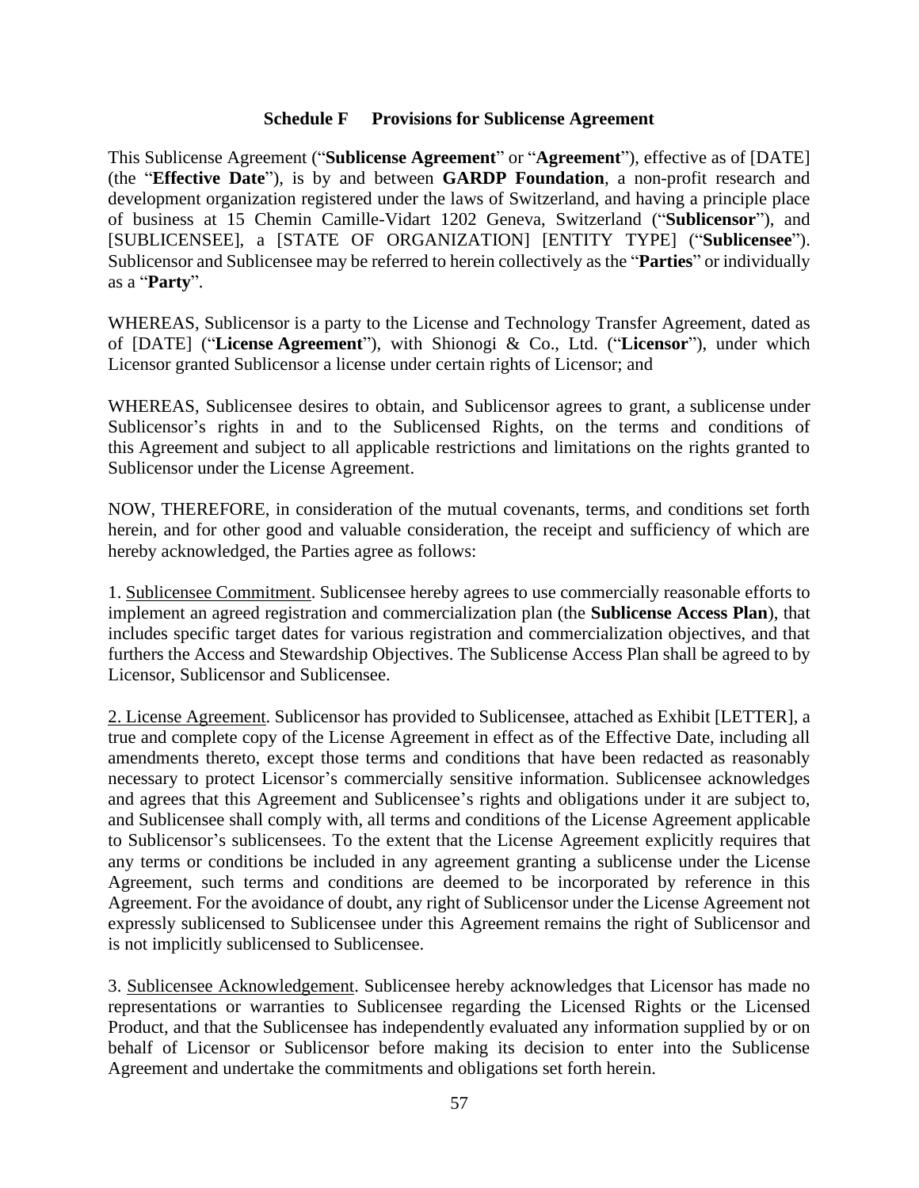## Schedule F Provisions for Sublicense Agreement

This Sublicense Agreement ("**Sublicense Agreement**" or "**Agreement**"), effective as of [DATE] (the "**Effective Date**"), is by and between **GARDP Foundation**, a non-profit research and development organization registered under the laws of Switzerland, and having a principle place of business at 15 Chemin Camille-Vidart 1202 Geneva, Switzerland ("**Sublicensor**"), and [SUBLICENSEE], a [STATE OF ORGANIZATION] [ENTITY TYPE] ("**Sublicensee**"). Sublicensor and Sublicensee may be referred to herein collectively as the "**Parties**" or individually as a "**Party**".

WHEREAS, Sublicensor is a party to the License and Technology Transfer Agreement, dated as of [DATE] ("**License Agreement**"), with Shionogi & Co., Ltd. ("**Licensor**"), under which Licensor granted Sublicensor a license under certain rights of Licensor; and

WHEREAS, Sublicensee desires to obtain, and Sublicensor agrees to grant, a sublicense under Sublicensor's rights in and to the Sublicensed Rights, on the terms and conditions of this Agreement and subject to all applicable restrictions and limitations on the rights granted to Sublicensor under the License Agreement.

NOW, THEREFORE, in consideration of the mutual covenants, terms, and conditions set forth herein, and for other good and valuable consideration, the receipt and sufficiency of which are hereby acknowledged, the Parties agree as follows:

1. <u>Sublicensee Commitment</u>. Sublicensee hereby agrees to use commercially reasonable efforts to implement an agreed registration and commercialization plan (the **Sublicense Access Plan**), that includes specific target dates for various registration and commercialization objectives, and that furthers the Access and Stewardship Objectives. The Sublicense Access Plan shall be agreed to by Licensor, Sublicensor and Sublicensee.

2. <u>License Agreement</u>. Sublicensor has provided to Sublicensee, attached as Exhibit [LETTER], a true and complete copy of the License Agreement in effect as of the Effective Date, including all amendments thereto, except those terms and conditions that have been redacted as reasonably necessary to protect Licensor's commercially sensitive information. Sublicensee acknowledges and agrees that this Agreement and Sublicensee's rights and obligations under it are subject to, and Sublicensee shall comply with, all terms and conditions of the License Agreement applicable to Sublicensor's sublicensees. To the extent that the License Agreement explicitly requires that any terms or conditions be included in any agreement granting a sublicense under the License Agreement, such terms and conditions are deemed to be incorporated by reference in this Agreement. For the avoidance of doubt, any right of Sublicensor under the License Agreement not expressly sublicensed to Sublicensee under this Agreement remains the right of Sublicensor and is not implicitly sublicensed to Sublicensee.

3. <u>Sublicensee Acknowledgement</u>. Sublicensee hereby acknowledges that Licensor has made no representations or warranties to Sublicensee regarding the Licensed Rights or the Licensed Product, and that the Sublicensee has independently evaluated any information supplied by or on behalf of Licensor or Sublicensor before making its decision to enter into the Sublicense Agreement and undertake the commitments and obligations set forth herein.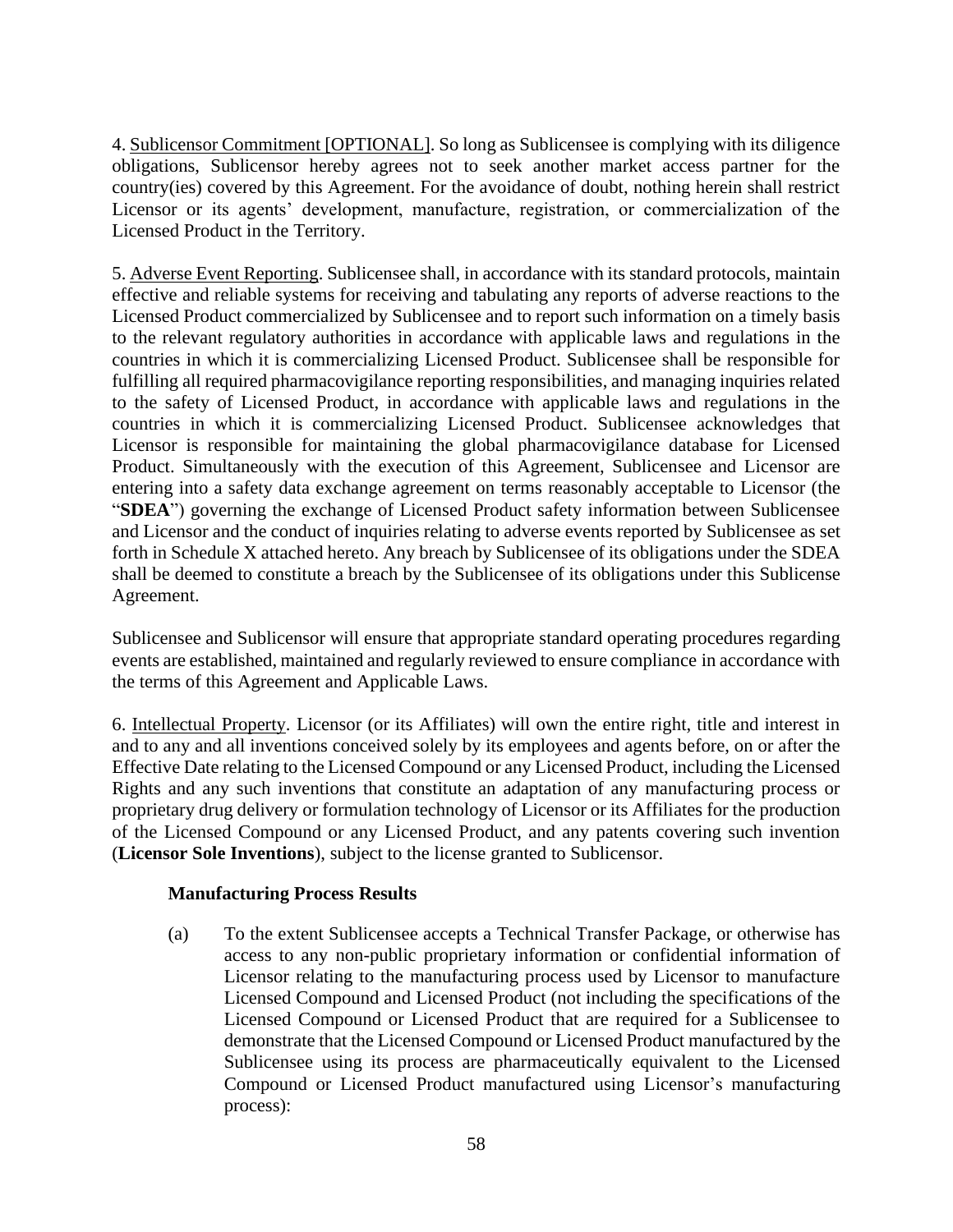4. Sublicensor Commitment [OPTIONAL]. So long as Sublicensee is complying with its diligence obligations, Sublicensor hereby agrees not to seek another market access partner for the country(ies) covered by this Agreement. For the avoidance of doubt, nothing herein shall restrict Licensor or its agents' development, manufacture, registration, or commercialization of the Licensed Product in the Territory.

5. Adverse Event Reporting. Sublicensee shall, in accordance with its standard protocols, maintain effective and reliable systems for receiving and tabulating any reports of adverse reactions to the Licensed Product commercialized by Sublicensee and to report such information on a timely basis to the relevant regulatory authorities in accordance with applicable laws and regulations in the countries in which it is commercializing Licensed Product. Sublicensee shall be responsible for fulfilling all required pharmacovigilance reporting responsibilities, and managing inquiries related to the safety of Licensed Product, in accordance with applicable laws and regulations in the countries in which it is commercializing Licensed Product. Sublicensee acknowledges that Licensor is responsible for maintaining the global pharmacovigilance database for Licensed Product. Simultaneously with the execution of this Agreement, Sublicensee and Licensor are entering into a safety data exchange agreement on terms reasonably acceptable to Licensor (the "**SDEA**") governing the exchange of Licensed Product safety information between Sublicensee and Licensor and the conduct of inquiries relating to adverse events reported by Sublicensee as set forth in Schedule X attached hereto. Any breach by Sublicensee of its obligations under the SDEA shall be deemed to constitute a breach by the Sublicensee of its obligations under this Sublicense Agreement.

Sublicensee and Sublicensor will ensure that appropriate standard operating procedures regarding events are established, maintained and regularly reviewed to ensure compliance in accordance with the terms of this Agreement and Applicable Laws.

6. Intellectual Property. Licensor (or its Affiliates) will own the entire right, title and interest in and to any and all inventions conceived solely by its employees and agents before, on or after the Effective Date relating to the Licensed Compound or any Licensed Product, including the Licensed Rights and any such inventions that constitute an adaptation of any manufacturing process or proprietary drug delivery or formulation technology of Licensor or its Affiliates for the production of the Licensed Compound or any Licensed Product, and any patents covering such invention (**Licensor Sole Inventions**), subject to the license granted to Sublicensor.

**Manufacturing Process Results**

(a) To the extent Sublicensee accepts a Technical Transfer Package, or otherwise has access to any non-public proprietary information or confidential information of Licensor relating to the manufacturing process used by Licensor to manufacture Licensed Compound and Licensed Product (not including the specifications of the Licensed Compound or Licensed Product that are required for a Sublicensee to demonstrate that the Licensed Compound or Licensed Product manufactured by the Sublicensee using its process are pharmaceutically equivalent to the Licensed Compound or Licensed Product manufactured using Licensor's manufacturing process):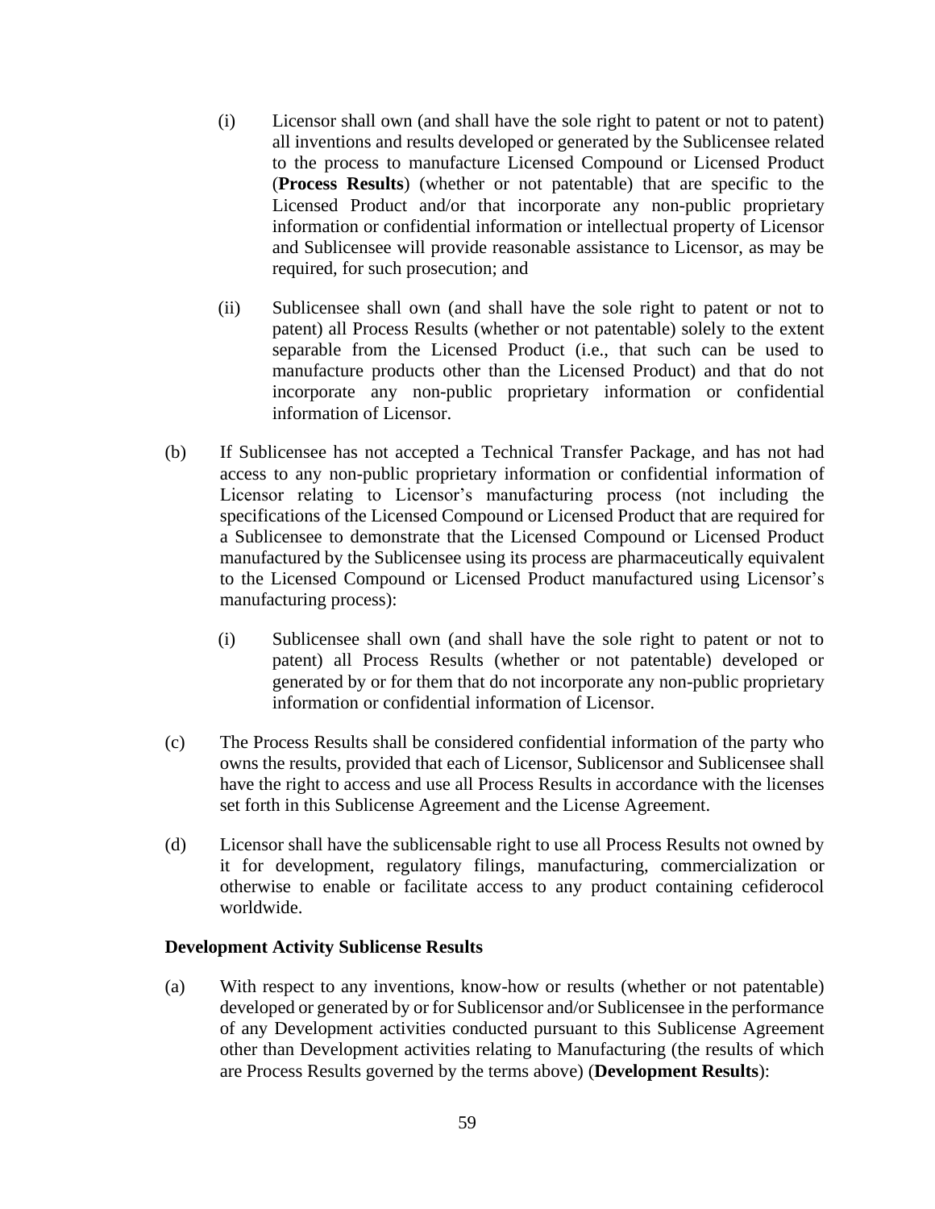(i) Licensor shall own (and shall have the sole right to patent or not to patent) all inventions and results developed or generated by the Sublicensee related to the process to manufacture Licensed Compound or Licensed Product (**Process Results**) (whether or not patentable) that are specific to the Licensed Product and/or that incorporate any non-public proprietary information or confidential information or intellectual property of Licensor and Sublicensee will provide reasonable assistance to Licensor, as may be required, for such prosecution; and

(ii) Sublicensee shall own (and shall have the sole right to patent or not to patent) all Process Results (whether or not patentable) solely to the extent separable from the Licensed Product (i.e., that such can be used to manufacture products other than the Licensed Product) and that do not incorporate any non-public proprietary information or confidential information of Licensor.

(b) If Sublicensee has not accepted a Technical Transfer Package, and has not had access to any non-public proprietary information or confidential information of Licensor relating to Licensor's manufacturing process (not including the specifications of the Licensed Compound or Licensed Product that are required for a Sublicensee to demonstrate that the Licensed Compound or Licensed Product manufactured by the Sublicensee using its process are pharmaceutically equivalent to the Licensed Compound or Licensed Product manufactured using Licensor's manufacturing process):

(i) Sublicensee shall own (and shall have the sole right to patent or not to patent) all Process Results (whether or not patentable) developed or generated by or for them that do not incorporate any non-public proprietary information or confidential information of Licensor.

(c) The Process Results shall be considered confidential information of the party who owns the results, provided that each of Licensor, Sublicensor and Sublicensee shall have the right to access and use all Process Results in accordance with the licenses set forth in this Sublicense Agreement and the License Agreement.

(d) Licensor shall have the sublicensable right to use all Process Results not owned by it for development, regulatory filings, manufacturing, commercialization or otherwise to enable or facilitate access to any product containing cefiderocol worldwide.

**Development Activity Sublicense Results**

(a) With respect to any inventions, know-how or results (whether or not patentable) developed or generated by or for Sublicensor and/or Sublicensee in the performance of any Development activities conducted pursuant to this Sublicense Agreement other than Development activities relating to Manufacturing (the results of which are Process Results governed by the terms above) (**Development Results**):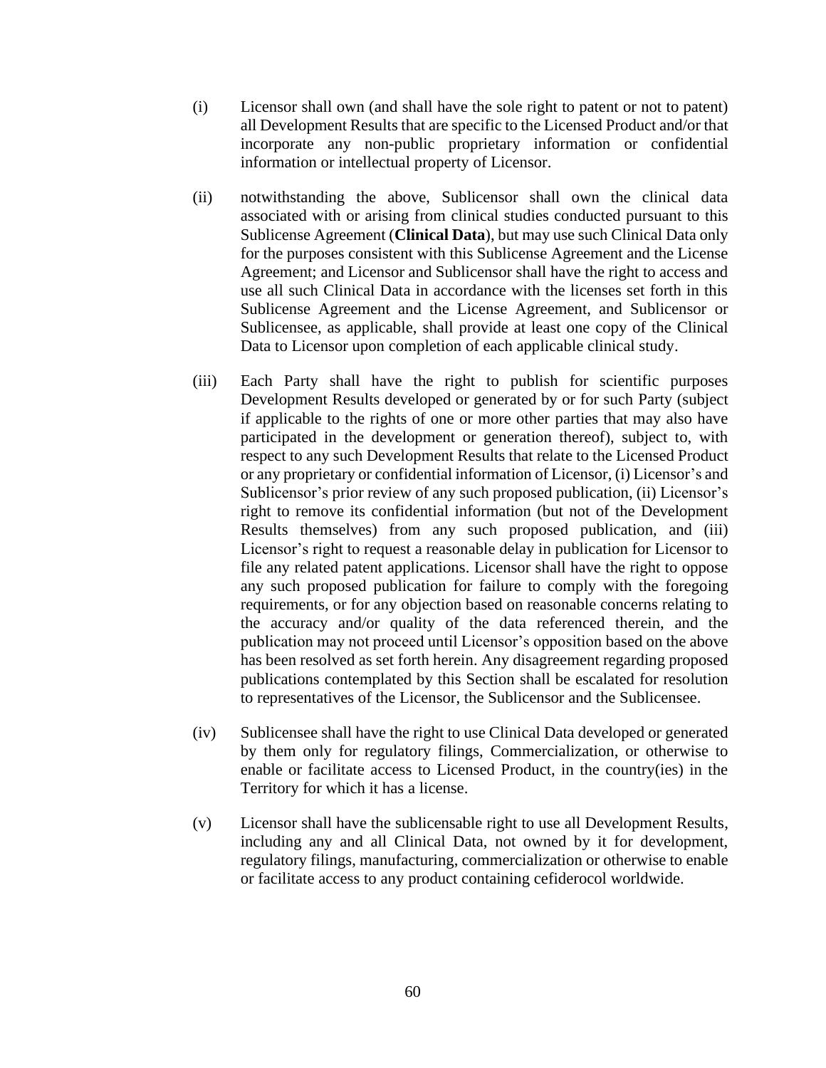(i) Licensor shall own (and shall have the sole right to patent or not to patent) all Development Results that are specific to the Licensed Product and/or that incorporate any non-public proprietary information or confidential information or intellectual property of Licensor.

(ii) notwithstanding the above, Sublicensor shall own the clinical data associated with or arising from clinical studies conducted pursuant to this Sublicense Agreement (**Clinical Data**), but may use such Clinical Data only for the purposes consistent with this Sublicense Agreement and the License Agreement; and Licensor and Sublicensor shall have the right to access and use all such Clinical Data in accordance with the licenses set forth in this Sublicense Agreement and the License Agreement, and Sublicensor or Sublicensee, as applicable, shall provide at least one copy of the Clinical Data to Licensor upon completion of each applicable clinical study.

(iii) Each Party shall have the right to publish for scientific purposes Development Results developed or generated by or for such Party (subject if applicable to the rights of one or more other parties that may also have participated in the development or generation thereof), subject to, with respect to any such Development Results that relate to the Licensed Product or any proprietary or confidential information of Licensor, (i) Licensor's and Sublicensor's prior review of any such proposed publication, (ii) Licensor's right to remove its confidential information (but not of the Development Results themselves) from any such proposed publication, and (iii) Licensor's right to request a reasonable delay in publication for Licensor to file any related patent applications. Licensor shall have the right to oppose any such proposed publication for failure to comply with the foregoing requirements, or for any objection based on reasonable concerns relating to the accuracy and/or quality of the data referenced therein, and the publication may not proceed until Licensor's opposition based on the above has been resolved as set forth herein. Any disagreement regarding proposed publications contemplated by this Section shall be escalated for resolution to representatives of the Licensor, the Sublicensor and the Sublicensee.

(iv) Sublicensee shall have the right to use Clinical Data developed or generated by them only for regulatory filings, Commercialization, or otherwise to enable or facilitate access to Licensed Product, in the country(ies) in the Territory for which it has a license.

(v) Licensor shall have the sublicensable right to use all Development Results, including any and all Clinical Data, not owned by it for development, regulatory filings, manufacturing, commercialization or otherwise to enable or facilitate access to any product containing cefiderocol worldwide.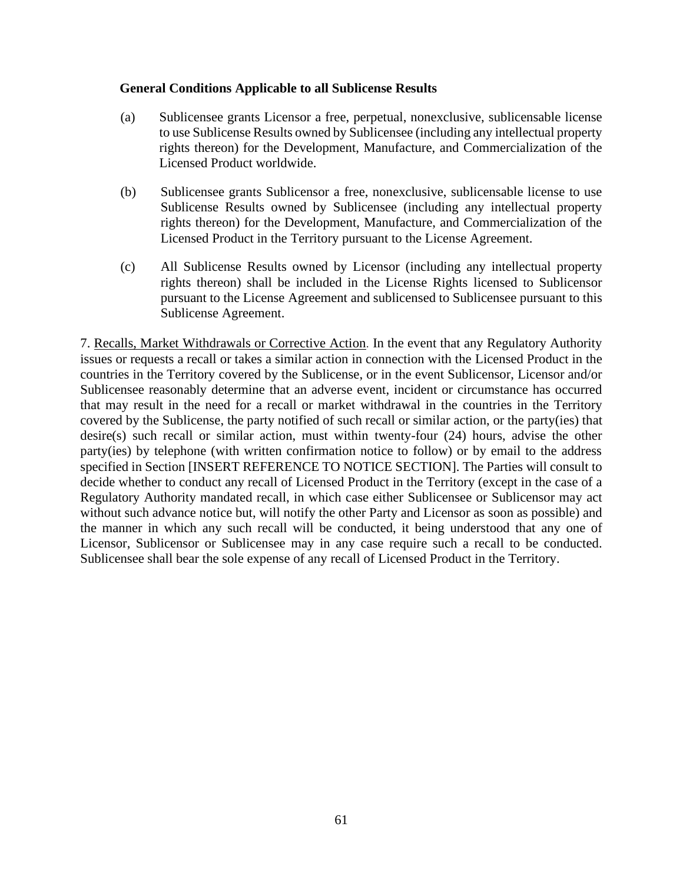**General Conditions Applicable to all Sublicense Results**

(a) Sublicensee grants Licensor a free, perpetual, nonexclusive, sublicensable license to use Sublicense Results owned by Sublicensee (including any intellectual property rights thereon) for the Development, Manufacture, and Commercialization of the Licensed Product worldwide.

(b) Sublicensee grants Sublicensor a free, nonexclusive, sublicensable license to use Sublicense Results owned by Sublicensee (including any intellectual property rights thereon) for the Development, Manufacture, and Commercialization of the Licensed Product in the Territory pursuant to the License Agreement.

(c) All Sublicense Results owned by Licensor (including any intellectual property rights thereon) shall be included in the License Rights licensed to Sublicensor pursuant to the License Agreement and sublicensed to Sublicensee pursuant to this Sublicense Agreement.

7. Recalls, Market Withdrawals or Corrective Action. In the event that any Regulatory Authority issues or requests a recall or takes a similar action in connection with the Licensed Product in the countries in the Territory covered by the Sublicense, or in the event Sublicensor, Licensor and/or Sublicensee reasonably determine that an adverse event, incident or circumstance has occurred that may result in the need for a recall or market withdrawal in the countries in the Territory covered by the Sublicense, the party notified of such recall or similar action, or the party(ies) that desire(s) such recall or similar action, must within twenty-four (24) hours, advise the other party(ies) by telephone (with written confirmation notice to follow) or by email to the address specified in Section [INSERT REFERENCE TO NOTICE SECTION]. The Parties will consult to decide whether to conduct any recall of Licensed Product in the Territory (except in the case of a Regulatory Authority mandated recall, in which case either Sublicensee or Sublicensor may act without such advance notice but, will notify the other Party and Licensor as soon as possible) and the manner in which any such recall will be conducted, it being understood that any one of Licensor, Sublicensor or Sublicensee may in any case require such a recall to be conducted. Sublicensee shall bear the sole expense of any recall of Licensed Product in the Territory.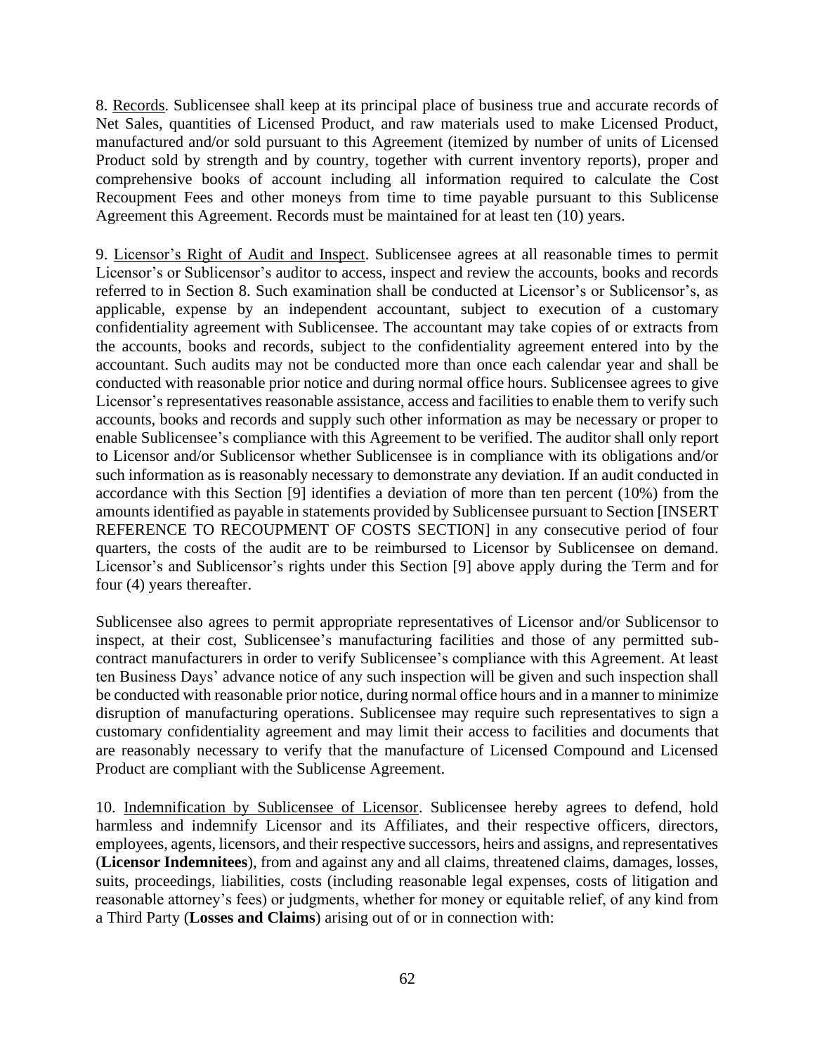8. Records. Sublicensee shall keep at its principal place of business true and accurate records of Net Sales, quantities of Licensed Product, and raw materials used to make Licensed Product, manufactured and/or sold pursuant to this Agreement (itemized by number of units of Licensed Product sold by strength and by country, together with current inventory reports), proper and comprehensive books of account including all information required to calculate the Cost Recoupment Fees and other moneys from time to time payable pursuant to this Sublicense Agreement this Agreement. Records must be maintained for at least ten (10) years.

9. Licensor's Right of Audit and Inspect. Sublicensee agrees at all reasonable times to permit Licensor's or Sublicensor's auditor to access, inspect and review the accounts, books and records referred to in Section 8. Such examination shall be conducted at Licensor's or Sublicensor's, as applicable, expense by an independent accountant, subject to execution of a customary confidentiality agreement with Sublicensee. The accountant may take copies of or extracts from the accounts, books and records, subject to the confidentiality agreement entered into by the accountant. Such audits may not be conducted more than once each calendar year and shall be conducted with reasonable prior notice and during normal office hours. Sublicensee agrees to give Licensor's representatives reasonable assistance, access and facilities to enable them to verify such accounts, books and records and supply such other information as may be necessary or proper to enable Sublicensee's compliance with this Agreement to be verified. The auditor shall only report to Licensor and/or Sublicensor whether Sublicensee is in compliance with its obligations and/or such information as is reasonably necessary to demonstrate any deviation. If an audit conducted in accordance with this Section [9] identifies a deviation of more than ten percent (10%) from the amounts identified as payable in statements provided by Sublicensee pursuant to Section [INSERT REFERENCE TO RECOUPMENT OF COSTS SECTION] in any consecutive period of four quarters, the costs of the audit are to be reimbursed to Licensor by Sublicensee on demand. Licensor's and Sublicensor's rights under this Section [9] above apply during the Term and for four (4) years thereafter.

Sublicensee also agrees to permit appropriate representatives of Licensor and/or Sublicensor to inspect, at their cost, Sublicensee's manufacturing facilities and those of any permitted sub-contract manufacturers in order to verify Sublicensee's compliance with this Agreement. At least ten Business Days' advance notice of any such inspection will be given and such inspection shall be conducted with reasonable prior notice, during normal office hours and in a manner to minimize disruption of manufacturing operations. Sublicensee may require such representatives to sign a customary confidentiality agreement and may limit their access to facilities and documents that are reasonably necessary to verify that the manufacture of Licensed Compound and Licensed Product are compliant with the Sublicense Agreement.

10. Indemnification by Sublicensee of Licensor. Sublicensee hereby agrees to defend, hold harmless and indemnify Licensor and its Affiliates, and their respective officers, directors, employees, agents, licensors, and their respective successors, heirs and assigns, and representatives (**Licensor Indemnitees**), from and against any and all claims, threatened claims, damages, losses, suits, proceedings, liabilities, costs (including reasonable legal expenses, costs of litigation and reasonable attorney's fees) or judgments, whether for money or equitable relief, of any kind from a Third Party (**Losses and Claims**) arising out of or in connection with: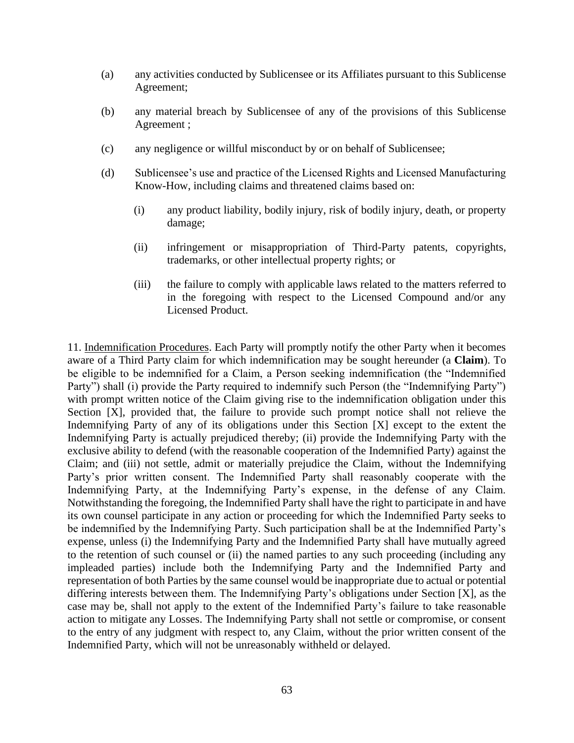(a) any activities conducted by Sublicensee or its Affiliates pursuant to this Sublicense Agreement;

(b) any material breach by Sublicensee of any of the provisions of this Sublicense Agreement ;

(c) any negligence or willful misconduct by or on behalf of Sublicensee;

(d) Sublicensee's use and practice of the Licensed Rights and Licensed Manufacturing Know-How, including claims and threatened claims based on:

  (i) any product liability, bodily injury, risk of bodily injury, death, or property damage;

  (ii) infringement or misappropriation of Third-Party patents, copyrights, trademarks, or other intellectual property rights; or

  (iii) the failure to comply with applicable laws related to the matters referred to in the foregoing with respect to the Licensed Compound and/or any Licensed Product.

11. <u>Indemnification Procedures</u>. Each Party will promptly notify the other Party when it becomes aware of a Third Party claim for which indemnification may be sought hereunder (a **Claim**). To be eligible to be indemnified for a Claim, a Person seeking indemnification (the "Indemnified Party") shall (i) provide the Party required to indemnify such Person (the "Indemnifying Party") with prompt written notice of the Claim giving rise to the indemnification obligation under this Section [X], provided that, the failure to provide such prompt notice shall not relieve the Indemnifying Party of any of its obligations under this Section [X] except to the extent the Indemnifying Party is actually prejudiced thereby; (ii) provide the Indemnifying Party with the exclusive ability to defend (with the reasonable cooperation of the Indemnified Party) against the Claim; and (iii) not settle, admit or materially prejudice the Claim, without the Indemnifying Party's prior written consent. The Indemnified Party shall reasonably cooperate with the Indemnifying Party, at the Indemnifying Party's expense, in the defense of any Claim. Notwithstanding the foregoing, the Indemnified Party shall have the right to participate in and have its own counsel participate in any action or proceeding for which the Indemnified Party seeks to be indemnified by the Indemnifying Party. Such participation shall be at the Indemnified Party's expense, unless (i) the Indemnifying Party and the Indemnified Party shall have mutually agreed to the retention of such counsel or (ii) the named parties to any such proceeding (including any impleaded parties) include both the Indemnifying Party and the Indemnified Party and representation of both Parties by the same counsel would be inappropriate due to actual or potential differing interests between them. The Indemnifying Party's obligations under Section [X], as the case may be, shall not apply to the extent of the Indemnified Party's failure to take reasonable action to mitigate any Losses. The Indemnifying Party shall not settle or compromise, or consent to the entry of any judgment with respect to, any Claim, without the prior written consent of the Indemnified Party, which will not be unreasonably withheld or delayed.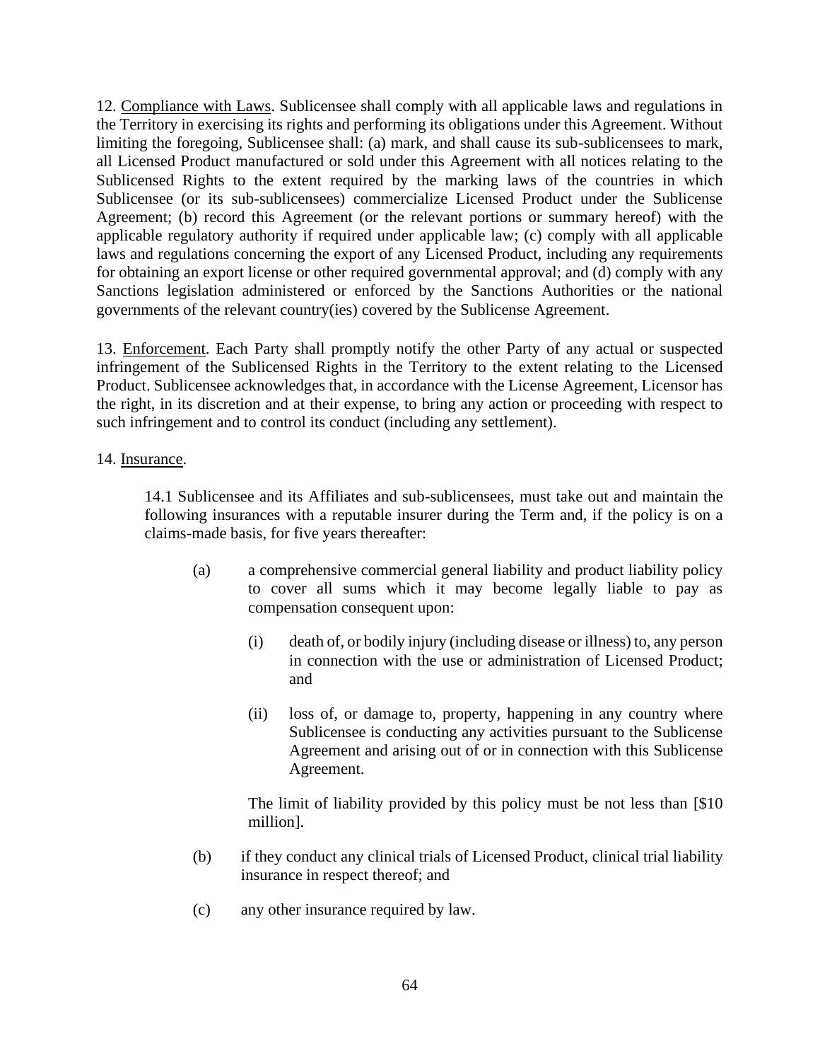12. Compliance with Laws. Sublicensee shall comply with all applicable laws and regulations in the Territory in exercising its rights and performing its obligations under this Agreement. Without limiting the foregoing, Sublicensee shall: (a) mark, and shall cause its sub-sublicensees to mark, all Licensed Product manufactured or sold under this Agreement with all notices relating to the Sublicensed Rights to the extent required by the marking laws of the countries in which Sublicensee (or its sub-sublicensees) commercialize Licensed Product under the Sublicense Agreement; (b) record this Agreement (or the relevant portions or summary hereof) with the applicable regulatory authority if required under applicable law; (c) comply with all applicable laws and regulations concerning the export of any Licensed Product, including any requirements for obtaining an export license or other required governmental approval; and (d) comply with any Sanctions legislation administered or enforced by the Sanctions Authorities or the national governments of the relevant country(ies) covered by the Sublicense Agreement.

13. Enforcement. Each Party shall promptly notify the other Party of any actual or suspected infringement of the Sublicensed Rights in the Territory to the extent relating to the Licensed Product. Sublicensee acknowledges that, in accordance with the License Agreement, Licensor has the right, in its discretion and at their expense, to bring any action or proceeding with respect to such infringement and to control its conduct (including any settlement).

14. Insurance.

14.1 Sublicensee and its Affiliates and sub-sublicensees, must take out and maintain the following insurances with a reputable insurer during the Term and, if the policy is on a claims-made basis, for five years thereafter:

(a) a comprehensive commercial general liability and product liability policy to cover all sums which it may become legally liable to pay as compensation consequent upon:

(i) death of, or bodily injury (including disease or illness) to, any person in connection with the use or administration of Licensed Product; and

(ii) loss of, or damage to, property, happening in any country where Sublicensee is conducting any activities pursuant to the Sublicense Agreement and arising out of or in connection with this Sublicense Agreement.

The limit of liability provided by this policy must be not less than [$10 million].

(b) if they conduct any clinical trials of Licensed Product, clinical trial liability insurance in respect thereof; and

(c) any other insurance required by law.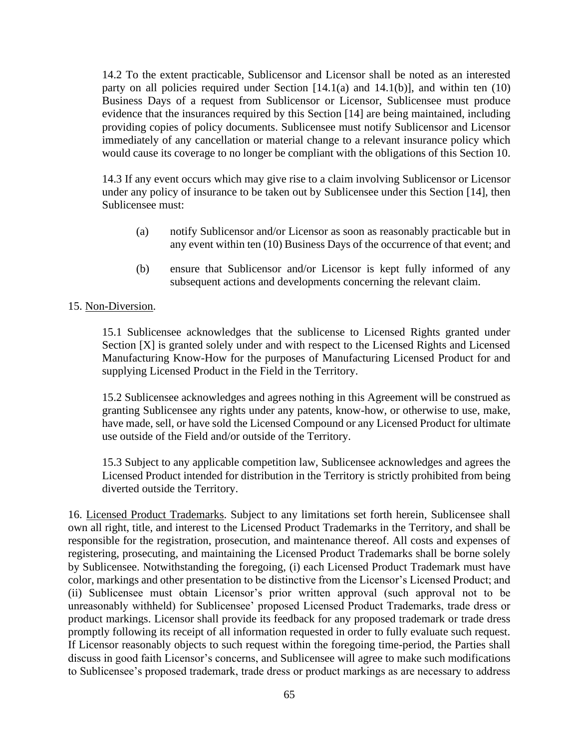14.2 To the extent practicable, Sublicensor and Licensor shall be noted as an interested party on all policies required under Section [14.1(a) and 14.1(b)], and within ten (10) Business Days of a request from Sublicensor or Licensor, Sublicensee must produce evidence that the insurances required by this Section [14] are being maintained, including providing copies of policy documents. Sublicensee must notify Sublicensor and Licensor immediately of any cancellation or material change to a relevant insurance policy which would cause its coverage to no longer be compliant with the obligations of this Section 10.

14.3 If any event occurs which may give rise to a claim involving Sublicensor or Licensor under any policy of insurance to be taken out by Sublicensee under this Section [14], then Sublicensee must:

(a) notify Sublicensor and/or Licensor as soon as reasonably practicable but in any event within ten (10) Business Days of the occurrence of that event; and

(b) ensure that Sublicensor and/or Licensor is kept fully informed of any subsequent actions and developments concerning the relevant claim.

15. Non-Diversion.

15.1 Sublicensee acknowledges that the sublicense to Licensed Rights granted under Section [X] is granted solely under and with respect to the Licensed Rights and Licensed Manufacturing Know-How for the purposes of Manufacturing Licensed Product for and supplying Licensed Product in the Field in the Territory.

15.2 Sublicensee acknowledges and agrees nothing in this Agreement will be construed as granting Sublicensee any rights under any patents, know-how, or otherwise to use, make, have made, sell, or have sold the Licensed Compound or any Licensed Product for ultimate use outside of the Field and/or outside of the Territory.

15.3 Subject to any applicable competition law, Sublicensee acknowledges and agrees the Licensed Product intended for distribution in the Territory is strictly prohibited from being diverted outside the Territory.

16. Licensed Product Trademarks. Subject to any limitations set forth herein, Sublicensee shall own all right, title, and interest to the Licensed Product Trademarks in the Territory, and shall be responsible for the registration, prosecution, and maintenance thereof. All costs and expenses of registering, prosecuting, and maintaining the Licensed Product Trademarks shall be borne solely by Sublicensee. Notwithstanding the foregoing, (i) each Licensed Product Trademark must have color, markings and other presentation to be distinctive from the Licensor's Licensed Product; and (ii) Sublicensee must obtain Licensor's prior written approval (such approval not to be unreasonably withheld) for Sublicensee' proposed Licensed Product Trademarks, trade dress or product markings. Licensor shall provide its feedback for any proposed trademark or trade dress promptly following its receipt of all information requested in order to fully evaluate such request. If Licensor reasonably objects to such request within the foregoing time-period, the Parties shall discuss in good faith Licensor's concerns, and Sublicensee will agree to make such modifications to Sublicensee's proposed trademark, trade dress or product markings as are necessary to address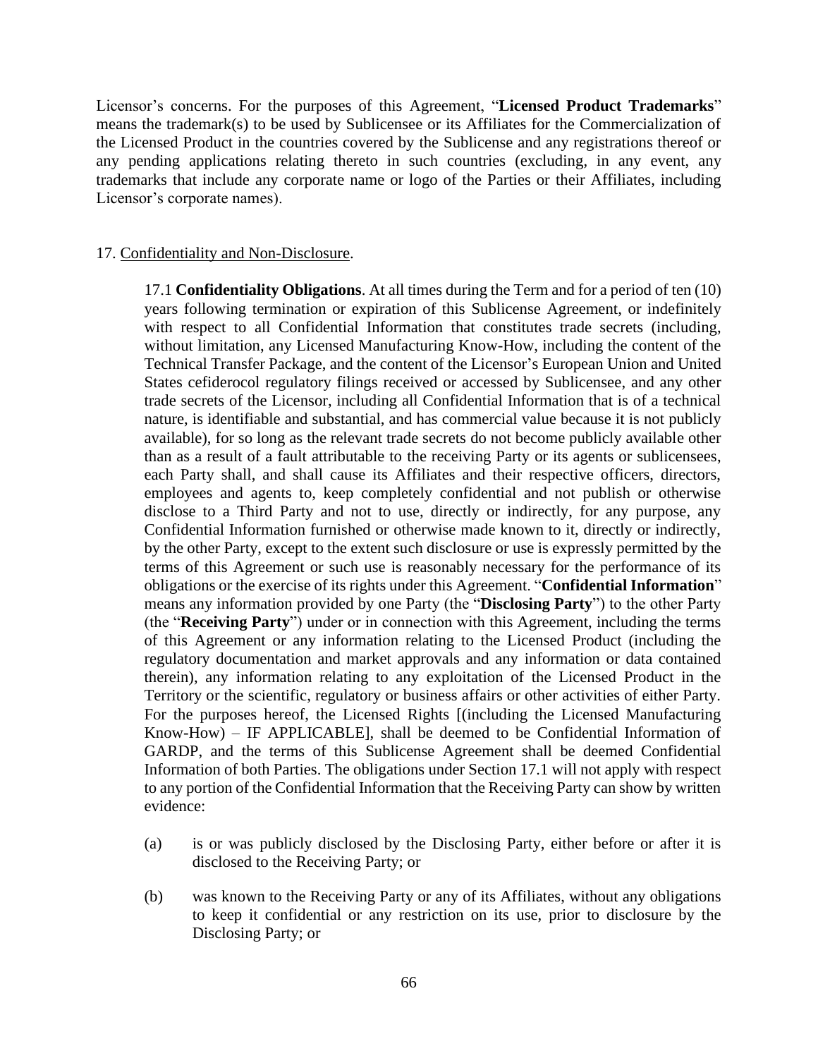Licensor's concerns. For the purposes of this Agreement, "**Licensed Product Trademarks**" means the trademark(s) to be used by Sublicensee or its Affiliates for the Commercialization of the Licensed Product in the countries covered by the Sublicense and any registrations thereof or any pending applications relating thereto in such countries (excluding, in any event, any trademarks that include any corporate name or logo of the Parties or their Affiliates, including Licensor's corporate names).

17. Confidentiality and Non-Disclosure.

17.1 **Confidentiality Obligations**. At all times during the Term and for a period of ten (10) years following termination or expiration of this Sublicense Agreement, or indefinitely with respect to all Confidential Information that constitutes trade secrets (including, without limitation, any Licensed Manufacturing Know-How, including the content of the Technical Transfer Package, and the content of the Licensor's European Union and United States cefiderocol regulatory filings received or accessed by Sublicensee, and any other trade secrets of the Licensor, including all Confidential Information that is of a technical nature, is identifiable and substantial, and has commercial value because it is not publicly available), for so long as the relevant trade secrets do not become publicly available other than as a result of a fault attributable to the receiving Party or its agents or sublicensees, each Party shall, and shall cause its Affiliates and their respective officers, directors, employees and agents to, keep completely confidential and not publish or otherwise disclose to a Third Party and not to use, directly or indirectly, for any purpose, any Confidential Information furnished or otherwise made known to it, directly or indirectly, by the other Party, except to the extent such disclosure or use is expressly permitted by the terms of this Agreement or such use is reasonably necessary for the performance of its obligations or the exercise of its rights under this Agreement. "**Confidential Information**" means any information provided by one Party (the "**Disclosing Party**") to the other Party (the "**Receiving Party**") under or in connection with this Agreement, including the terms of this Agreement or any information relating to the Licensed Product (including the regulatory documentation and market approvals and any information or data contained therein), any information relating to any exploitation of the Licensed Product in the Territory or the scientific, regulatory or business affairs or other activities of either Party. For the purposes hereof, the Licensed Rights [(including the Licensed Manufacturing Know-How) – IF APPLICABLE], shall be deemed to be Confidential Information of GARDP, and the terms of this Sublicense Agreement shall be deemed Confidential Information of both Parties. The obligations under Section 17.1 will not apply with respect to any portion of the Confidential Information that the Receiving Party can show by written evidence:

(a) is or was publicly disclosed by the Disclosing Party, either before or after it is disclosed to the Receiving Party; or

(b) was known to the Receiving Party or any of its Affiliates, without any obligations to keep it confidential or any restriction on its use, prior to disclosure by the Disclosing Party; or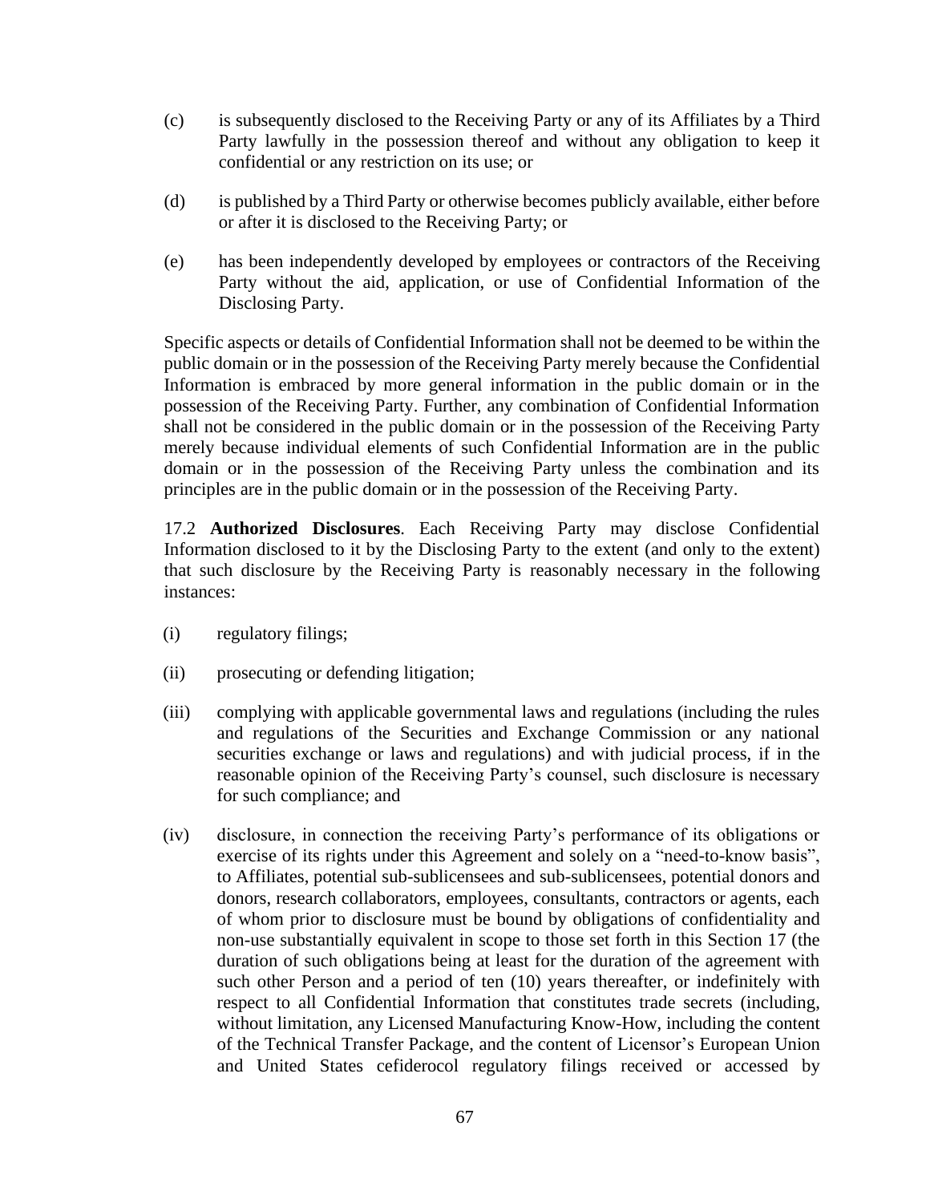(c) is subsequently disclosed to the Receiving Party or any of its Affiliates by a Third Party lawfully in the possession thereof and without any obligation to keep it confidential or any restriction on its use; or

(d) is published by a Third Party or otherwise becomes publicly available, either before or after it is disclosed to the Receiving Party; or

(e) has been independently developed by employees or contractors of the Receiving Party without the aid, application, or use of Confidential Information of the Disclosing Party.

Specific aspects or details of Confidential Information shall not be deemed to be within the public domain or in the possession of the Receiving Party merely because the Confidential Information is embraced by more general information in the public domain or in the possession of the Receiving Party. Further, any combination of Confidential Information shall not be considered in the public domain or in the possession of the Receiving Party merely because individual elements of such Confidential Information are in the public domain or in the possession of the Receiving Party unless the combination and its principles are in the public domain or in the possession of the Receiving Party.

17.2 **Authorized Disclosures**. Each Receiving Party may disclose Confidential Information disclosed to it by the Disclosing Party to the extent (and only to the extent) that such disclosure by the Receiving Party is reasonably necessary in the following instances:

(i) regulatory filings;

(ii) prosecuting or defending litigation;

(iii) complying with applicable governmental laws and regulations (including the rules and regulations of the Securities and Exchange Commission or any national securities exchange or laws and regulations) and with judicial process, if in the reasonable opinion of the Receiving Party's counsel, such disclosure is necessary for such compliance; and

(iv) disclosure, in connection the receiving Party's performance of its obligations or exercise of its rights under this Agreement and solely on a "need-to-know basis", to Affiliates, potential sub-sublicensees and sub-sublicensees, potential donors and donors, research collaborators, employees, consultants, contractors or agents, each of whom prior to disclosure must be bound by obligations of confidentiality and non-use substantially equivalent in scope to those set forth in this Section 17 (the duration of such obligations being at least for the duration of the agreement with such other Person and a period of ten (10) years thereafter, or indefinitely with respect to all Confidential Information that constitutes trade secrets (including, without limitation, any Licensed Manufacturing Know-How, including the content of the Technical Transfer Package, and the content of Licensor's European Union and United States cefiderocol regulatory filings received or accessed by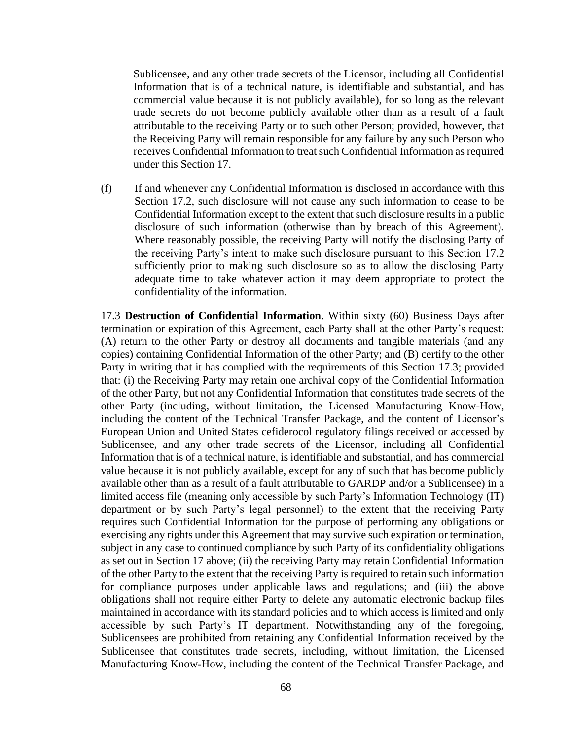Sublicensee, and any other trade secrets of the Licensor, including all Confidential Information that is of a technical nature, is identifiable and substantial, and has commercial value because it is not publicly available), for so long as the relevant trade secrets do not become publicly available other than as a result of a fault attributable to the receiving Party or to such other Person; provided, however, that the Receiving Party will remain responsible for any failure by any such Person who receives Confidential Information to treat such Confidential Information as required under this Section 17.

(f) If and whenever any Confidential Information is disclosed in accordance with this Section 17.2, such disclosure will not cause any such information to cease to be Confidential Information except to the extent that such disclosure results in a public disclosure of such information (otherwise than by breach of this Agreement). Where reasonably possible, the receiving Party will notify the disclosing Party of the receiving Party's intent to make such disclosure pursuant to this Section 17.2 sufficiently prior to making such disclosure so as to allow the disclosing Party adequate time to take whatever action it may deem appropriate to protect the confidentiality of the information.

17.3 **Destruction of Confidential Information**. Within sixty (60) Business Days after termination or expiration of this Agreement, each Party shall at the other Party's request: (A) return to the other Party or destroy all documents and tangible materials (and any copies) containing Confidential Information of the other Party; and (B) certify to the other Party in writing that it has complied with the requirements of this Section 17.3; provided that: (i) the Receiving Party may retain one archival copy of the Confidential Information of the other Party, but not any Confidential Information that constitutes trade secrets of the other Party (including, without limitation, the Licensed Manufacturing Know-How, including the content of the Technical Transfer Package, and the content of Licensor's European Union and United States cefiderocol regulatory filings received or accessed by Sublicensee, and any other trade secrets of the Licensor, including all Confidential Information that is of a technical nature, is identifiable and substantial, and has commercial value because it is not publicly available, except for any of such that has become publicly available other than as a result of a fault attributable to GARDP and/or a Sublicensee) in a limited access file (meaning only accessible by such Party's Information Technology (IT) department or by such Party's legal personnel) to the extent that the receiving Party requires such Confidential Information for the purpose of performing any obligations or exercising any rights under this Agreement that may survive such expiration or termination, subject in any case to continued compliance by such Party of its confidentiality obligations as set out in Section 17 above; (ii) the receiving Party may retain Confidential Information of the other Party to the extent that the receiving Party is required to retain such information for compliance purposes under applicable laws and regulations; and (iii) the above obligations shall not require either Party to delete any automatic electronic backup files maintained in accordance with its standard policies and to which access is limited and only accessible by such Party's IT department. Notwithstanding any of the foregoing, Sublicensees are prohibited from retaining any Confidential Information received by the Sublicensee that constitutes trade secrets, including, without limitation, the Licensed Manufacturing Know-How, including the content of the Technical Transfer Package, and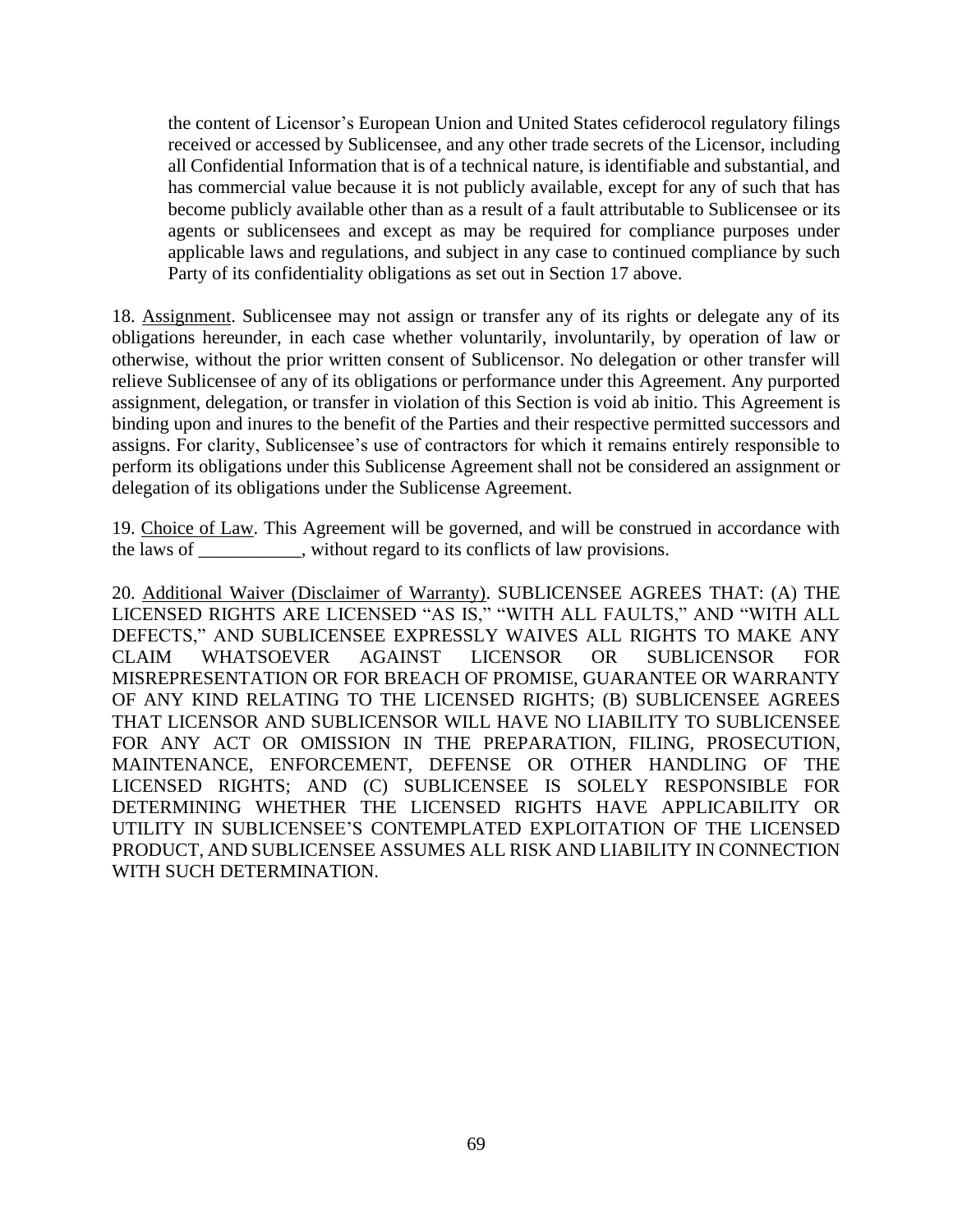the content of Licensor's European Union and United States cefiderocol regulatory filings received or accessed by Sublicensee, and any other trade secrets of the Licensor, including all Confidential Information that is of a technical nature, is identifiable and substantial, and has commercial value because it is not publicly available, except for any of such that has become publicly available other than as a result of a fault attributable to Sublicensee or its agents or sublicensees and except as may be required for compliance purposes under applicable laws and regulations, and subject in any case to continued compliance by such Party of its confidentiality obligations as set out in Section 17 above.

18. Assignment. Sublicensee may not assign or transfer any of its rights or delegate any of its obligations hereunder, in each case whether voluntarily, involuntarily, by operation of law or otherwise, without the prior written consent of Sublicensor. No delegation or other transfer will relieve Sublicensee of any of its obligations or performance under this Agreement. Any purported assignment, delegation, or transfer in violation of this Section is void ab initio. This Agreement is binding upon and inures to the benefit of the Parties and their respective permitted successors and assigns. For clarity, Sublicensee's use of contractors for which it remains entirely responsible to perform its obligations under this Sublicense Agreement shall not be considered an assignment or delegation of its obligations under the Sublicense Agreement.

19. Choice of Law. This Agreement will be governed, and will be construed in accordance with the laws of ___________, without regard to its conflicts of law provisions.

20. Additional Waiver (Disclaimer of Warranty). SUBLICENSEE AGREES THAT: (A) THE LICENSED RIGHTS ARE LICENSED "AS IS," "WITH ALL FAULTS," AND "WITH ALL DEFECTS," AND SUBLICENSEE EXPRESSLY WAIVES ALL RIGHTS TO MAKE ANY CLAIM WHATSOEVER AGAINST LICENSOR OR SUBLICENSOR FOR MISREPRESENTATION OR FOR BREACH OF PROMISE, GUARANTEE OR WARRANTY OF ANY KIND RELATING TO THE LICENSED RIGHTS; (B) SUBLICENSEE AGREES THAT LICENSOR AND SUBLICENSOR WILL HAVE NO LIABILITY TO SUBLICENSEE FOR ANY ACT OR OMISSION IN THE PREPARATION, FILING, PROSECUTION, MAINTENANCE, ENFORCEMENT, DEFENSE OR OTHER HANDLING OF THE LICENSED RIGHTS; AND (C) SUBLICENSEE IS SOLELY RESPONSIBLE FOR DETERMINING WHETHER THE LICENSED RIGHTS HAVE APPLICABILITY OR UTILITY IN SUBLICENSEE'S CONTEMPLATED EXPLOITATION OF THE LICENSED PRODUCT, AND SUBLICENSEE ASSUMES ALL RISK AND LIABILITY IN CONNECTION WITH SUCH DETERMINATION.